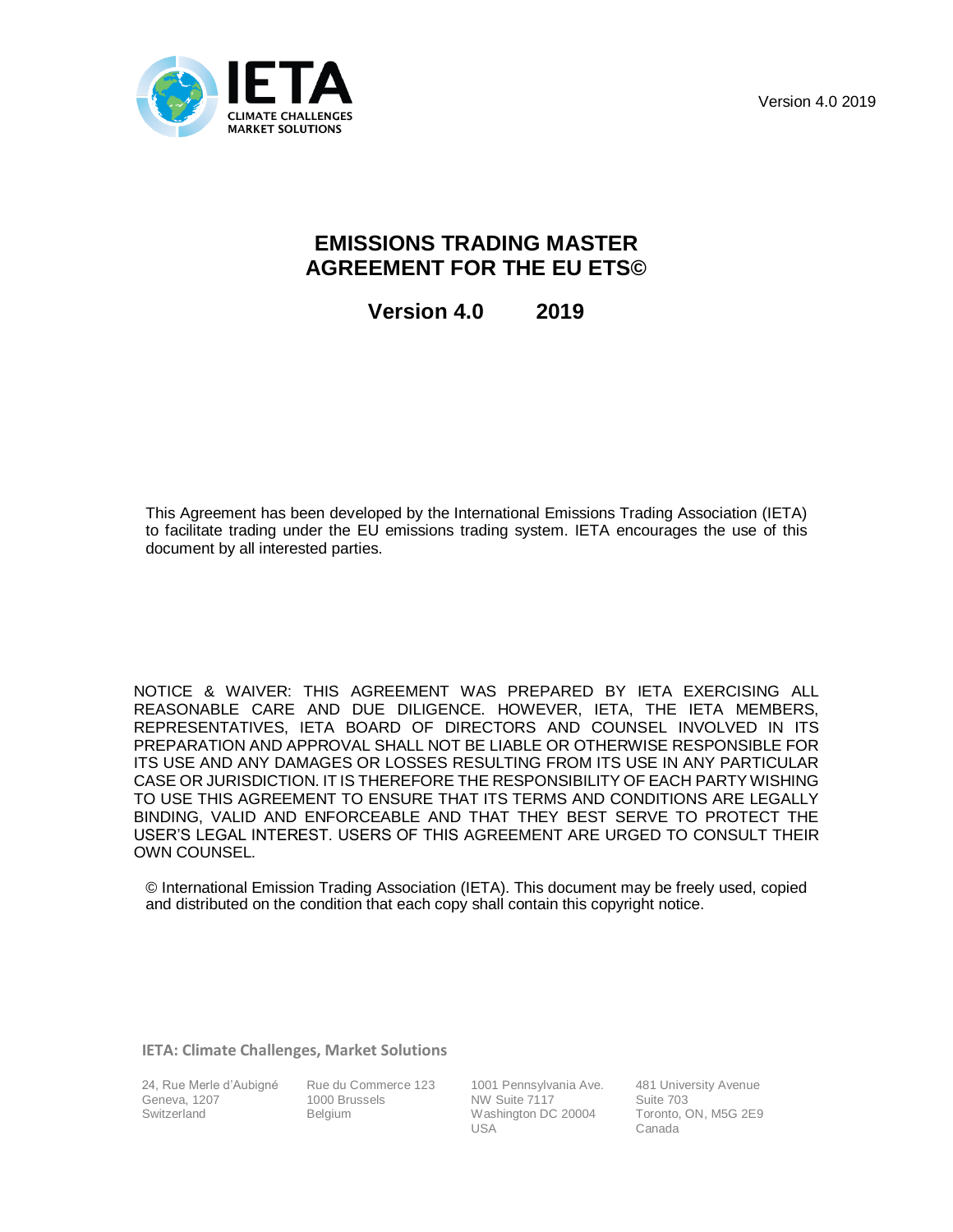IETA

CLIMATE CHALLENGES
MARKET SOLUTIONS

Version 4.0 2019

# EMISSIONS TRADING MASTER AGREEMENT FOR THE EU ETS©

## Version 4.0 2019

This Agreement has been developed by the International Emissions Trading Association (IETA) to facilitate trading under the EU emissions trading system. IETA encourages the use of this document by all interested parties.

NOTICE & WAIVER: THIS AGREEMENT WAS PREPARED BY IETA EXERCISING ALL REASONABLE CARE AND DUE DILIGENCE. HOWEVER, IETA, THE IETA MEMBERS, REPRESENTATIVES, IETA BOARD OF DIRECTORS AND COUNSEL INVOLVED IN ITS PREPARATION AND APPROVAL SHALL NOT BE LIABLE OR OTHERWISE RESPONSIBLE FOR ITS USE AND ANY DAMAGES OR LOSSES RESULTING FROM ITS USE IN ANY PARTICULAR CASE OR JURISDICTION. IT IS THEREFORE THE RESPONSIBILITY OF EACH PARTY WISHING TO USE THIS AGREEMENT TO ENSURE THAT ITS TERMS AND CONDITIONS ARE LEGALLY BINDING, VALID AND ENFORCEABLE AND THAT THEY BEST SERVE TO PROTECT THE USER'S LEGAL INTEREST. USERS OF THIS AGREEMENT ARE URGED TO CONSULT THEIR OWN COUNSEL.

© International Emission Trading Association (IETA). This document may be freely used, copied and distributed on the condition that each copy shall contain this copyright notice.

**IETA: Climate Challenges, Market Solutions**

24, Rue Merle d'Aubigné
Geneva, 1207
Switzerland

Rue du Commerce 123
1000 Brussels
Belgium

1001 Pennsylvania Ave.
NW Suite 7117
Washington DC 20004
USA

481 University Avenue
Suite 703
Toronto, ON, M5G 2E9
Canada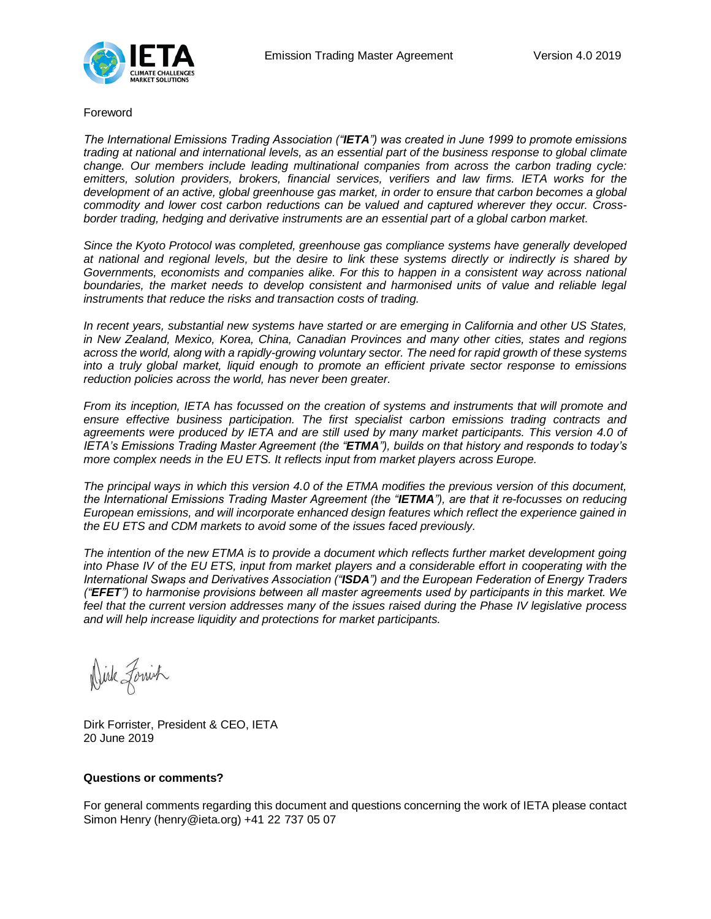Foreword

*The International Emissions Trading Association ("**IETA**") was created in June 1999 to promote emissions trading at national and international levels, as an essential part of the business response to global climate change. Our members include leading multinational companies from across the carbon trading cycle: emitters, solution providers, brokers, financial services, verifiers and law firms. IETA works for the development of an active, global greenhouse gas market, in order to ensure that carbon becomes a global commodity and lower cost carbon reductions can be valued and captured wherever they occur. Cross-border trading, hedging and derivative instruments are an essential part of a global carbon market.*

*Since the Kyoto Protocol was completed, greenhouse gas compliance systems have generally developed at national and regional levels, but the desire to link these systems directly or indirectly is shared by Governments, economists and companies alike. For this to happen in a consistent way across national boundaries, the market needs to develop consistent and harmonised units of value and reliable legal instruments that reduce the risks and transaction costs of trading.*

*In recent years, substantial new systems have started or are emerging in California and other US States, in New Zealand, Mexico, Korea, China, Canadian Provinces and many other cities, states and regions across the world, along with a rapidly-growing voluntary sector. The need for rapid growth of these systems into a truly global market, liquid enough to promote an efficient private sector response to emissions reduction policies across the world, has never been greater.*

*From its inception, IETA has focussed on the creation of systems and instruments that will promote and ensure effective business participation. The first specialist carbon emissions trading contracts and agreements were produced by IETA and are still used by many market participants. This version 4.0 of IETA's Emissions Trading Master Agreement (the "**ETMA**"), builds on that history and responds to today's more complex needs in the EU ETS. It reflects input from market players across Europe.*

*The principal ways in which this version 4.0 of the ETMA modifies the previous version of this document, the International Emissions Trading Master Agreement (the "**IETMA**"), are that it re-focusses on reducing European emissions, and will incorporate enhanced design features which reflect the experience gained in the EU ETS and CDM markets to avoid some of the issues faced previously.*

*The intention of the new ETMA is to provide a document which reflects further market development going into Phase IV of the EU ETS, input from market players and a considerable effort in cooperating with the International Swaps and Derivatives Association ("**ISDA**") and the European Federation of Energy Traders ("**EFET**") to harmonise provisions between all master agreements used by participants in this market. We feel that the current version addresses many of the issues raised during the Phase IV legislative process and will help increase liquidity and protections for market participants.*

Dirk Forrister, President & CEO, IETA
20 June 2019

**Questions or comments?**

For general comments regarding this document and questions concerning the work of IETA please contact Simon Henry (henry@ieta.org) +41 22 737 05 07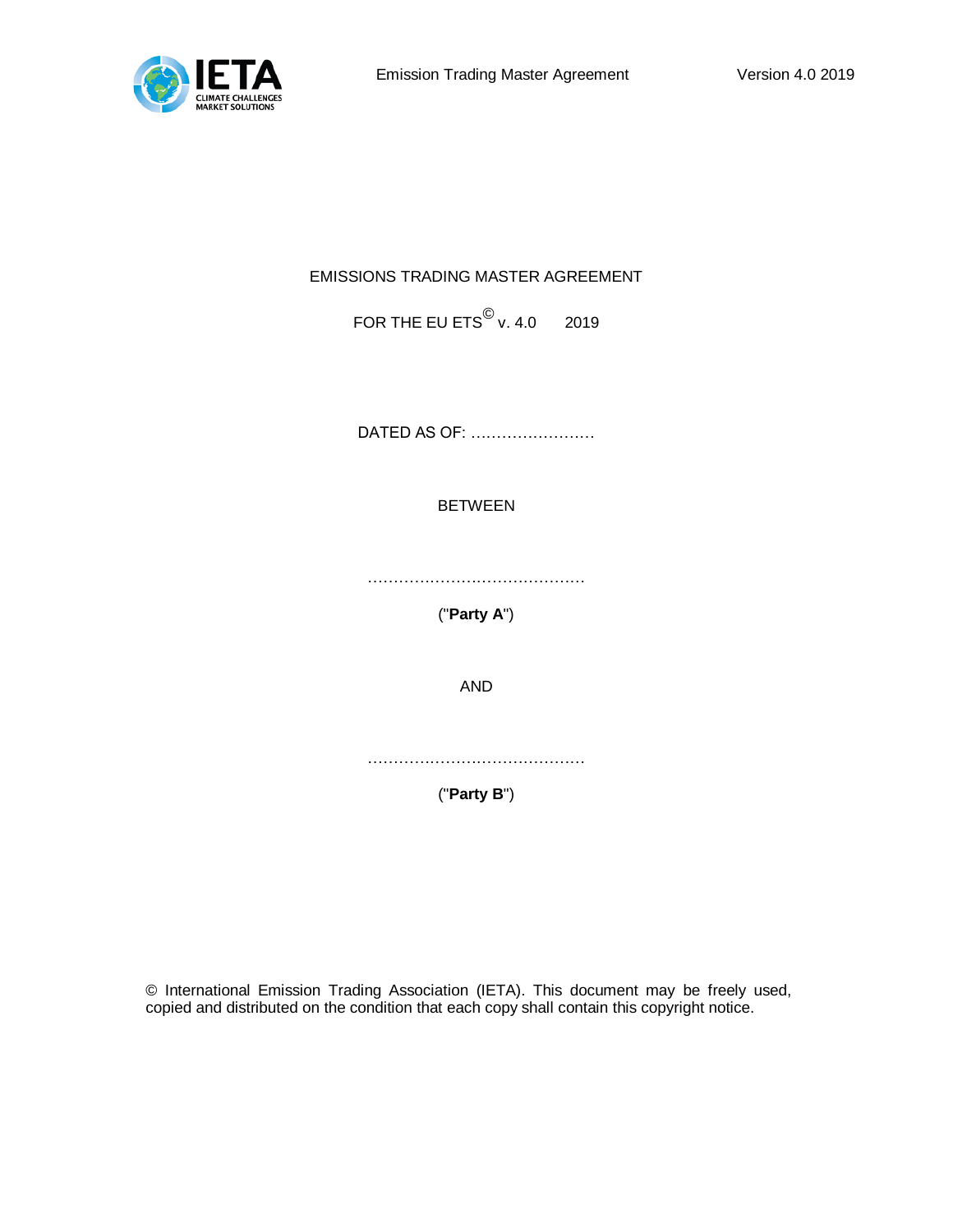EMISSIONS TRADING MASTER AGREEMENT

FOR THE EU ETS© v. 4.0 2019

DATED AS OF: ……………………

BETWEEN

……………………………………

("**Party A**")

AND

……………………………………

("**Party B**")

© International Emission Trading Association (IETA). This document may be freely used, copied and distributed on the condition that each copy shall contain this copyright notice.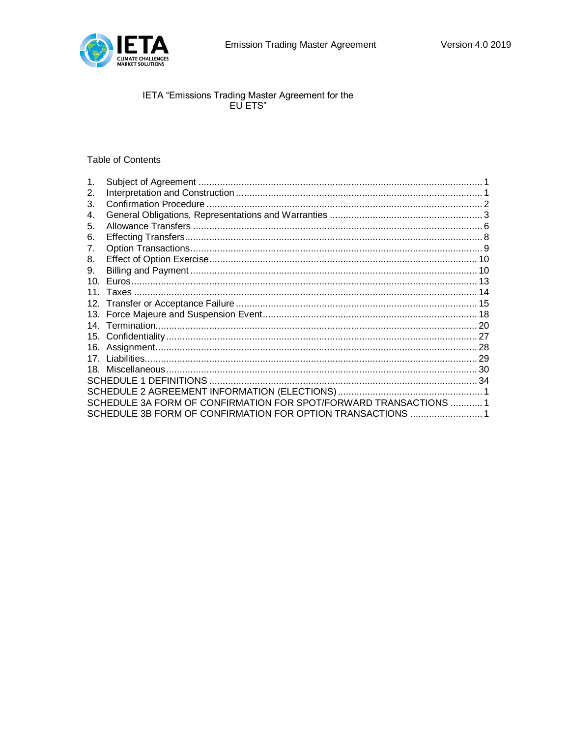# IETA "Emissions Trading Master Agreement for the EU ETS"

## Table of Contents

1. Subject of Agreement ........................................................................................................ 1
2. Interpretation and Construction ........................................................................................ 1
3. Confirmation Procedure .................................................................................................... 2
4. General Obligations, Representations and Warranties ...................................................... 3
5. Allowance Transfers .......................................................................................................... 6
6. Effecting Transfers ............................................................................................................ 8
7. Option Transactions .......................................................................................................... 9
8. Effect of Option Exercise ................................................................................................ 10
9. Billing and Payment ........................................................................................................ 10
10. Euros .............................................................................................................................. 13
11. Taxes .............................................................................................................................. 14
12. Transfer or Acceptance Failure ...................................................................................... 15
13. Force Majeure and Suspension Event ............................................................................ 18
14. Termination ..................................................................................................................... 20
15. Confidentiality ................................................................................................................. 27
16. Assignment ..................................................................................................................... 28
17. Liabilities ......................................................................................................................... 29
18. Miscellaneous ................................................................................................................. 30

SCHEDULE 1 DEFINITIONS ................................................................................................ 34

SCHEDULE 2 AGREEMENT INFORMATION (ELECTIONS) ................................................. 1

SCHEDULE 3A FORM OF CONFIRMATION FOR SPOT/FORWARD TRANSACTIONS ............ 1

SCHEDULE 3B FORM OF CONFIRMATION FOR OPTION TRANSACTIONS ........................ 1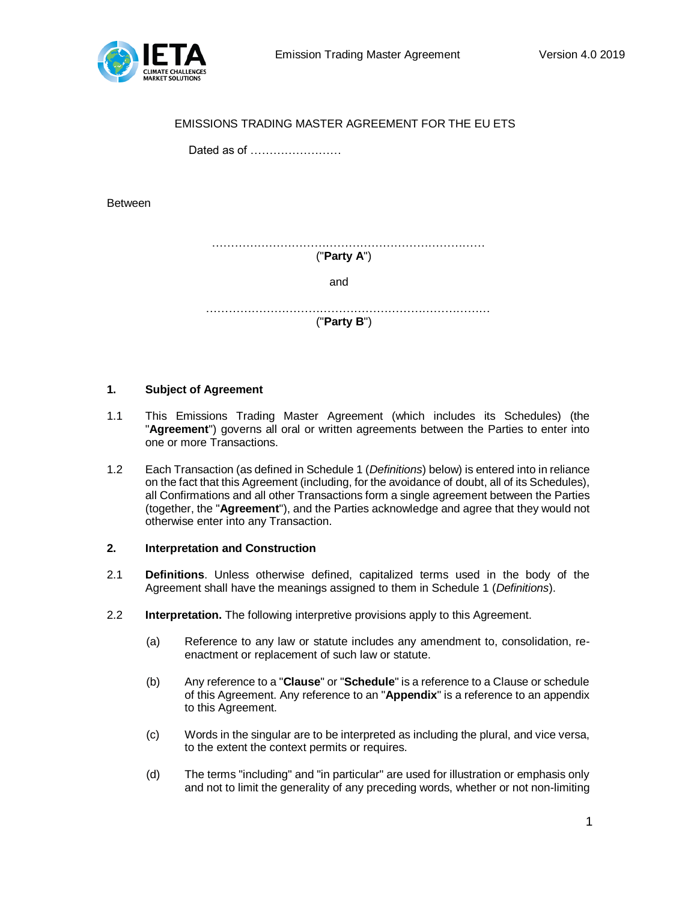EMISSIONS TRADING MASTER AGREEMENT FOR THE EU ETS

Dated as of ……………………

Between

……………………………………………………………………
("**Party A**")

and

………………………………………………………………………
("**Party B**")

## 1. Subject of Agreement

1.1 This Emissions Trading Master Agreement (which includes its Schedules) (the "**Agreement**") governs all oral or written agreements between the Parties to enter into one or more Transactions.

1.2 Each Transaction (as defined in Schedule 1 (*Definitions*) below) is entered into in reliance on the fact that this Agreement (including, for the avoidance of doubt, all of its Schedules), all Confirmations and all other Transactions form a single agreement between the Parties (together, the "**Agreement**"), and the Parties acknowledge and agree that they would not otherwise enter into any Transaction.

## 2. Interpretation and Construction

2.1 **Definitions**. Unless otherwise defined, capitalized terms used in the body of the Agreement shall have the meanings assigned to them in Schedule 1 (*Definitions*).

2.2 **Interpretation.** The following interpretive provisions apply to this Agreement.

(a) Reference to any law or statute includes any amendment to, consolidation, re-enactment or replacement of such law or statute.

(b) Any reference to a "**Clause**" or "**Schedule**" is a reference to a Clause or schedule of this Agreement. Any reference to an "**Appendix**" is a reference to an appendix to this Agreement.

(c) Words in the singular are to be interpreted as including the plural, and vice versa, to the extent the context permits or requires.

(d) The terms "including" and "in particular" are used for illustration or emphasis only and not to limit the generality of any preceding words, whether or not non-limiting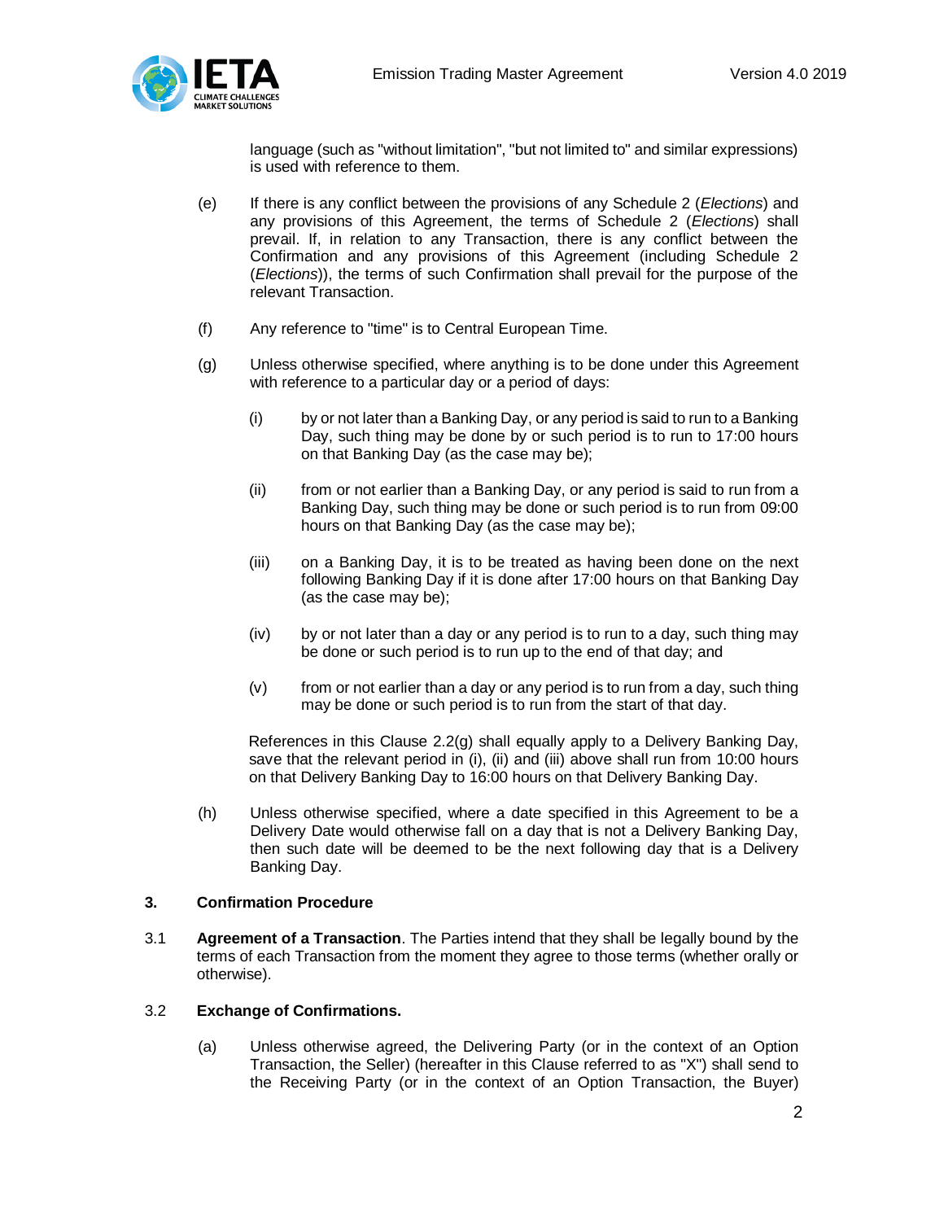language (such as "without limitation", "but not limited to" and similar expressions) is used with reference to them.

(e) If there is any conflict between the provisions of any Schedule 2 (*Elections*) and any provisions of this Agreement, the terms of Schedule 2 (*Elections*) shall prevail. If, in relation to any Transaction, there is any conflict between the Confirmation and any provisions of this Agreement (including Schedule 2 (*Elections*)), the terms of such Confirmation shall prevail for the purpose of the relevant Transaction.

(f) Any reference to "time" is to Central European Time.

(g) Unless otherwise specified, where anything is to be done under this Agreement with reference to a particular day or a period of days:

  (i) by or not later than a Banking Day, or any period is said to run to a Banking Day, such thing may be done by or such period is to run to 17:00 hours on that Banking Day (as the case may be);

  (ii) from or not earlier than a Banking Day, or any period is said to run from a Banking Day, such thing may be done or such period is to run from 09:00 hours on that Banking Day (as the case may be);

  (iii) on a Banking Day, it is to be treated as having been done on the next following Banking Day if it is done after 17:00 hours on that Banking Day (as the case may be);

  (iv) by or not later than a day or any period is to run to a day, such thing may be done or such period is to run up to the end of that day; and

  (v) from or not earlier than a day or any period is to run from a day, such thing may be done or such period is to run from the start of that day.

References in this Clause 2.2(g) shall equally apply to a Delivery Banking Day, save that the relevant period in (i), (ii) and (iii) above shall run from 10:00 hours on that Delivery Banking Day to 16:00 hours on that Delivery Banking Day.

(h) Unless otherwise specified, where a date specified in this Agreement to be a Delivery Date would otherwise fall on a day that is not a Delivery Banking Day, then such date will be deemed to be the next following day that is a Delivery Banking Day.

## 3. Confirmation Procedure

3.1 **Agreement of a Transaction**. The Parties intend that they shall be legally bound by the terms of each Transaction from the moment they agree to those terms (whether orally or otherwise).

3.2 **Exchange of Confirmations.**

(a) Unless otherwise agreed, the Delivering Party (or in the context of an Option Transaction, the Seller) (hereafter in this Clause referred to as "X") shall send to the Receiving Party (or in the context of an Option Transaction, the Buyer)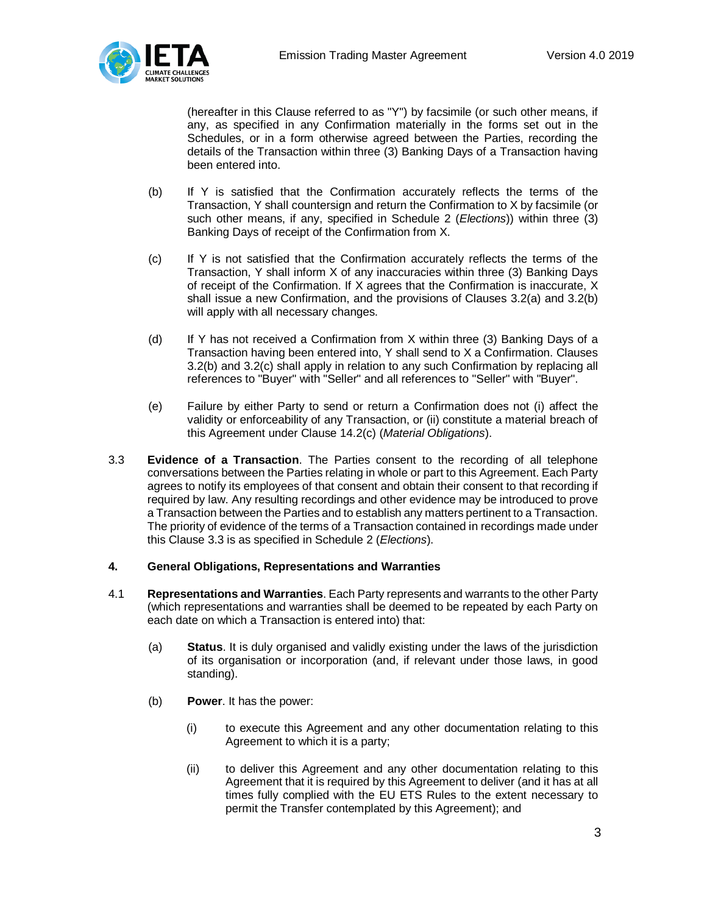(hereafter in this Clause referred to as "Y") by facsimile (or such other means, if any, as specified in any Confirmation materially in the forms set out in the Schedules, or in a form otherwise agreed between the Parties, recording the details of the Transaction within three (3) Banking Days of a Transaction having been entered into.

(b) If Y is satisfied that the Confirmation accurately reflects the terms of the Transaction, Y shall countersign and return the Confirmation to X by facsimile (or such other means, if any, specified in Schedule 2 (*Elections*)) within three (3) Banking Days of receipt of the Confirmation from X.

(c) If Y is not satisfied that the Confirmation accurately reflects the terms of the Transaction, Y shall inform X of any inaccuracies within three (3) Banking Days of receipt of the Confirmation. If X agrees that the Confirmation is inaccurate, X shall issue a new Confirmation, and the provisions of Clauses 3.2(a) and 3.2(b) will apply with all necessary changes.

(d) If Y has not received a Confirmation from X within three (3) Banking Days of a Transaction having been entered into, Y shall send to X a Confirmation. Clauses 3.2(b) and 3.2(c) shall apply in relation to any such Confirmation by replacing all references to "Buyer" with "Seller" and all references to "Seller" with "Buyer".

(e) Failure by either Party to send or return a Confirmation does not (i) affect the validity or enforceability of any Transaction, or (ii) constitute a material breach of this Agreement under Clause 14.2(c) (*Material Obligations*).

3.3 **Evidence of a Transaction**. The Parties consent to the recording of all telephone conversations between the Parties relating in whole or part to this Agreement. Each Party agrees to notify its employees of that consent and obtain their consent to that recording if required by law. Any resulting recordings and other evidence may be introduced to prove a Transaction between the Parties and to establish any matters pertinent to a Transaction. The priority of evidence of the terms of a Transaction contained in recordings made under this Clause 3.3 is as specified in Schedule 2 (*Elections*).

## 4. General Obligations, Representations and Warranties

4.1 **Representations and Warranties**. Each Party represents and warrants to the other Party (which representations and warranties shall be deemed to be repeated by each Party on each date on which a Transaction is entered into) that:

(a) **Status**. It is duly organised and validly existing under the laws of the jurisdiction of its organisation or incorporation (and, if relevant under those laws, in good standing).

(b) **Power**. It has the power:

(i) to execute this Agreement and any other documentation relating to this Agreement to which it is a party;

(ii) to deliver this Agreement and any other documentation relating to this Agreement that it is required by this Agreement to deliver (and it has at all times fully complied with the EU ETS Rules to the extent necessary to permit the Transfer contemplated by this Agreement); and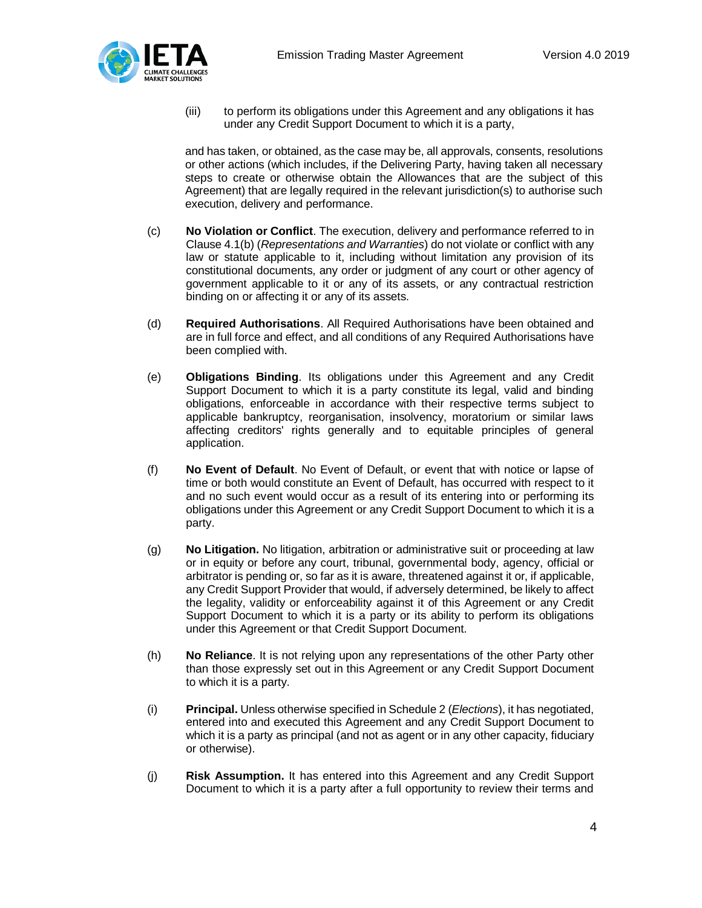(iii) to perform its obligations under this Agreement and any obligations it has under any Credit Support Document to which it is a party,

and has taken, or obtained, as the case may be, all approvals, consents, resolutions or other actions (which includes, if the Delivering Party, having taken all necessary steps to create or otherwise obtain the Allowances that are the subject of this Agreement) that are legally required in the relevant jurisdiction(s) to authorise such execution, delivery and performance.

(c) **No Violation or Conflict**. The execution, delivery and performance referred to in Clause 4.1(b) (*Representations and Warranties*) do not violate or conflict with any law or statute applicable to it, including without limitation any provision of its constitutional documents, any order or judgment of any court or other agency of government applicable to it or any of its assets, or any contractual restriction binding on or affecting it or any of its assets.

(d) **Required Authorisations**. All Required Authorisations have been obtained and are in full force and effect, and all conditions of any Required Authorisations have been complied with.

(e) **Obligations Binding**. Its obligations under this Agreement and any Credit Support Document to which it is a party constitute its legal, valid and binding obligations, enforceable in accordance with their respective terms subject to applicable bankruptcy, reorganisation, insolvency, moratorium or similar laws affecting creditors' rights generally and to equitable principles of general application.

(f) **No Event of Default**. No Event of Default, or event that with notice or lapse of time or both would constitute an Event of Default, has occurred with respect to it and no such event would occur as a result of its entering into or performing its obligations under this Agreement or any Credit Support Document to which it is a party.

(g) **No Litigation.** No litigation, arbitration or administrative suit or proceeding at law or in equity or before any court, tribunal, governmental body, agency, official or arbitrator is pending or, so far as it is aware, threatened against it or, if applicable, any Credit Support Provider that would, if adversely determined, be likely to affect the legality, validity or enforceability against it of this Agreement or any Credit Support Document to which it is a party or its ability to perform its obligations under this Agreement or that Credit Support Document.

(h) **No Reliance**. It is not relying upon any representations of the other Party other than those expressly set out in this Agreement or any Credit Support Document to which it is a party.

(i) **Principal.** Unless otherwise specified in Schedule 2 (*Elections*), it has negotiated, entered into and executed this Agreement and any Credit Support Document to which it is a party as principal (and not as agent or in any other capacity, fiduciary or otherwise).

(j) **Risk Assumption.** It has entered into this Agreement and any Credit Support Document to which it is a party after a full opportunity to review their terms and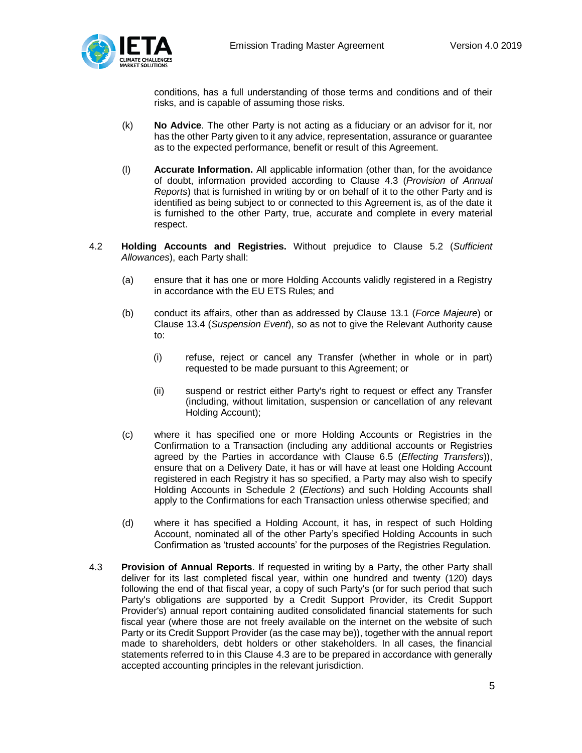conditions, has a full understanding of those terms and conditions and of their risks, and is capable of assuming those risks.

(k) **No Advice**. The other Party is not acting as a fiduciary or an advisor for it, nor has the other Party given to it any advice, representation, assurance or guarantee as to the expected performance, benefit or result of this Agreement.

(l) **Accurate Information.** All applicable information (other than, for the avoidance of doubt, information provided according to Clause 4.3 (*Provision of Annual Reports*) that is furnished in writing by or on behalf of it to the other Party and is identified as being subject to or connected to this Agreement is, as of the date it is furnished to the other Party, true, accurate and complete in every material respect.

4.2 **Holding Accounts and Registries.** Without prejudice to Clause 5.2 (*Sufficient Allowances*), each Party shall:

(a) ensure that it has one or more Holding Accounts validly registered in a Registry in accordance with the EU ETS Rules; and

(b) conduct its affairs, other than as addressed by Clause 13.1 (*Force Majeure*) or Clause 13.4 (*Suspension Event*), so as not to give the Relevant Authority cause to:

(i) refuse, reject or cancel any Transfer (whether in whole or in part) requested to be made pursuant to this Agreement; or

(ii) suspend or restrict either Party's right to request or effect any Transfer (including, without limitation, suspension or cancellation of any relevant Holding Account);

(c) where it has specified one or more Holding Accounts or Registries in the Confirmation to a Transaction (including any additional accounts or Registries agreed by the Parties in accordance with Clause 6.5 (*Effecting Transfers*)), ensure that on a Delivery Date, it has or will have at least one Holding Account registered in each Registry it has so specified, a Party may also wish to specify Holding Accounts in Schedule 2 (*Elections*) and such Holding Accounts shall apply to the Confirmations for each Transaction unless otherwise specified; and

(d) where it has specified a Holding Account, it has, in respect of such Holding Account, nominated all of the other Party's specified Holding Accounts in such Confirmation as 'trusted accounts' for the purposes of the Registries Regulation.

4.3 **Provision of Annual Reports**. If requested in writing by a Party, the other Party shall deliver for its last completed fiscal year, within one hundred and twenty (120) days following the end of that fiscal year, a copy of such Party's (or for such period that such Party's obligations are supported by a Credit Support Provider, its Credit Support Provider's) annual report containing audited consolidated financial statements for such fiscal year (where those are not freely available on the internet on the website of such Party or its Credit Support Provider (as the case may be)), together with the annual report made to shareholders, debt holders or other stakeholders. In all cases, the financial statements referred to in this Clause 4.3 are to be prepared in accordance with generally accepted accounting principles in the relevant jurisdiction.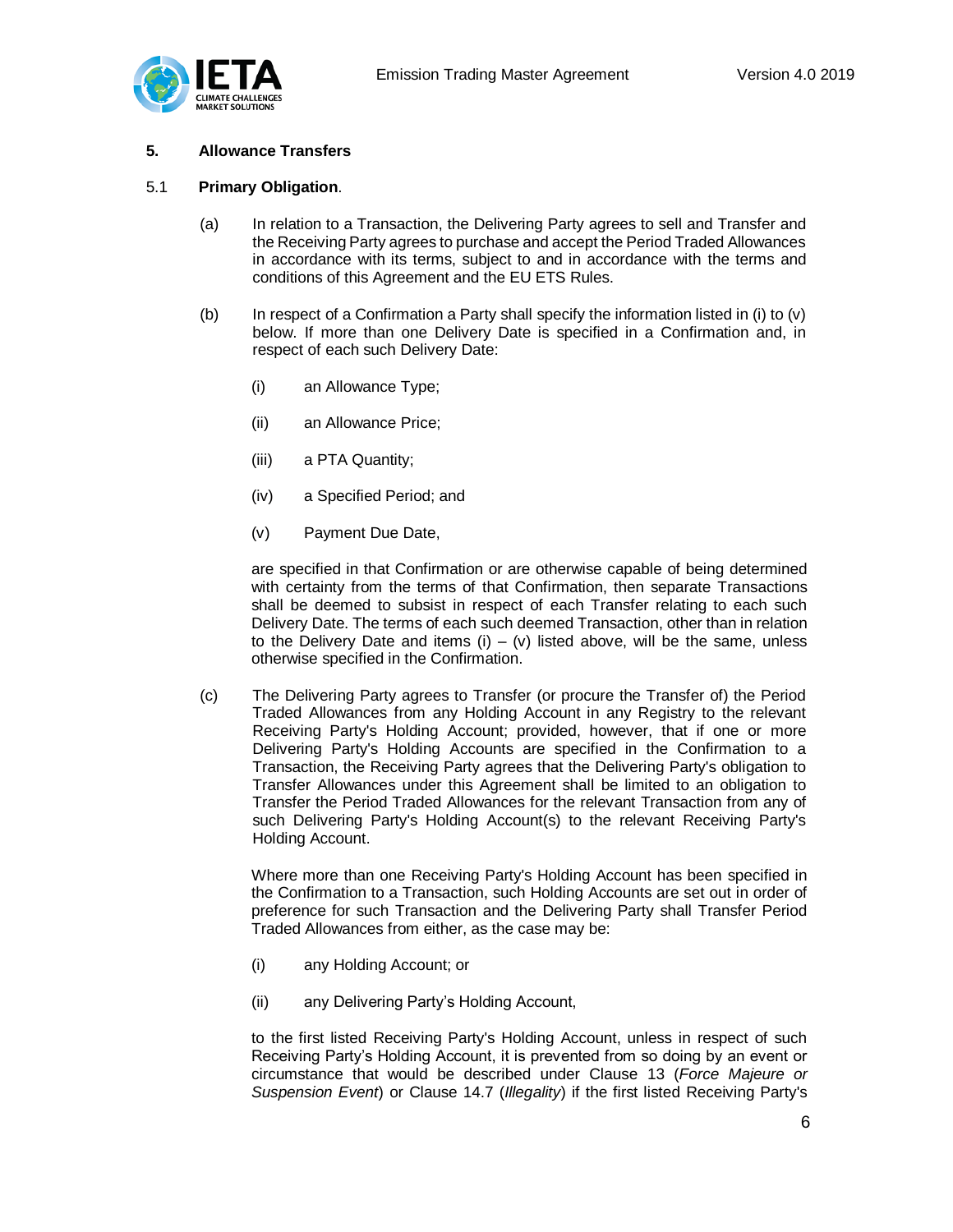## 5. Allowance Transfers

### 5.1 **Primary Obligation**.

(a) In relation to a Transaction, the Delivering Party agrees to sell and Transfer and the Receiving Party agrees to purchase and accept the Period Traded Allowances in accordance with its terms, subject to and in accordance with the terms and conditions of this Agreement and the EU ETS Rules.

(b) In respect of a Confirmation a Party shall specify the information listed in (i) to (v) below. If more than one Delivery Date is specified in a Confirmation and, in respect of each such Delivery Date:

   (i) an Allowance Type;

   (ii) an Allowance Price;

   (iii) a PTA Quantity;

   (iv) a Specified Period; and

   (v) Payment Due Date,

are specified in that Confirmation or are otherwise capable of being determined with certainty from the terms of that Confirmation, then separate Transactions shall be deemed to subsist in respect of each Transfer relating to each such Delivery Date. The terms of each such deemed Transaction, other than in relation to the Delivery Date and items (i) – (v) listed above, will be the same, unless otherwise specified in the Confirmation.

(c) The Delivering Party agrees to Transfer (or procure the Transfer of) the Period Traded Allowances from any Holding Account in any Registry to the relevant Receiving Party's Holding Account; provided, however, that if one or more Delivering Party's Holding Accounts are specified in the Confirmation to a Transaction, the Receiving Party agrees that the Delivering Party's obligation to Transfer Allowances under this Agreement shall be limited to an obligation to Transfer the Period Traded Allowances for the relevant Transaction from any of such Delivering Party's Holding Account(s) to the relevant Receiving Party's Holding Account.

Where more than one Receiving Party's Holding Account has been specified in the Confirmation to a Transaction, such Holding Accounts are set out in order of preference for such Transaction and the Delivering Party shall Transfer Period Traded Allowances from either, as the case may be:

   (i) any Holding Account; or

   (ii) any Delivering Party's Holding Account,

to the first listed Receiving Party's Holding Account, unless in respect of such Receiving Party's Holding Account, it is prevented from so doing by an event or circumstance that would be described under Clause 13 (*Force Majeure or Suspension Event*) or Clause 14.7 (*Illegality*) if the first listed Receiving Party's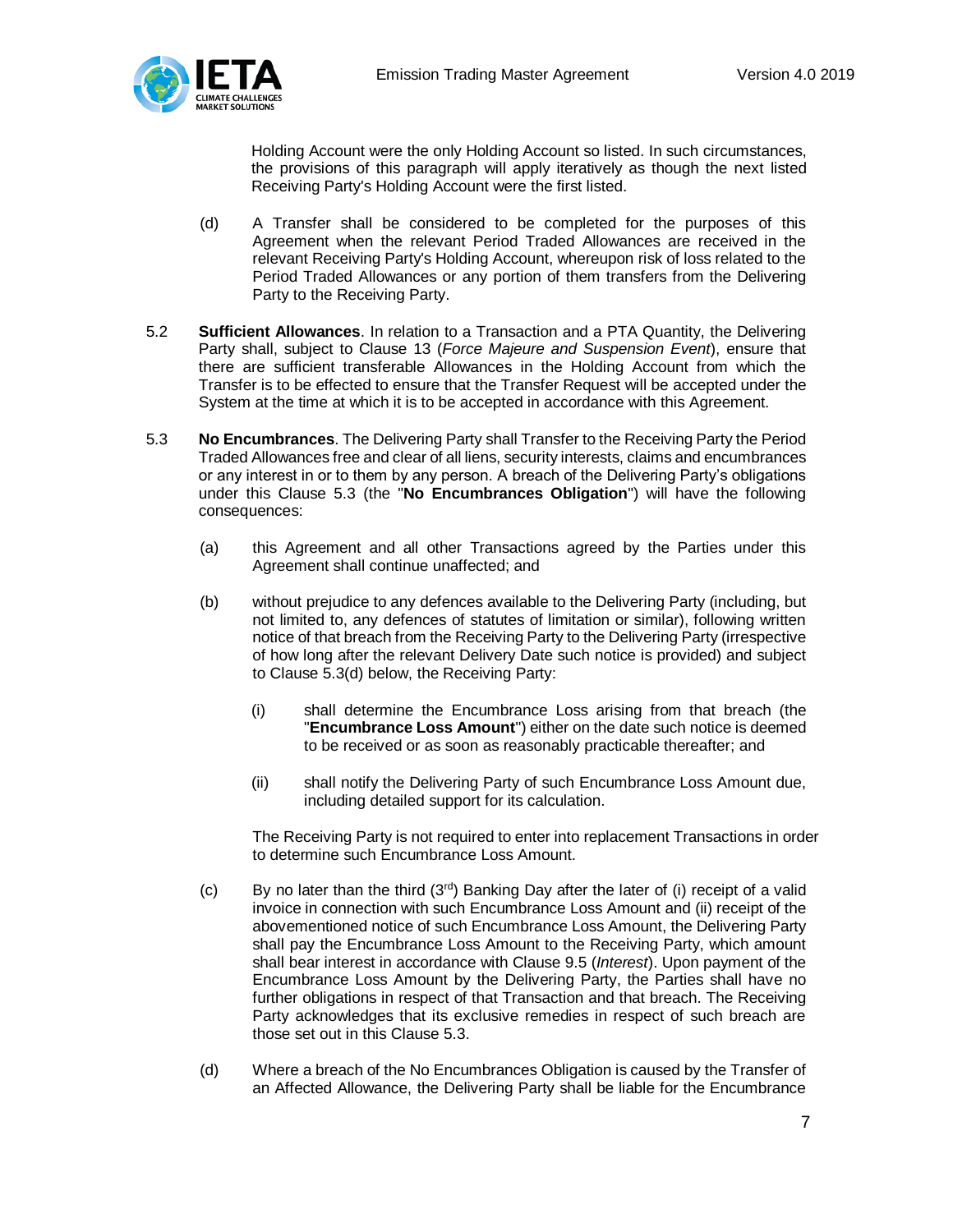Holding Account were the only Holding Account so listed. In such circumstances, the provisions of this paragraph will apply iteratively as though the next listed Receiving Party's Holding Account were the first listed.

(d) A Transfer shall be considered to be completed for the purposes of this Agreement when the relevant Period Traded Allowances are received in the relevant Receiving Party's Holding Account, whereupon risk of loss related to the Period Traded Allowances or any portion of them transfers from the Delivering Party to the Receiving Party.

5.2 **Sufficient Allowances**. In relation to a Transaction and a PTA Quantity, the Delivering Party shall, subject to Clause 13 (*Force Majeure and Suspension Event*), ensure that there are sufficient transferable Allowances in the Holding Account from which the Transfer is to be effected to ensure that the Transfer Request will be accepted under the System at the time at which it is to be accepted in accordance with this Agreement.

5.3 **No Encumbrances**. The Delivering Party shall Transfer to the Receiving Party the Period Traded Allowances free and clear of all liens, security interests, claims and encumbrances or any interest in or to them by any person. A breach of the Delivering Party's obligations under this Clause 5.3 (the "**No Encumbrances Obligation**") will have the following consequences:

(a) this Agreement and all other Transactions agreed by the Parties under this Agreement shall continue unaffected; and

(b) without prejudice to any defences available to the Delivering Party (including, but not limited to, any defences of statutes of limitation or similar), following written notice of that breach from the Receiving Party to the Delivering Party (irrespective of how long after the relevant Delivery Date such notice is provided) and subject to Clause 5.3(d) below, the Receiving Party:

   (i) shall determine the Encumbrance Loss arising from that breach (the "**Encumbrance Loss Amount**") either on the date such notice is deemed to be received or as soon as reasonably practicable thereafter; and

   (ii) shall notify the Delivering Party of such Encumbrance Loss Amount due, including detailed support for its calculation.

The Receiving Party is not required to enter into replacement Transactions in order to determine such Encumbrance Loss Amount.

(c) By no later than the third (3rd) Banking Day after the later of (i) receipt of a valid invoice in connection with such Encumbrance Loss Amount and (ii) receipt of the abovementioned notice of such Encumbrance Loss Amount, the Delivering Party shall pay the Encumbrance Loss Amount to the Receiving Party, which amount shall bear interest in accordance with Clause 9.5 (*Interest*). Upon payment of the Encumbrance Loss Amount by the Delivering Party, the Parties shall have no further obligations in respect of that Transaction and that breach. The Receiving Party acknowledges that its exclusive remedies in respect of such breach are those set out in this Clause 5.3.

(d) Where a breach of the No Encumbrances Obligation is caused by the Transfer of an Affected Allowance, the Delivering Party shall be liable for the Encumbrance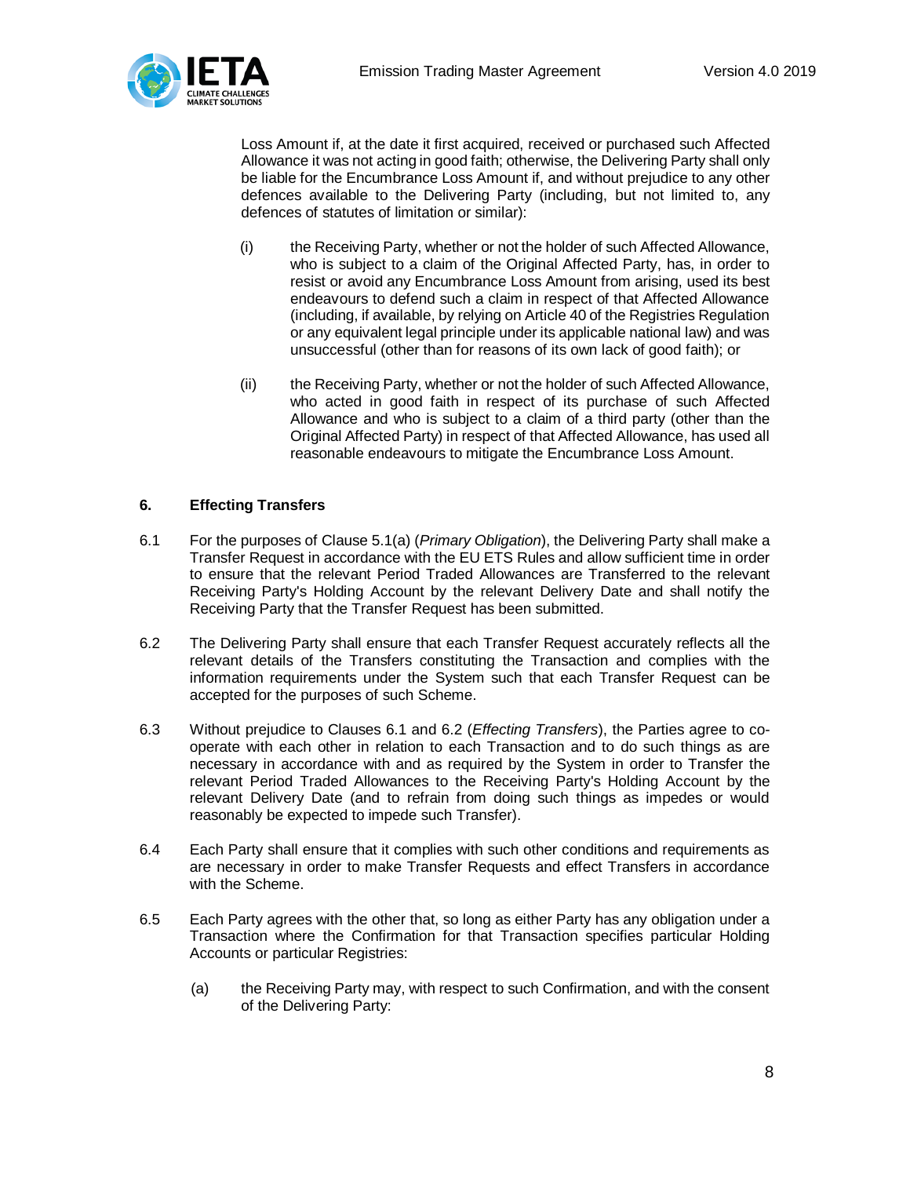Loss Amount if, at the date it first acquired, received or purchased such Affected Allowance it was not acting in good faith; otherwise, the Delivering Party shall only be liable for the Encumbrance Loss Amount if, and without prejudice to any other defences available to the Delivering Party (including, but not limited to, any defences of statutes of limitation or similar):

(i) the Receiving Party, whether or not the holder of such Affected Allowance, who is subject to a claim of the Original Affected Party, has, in order to resist or avoid any Encumbrance Loss Amount from arising, used its best endeavours to defend such a claim in respect of that Affected Allowance (including, if available, by relying on Article 40 of the Registries Regulation or any equivalent legal principle under its applicable national law) and was unsuccessful (other than for reasons of its own lack of good faith); or

(ii) the Receiving Party, whether or not the holder of such Affected Allowance, who acted in good faith in respect of its purchase of such Affected Allowance and who is subject to a claim of a third party (other than the Original Affected Party) in respect of that Affected Allowance, has used all reasonable endeavours to mitigate the Encumbrance Loss Amount.

## 6. Effecting Transfers

6.1 For the purposes of Clause 5.1(a) (*Primary Obligation*), the Delivering Party shall make a Transfer Request in accordance with the EU ETS Rules and allow sufficient time in order to ensure that the relevant Period Traded Allowances are Transferred to the relevant Receiving Party's Holding Account by the relevant Delivery Date and shall notify the Receiving Party that the Transfer Request has been submitted.

6.2 The Delivering Party shall ensure that each Transfer Request accurately reflects all the relevant details of the Transfers constituting the Transaction and complies with the information requirements under the System such that each Transfer Request can be accepted for the purposes of such Scheme.

6.3 Without prejudice to Clauses 6.1 and 6.2 (*Effecting Transfers*), the Parties agree to co-operate with each other in relation to each Transaction and to do such things as are necessary in accordance with and as required by the System in order to Transfer the relevant Period Traded Allowances to the Receiving Party's Holding Account by the relevant Delivery Date (and to refrain from doing such things as impedes or would reasonably be expected to impede such Transfer).

6.4 Each Party shall ensure that it complies with such other conditions and requirements as are necessary in order to make Transfer Requests and effect Transfers in accordance with the Scheme.

6.5 Each Party agrees with the other that, so long as either Party has any obligation under a Transaction where the Confirmation for that Transaction specifies particular Holding Accounts or particular Registries:

(a) the Receiving Party may, with respect to such Confirmation, and with the consent of the Delivering Party: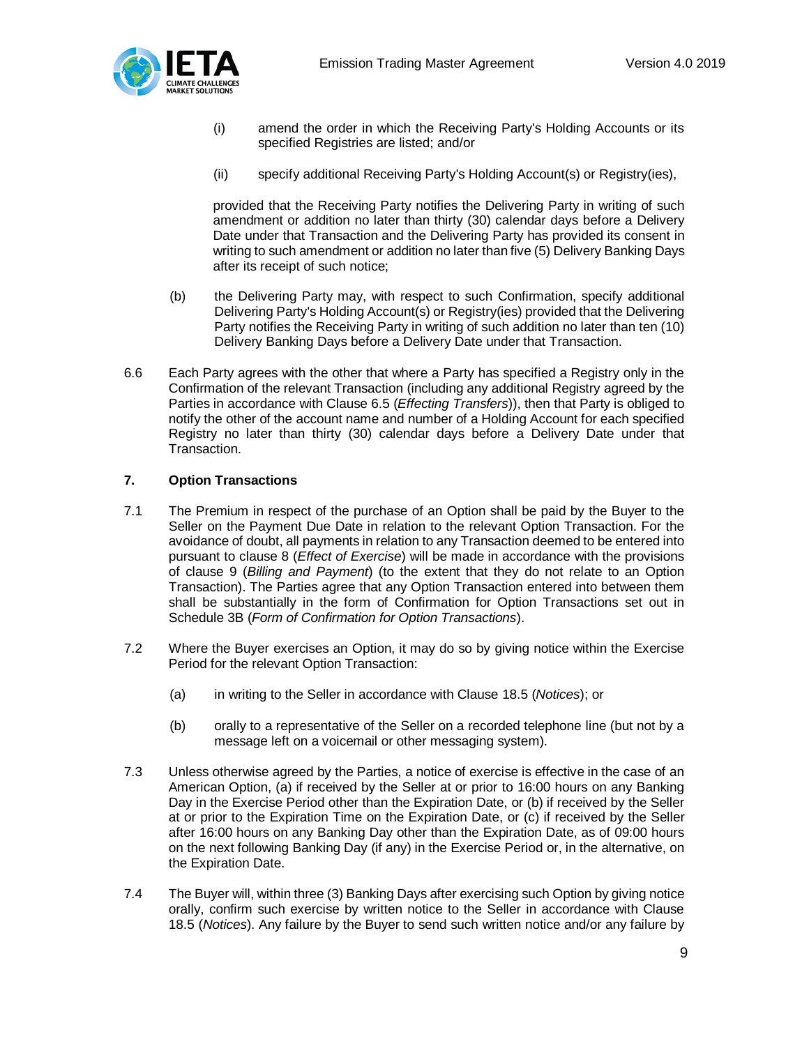(i) amend the order in which the Receiving Party's Holding Accounts or its specified Registries are listed; and/or

(ii) specify additional Receiving Party's Holding Account(s) or Registry(ies),

provided that the Receiving Party notifies the Delivering Party in writing of such amendment or addition no later than thirty (30) calendar days before a Delivery Date under that Transaction and the Delivering Party has provided its consent in writing to such amendment or addition no later than five (5) Delivery Banking Days after its receipt of such notice;

(b) the Delivering Party may, with respect to such Confirmation, specify additional Delivering Party's Holding Account(s) or Registry(ies) provided that the Delivering Party notifies the Receiving Party in writing of such addition no later than ten (10) Delivery Banking Days before a Delivery Date under that Transaction.

6.6 Each Party agrees with the other that where a Party has specified a Registry only in the Confirmation of the relevant Transaction (including any additional Registry agreed by the Parties in accordance with Clause 6.5 (*Effecting Transfers*)), then that Party is obliged to notify the other of the account name and number of a Holding Account for each specified Registry no later than thirty (30) calendar days before a Delivery Date under that Transaction.

### 7. Option Transactions

7.1 The Premium in respect of the purchase of an Option shall be paid by the Buyer to the Seller on the Payment Due Date in relation to the relevant Option Transaction. For the avoidance of doubt, all payments in relation to any Transaction deemed to be entered into pursuant to clause 8 (*Effect of Exercise*) will be made in accordance with the provisions of clause 9 (*Billing and Payment*) (to the extent that they do not relate to an Option Transaction). The Parties agree that any Option Transaction entered into between them shall be substantially in the form of Confirmation for Option Transactions set out in Schedule 3B (*Form of Confirmation for Option Transactions*).

7.2 Where the Buyer exercises an Option, it may do so by giving notice within the Exercise Period for the relevant Option Transaction:

(a) in writing to the Seller in accordance with Clause 18.5 (*Notices*); or

(b) orally to a representative of the Seller on a recorded telephone line (but not by a message left on a voicemail or other messaging system).

7.3 Unless otherwise agreed by the Parties, a notice of exercise is effective in the case of an American Option, (a) if received by the Seller at or prior to 16:00 hours on any Banking Day in the Exercise Period other than the Expiration Date, or (b) if received by the Seller at or prior to the Expiration Time on the Expiration Date, or (c) if received by the Seller after 16:00 hours on any Banking Day other than the Expiration Date, as of 09:00 hours on the next following Banking Day (if any) in the Exercise Period or, in the alternative, on the Expiration Date.

7.4 The Buyer will, within three (3) Banking Days after exercising such Option by giving notice orally, confirm such exercise by written notice to the Seller in accordance with Clause 18.5 (*Notices*). Any failure by the Buyer to send such written notice and/or any failure by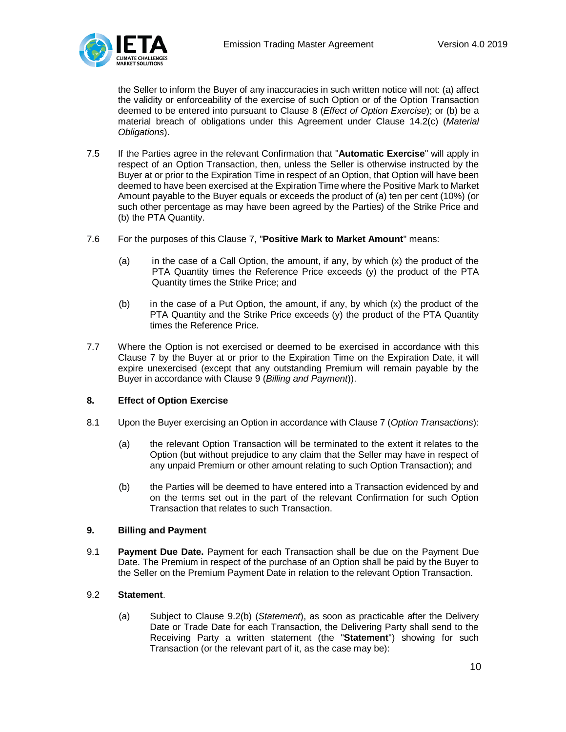the Seller to inform the Buyer of any inaccuracies in such written notice will not: (a) affect the validity or enforceability of the exercise of such Option or of the Option Transaction deemed to be entered into pursuant to Clause 8 (*Effect of Option Exercise*); or (b) be a material breach of obligations under this Agreement under Clause 14.2(c) (*Material Obligations*).

7.5 If the Parties agree in the relevant Confirmation that "**Automatic Exercise**" will apply in respect of an Option Transaction, then, unless the Seller is otherwise instructed by the Buyer at or prior to the Expiration Time in respect of an Option, that Option will have been deemed to have been exercised at the Expiration Time where the Positive Mark to Market Amount payable to the Buyer equals or exceeds the product of (a) ten per cent (10%) (or such other percentage as may have been agreed by the Parties) of the Strike Price and (b) the PTA Quantity.

7.6 For the purposes of this Clause 7, "**Positive Mark to Market Amount**" means:

(a) in the case of a Call Option, the amount, if any, by which (x) the product of the PTA Quantity times the Reference Price exceeds (y) the product of the PTA Quantity times the Strike Price; and

(b) in the case of a Put Option, the amount, if any, by which (x) the product of the PTA Quantity and the Strike Price exceeds (y) the product of the PTA Quantity times the Reference Price.

7.7 Where the Option is not exercised or deemed to be exercised in accordance with this Clause 7 by the Buyer at or prior to the Expiration Time on the Expiration Date, it will expire unexercised (except that any outstanding Premium will remain payable by the Buyer in accordance with Clause 9 (*Billing and Payment*)).

## 8. Effect of Option Exercise

8.1 Upon the Buyer exercising an Option in accordance with Clause 7 (*Option Transactions*):

(a) the relevant Option Transaction will be terminated to the extent it relates to the Option (but without prejudice to any claim that the Seller may have in respect of any unpaid Premium or other amount relating to such Option Transaction); and

(b) the Parties will be deemed to have entered into a Transaction evidenced by and on the terms set out in the part of the relevant Confirmation for such Option Transaction that relates to such Transaction.

## 9. Billing and Payment

9.1 **Payment Due Date.** Payment for each Transaction shall be due on the Payment Due Date. The Premium in respect of the purchase of an Option shall be paid by the Buyer to the Seller on the Premium Payment Date in relation to the relevant Option Transaction.

9.2 **Statement**.

(a) Subject to Clause 9.2(b) (*Statement*), as soon as practicable after the Delivery Date or Trade Date for each Transaction, the Delivering Party shall send to the Receiving Party a written statement (the "**Statement**") showing for such Transaction (or the relevant part of it, as the case may be):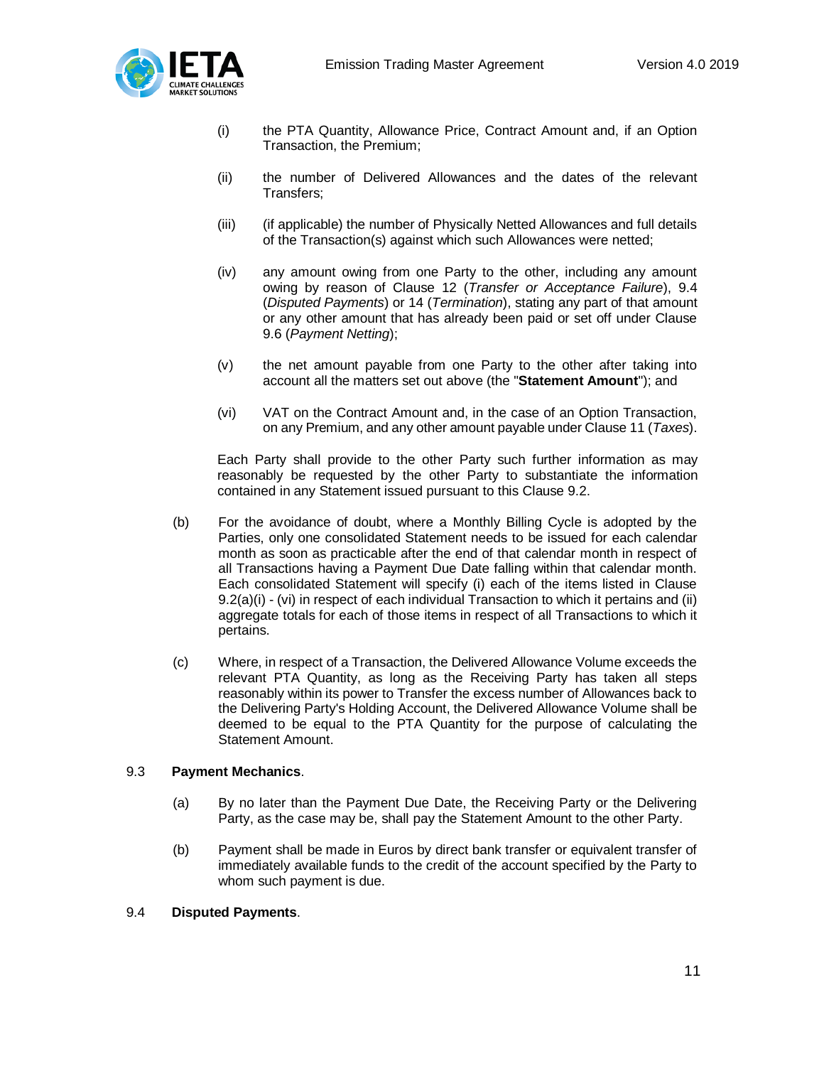(i) the PTA Quantity, Allowance Price, Contract Amount and, if an Option Transaction, the Premium;

(ii) the number of Delivered Allowances and the dates of the relevant Transfers;

(iii) (if applicable) the number of Physically Netted Allowances and full details of the Transaction(s) against which such Allowances were netted;

(iv) any amount owing from one Party to the other, including any amount owing by reason of Clause 12 (*Transfer or Acceptance Failure*), 9.4 (*Disputed Payments*) or 14 (*Termination*), stating any part of that amount or any other amount that has already been paid or set off under Clause 9.6 (*Payment Netting*);

(v) the net amount payable from one Party to the other after taking into account all the matters set out above (the "**Statement Amount**"); and

(vi) VAT on the Contract Amount and, in the case of an Option Transaction, on any Premium, and any other amount payable under Clause 11 (*Taxes*).

Each Party shall provide to the other Party such further information as may reasonably be requested by the other Party to substantiate the information contained in any Statement issued pursuant to this Clause 9.2.

(b) For the avoidance of doubt, where a Monthly Billing Cycle is adopted by the Parties, only one consolidated Statement needs to be issued for each calendar month as soon as practicable after the end of that calendar month in respect of all Transactions having a Payment Due Date falling within that calendar month. Each consolidated Statement will specify (i) each of the items listed in Clause 9.2(a)(i) - (vi) in respect of each individual Transaction to which it pertains and (ii) aggregate totals for each of those items in respect of all Transactions to which it pertains.

(c) Where, in respect of a Transaction, the Delivered Allowance Volume exceeds the relevant PTA Quantity, as long as the Receiving Party has taken all steps reasonably within its power to Transfer the excess number of Allowances back to the Delivering Party's Holding Account, the Delivered Allowance Volume shall be deemed to be equal to the PTA Quantity for the purpose of calculating the Statement Amount.

9.3 **Payment Mechanics**.

(a) By no later than the Payment Due Date, the Receiving Party or the Delivering Party, as the case may be, shall pay the Statement Amount to the other Party.

(b) Payment shall be made in Euros by direct bank transfer or equivalent transfer of immediately available funds to the credit of the account specified by the Party to whom such payment is due.

9.4 **Disputed Payments**.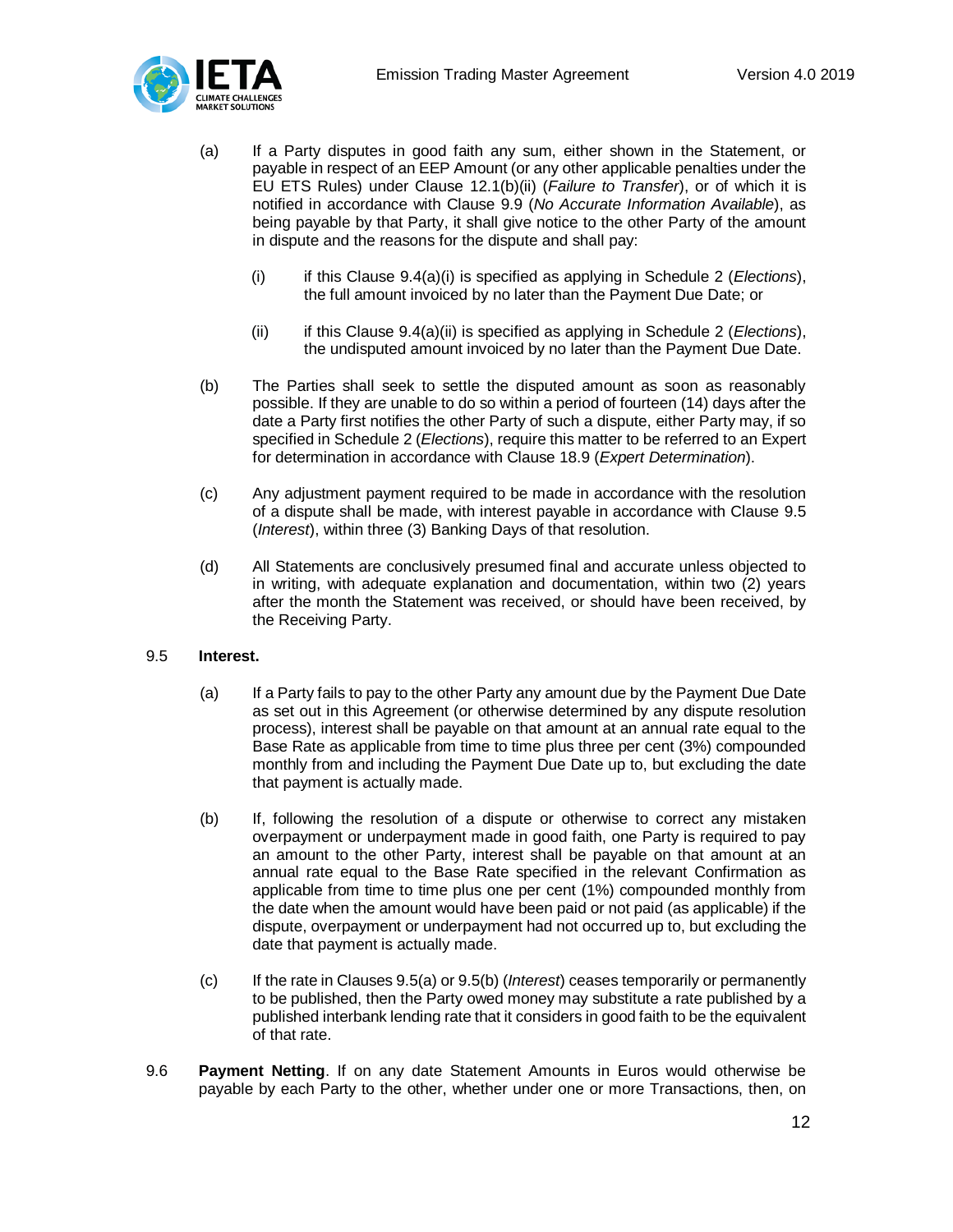(a) If a Party disputes in good faith any sum, either shown in the Statement, or payable in respect of an EEP Amount (or any other applicable penalties under the EU ETS Rules) under Clause 12.1(b)(ii) (*Failure to Transfer*), or of which it is notified in accordance with Clause 9.9 (*No Accurate Information Available*), as being payable by that Party, it shall give notice to the other Party of the amount in dispute and the reasons for the dispute and shall pay:

(i) if this Clause 9.4(a)(i) is specified as applying in Schedule 2 (*Elections*), the full amount invoiced by no later than the Payment Due Date; or

(ii) if this Clause 9.4(a)(ii) is specified as applying in Schedule 2 (*Elections*), the undisputed amount invoiced by no later than the Payment Due Date.

(b) The Parties shall seek to settle the disputed amount as soon as reasonably possible. If they are unable to do so within a period of fourteen (14) days after the date a Party first notifies the other Party of such a dispute, either Party may, if so specified in Schedule 2 (*Elections*), require this matter to be referred to an Expert for determination in accordance with Clause 18.9 (*Expert Determination*).

(c) Any adjustment payment required to be made in accordance with the resolution of a dispute shall be made, with interest payable in accordance with Clause 9.5 (*Interest*), within three (3) Banking Days of that resolution.

(d) All Statements are conclusively presumed final and accurate unless objected to in writing, with adequate explanation and documentation, within two (2) years after the month the Statement was received, or should have been received, by the Receiving Party.

9.5 **Interest.**

(a) If a Party fails to pay to the other Party any amount due by the Payment Due Date as set out in this Agreement (or otherwise determined by any dispute resolution process), interest shall be payable on that amount at an annual rate equal to the Base Rate as applicable from time to time plus three per cent (3%) compounded monthly from and including the Payment Due Date up to, but excluding the date that payment is actually made.

(b) If, following the resolution of a dispute or otherwise to correct any mistaken overpayment or underpayment made in good faith, one Party is required to pay an amount to the other Party, interest shall be payable on that amount at an annual rate equal to the Base Rate specified in the relevant Confirmation as applicable from time to time plus one per cent (1%) compounded monthly from the date when the amount would have been paid or not paid (as applicable) if the dispute, overpayment or underpayment had not occurred up to, but excluding the date that payment is actually made.

(c) If the rate in Clauses 9.5(a) or 9.5(b) (*Interest*) ceases temporarily or permanently to be published, then the Party owed money may substitute a rate published by a published interbank lending rate that it considers in good faith to be the equivalent of that rate.

9.6 **Payment Netting**. If on any date Statement Amounts in Euros would otherwise be payable by each Party to the other, whether under one or more Transactions, then, on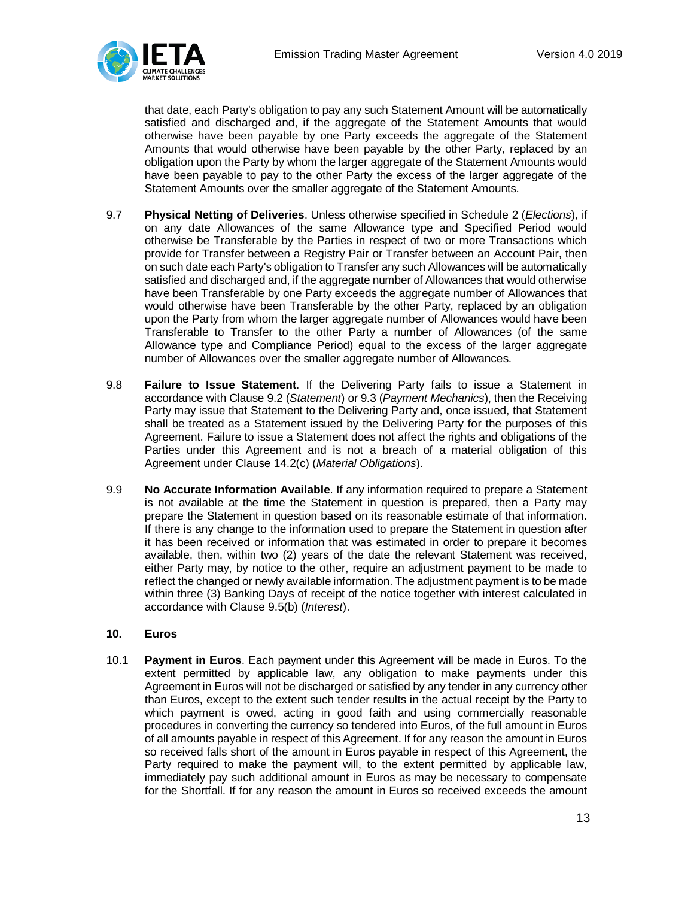that date, each Party's obligation to pay any such Statement Amount will be automatically satisfied and discharged and, if the aggregate of the Statement Amounts that would otherwise have been payable by one Party exceeds the aggregate of the Statement Amounts that would otherwise have been payable by the other Party, replaced by an obligation upon the Party by whom the larger aggregate of the Statement Amounts would have been payable to pay to the other Party the excess of the larger aggregate of the Statement Amounts over the smaller aggregate of the Statement Amounts.

9.7 **Physical Netting of Deliveries**. Unless otherwise specified in Schedule 2 (*Elections*), if on any date Allowances of the same Allowance type and Specified Period would otherwise be Transferable by the Parties in respect of two or more Transactions which provide for Transfer between a Registry Pair or Transfer between an Account Pair, then on such date each Party's obligation to Transfer any such Allowances will be automatically satisfied and discharged and, if the aggregate number of Allowances that would otherwise have been Transferable by one Party exceeds the aggregate number of Allowances that would otherwise have been Transferable by the other Party, replaced by an obligation upon the Party from whom the larger aggregate number of Allowances would have been Transferable to Transfer to the other Party a number of Allowances (of the same Allowance type and Compliance Period) equal to the excess of the larger aggregate number of Allowances over the smaller aggregate number of Allowances.

9.8 **Failure to Issue Statement**. If the Delivering Party fails to issue a Statement in accordance with Clause 9.2 (*Statement*) or 9.3 (*Payment Mechanics*), then the Receiving Party may issue that Statement to the Delivering Party and, once issued, that Statement shall be treated as a Statement issued by the Delivering Party for the purposes of this Agreement. Failure to issue a Statement does not affect the rights and obligations of the Parties under this Agreement and is not a breach of a material obligation of this Agreement under Clause 14.2(c) (*Material Obligations*).

9.9 **No Accurate Information Available**. If any information required to prepare a Statement is not available at the time the Statement in question is prepared, then a Party may prepare the Statement in question based on its reasonable estimate of that information. If there is any change to the information used to prepare the Statement in question after it has been received or information that was estimated in order to prepare it becomes available, then, within two (2) years of the date the relevant Statement was received, either Party may, by notice to the other, require an adjustment payment to be made to reflect the changed or newly available information. The adjustment payment is to be made within three (3) Banking Days of receipt of the notice together with interest calculated in accordance with Clause 9.5(b) (*Interest*).

## 10. Euros

10.1 **Payment in Euros**. Each payment under this Agreement will be made in Euros. To the extent permitted by applicable law, any obligation to make payments under this Agreement in Euros will not be discharged or satisfied by any tender in any currency other than Euros, except to the extent such tender results in the actual receipt by the Party to which payment is owed, acting in good faith and using commercially reasonable procedures in converting the currency so tendered into Euros, of the full amount in Euros of all amounts payable in respect of this Agreement. If for any reason the amount in Euros so received falls short of the amount in Euros payable in respect of this Agreement, the Party required to make the payment will, to the extent permitted by applicable law, immediately pay such additional amount in Euros as may be necessary to compensate for the Shortfall. If for any reason the amount in Euros so received exceeds the amount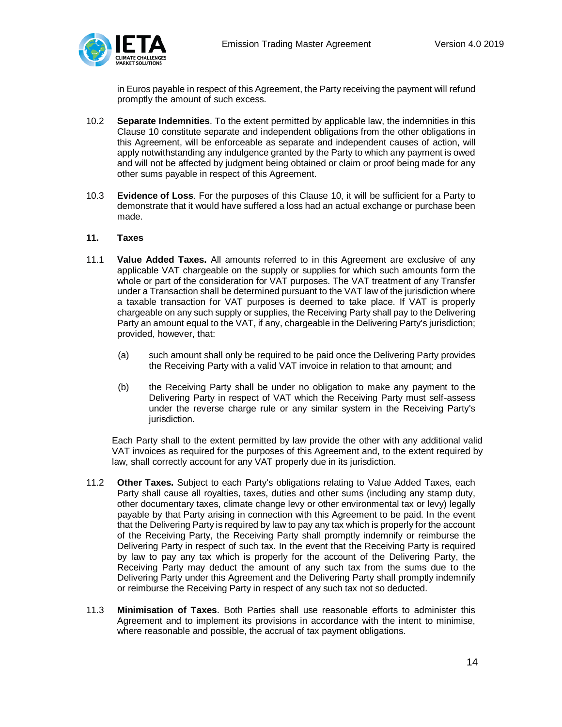in Euros payable in respect of this Agreement, the Party receiving the payment will refund promptly the amount of such excess.

10.2 **Separate Indemnities**. To the extent permitted by applicable law, the indemnities in this Clause 10 constitute separate and independent obligations from the other obligations in this Agreement, will be enforceable as separate and independent causes of action, will apply notwithstanding any indulgence granted by the Party to which any payment is owed and will not be affected by judgment being obtained or claim or proof being made for any other sums payable in respect of this Agreement.

10.3 **Evidence of Loss**. For the purposes of this Clause 10, it will be sufficient for a Party to demonstrate that it would have suffered a loss had an actual exchange or purchase been made.

## 11. Taxes

11.1 **Value Added Taxes.** All amounts referred to in this Agreement are exclusive of any applicable VAT chargeable on the supply or supplies for which such amounts form the whole or part of the consideration for VAT purposes. The VAT treatment of any Transfer under a Transaction shall be determined pursuant to the VAT law of the jurisdiction where a taxable transaction for VAT purposes is deemed to take place. If VAT is properly chargeable on any such supply or supplies, the Receiving Party shall pay to the Delivering Party an amount equal to the VAT, if any, chargeable in the Delivering Party's jurisdiction; provided, however, that:

(a) such amount shall only be required to be paid once the Delivering Party provides the Receiving Party with a valid VAT invoice in relation to that amount; and

(b) the Receiving Party shall be under no obligation to make any payment to the Delivering Party in respect of VAT which the Receiving Party must self-assess under the reverse charge rule or any similar system in the Receiving Party's jurisdiction.

Each Party shall to the extent permitted by law provide the other with any additional valid VAT invoices as required for the purposes of this Agreement and, to the extent required by law, shall correctly account for any VAT properly due in its jurisdiction.

11.2 **Other Taxes.** Subject to each Party's obligations relating to Value Added Taxes, each Party shall cause all royalties, taxes, duties and other sums (including any stamp duty, other documentary taxes, climate change levy or other environmental tax or levy) legally payable by that Party arising in connection with this Agreement to be paid. In the event that the Delivering Party is required by law to pay any tax which is properly for the account of the Receiving Party, the Receiving Party shall promptly indemnify or reimburse the Delivering Party in respect of such tax. In the event that the Receiving Party is required by law to pay any tax which is properly for the account of the Delivering Party, the Receiving Party may deduct the amount of any such tax from the sums due to the Delivering Party under this Agreement and the Delivering Party shall promptly indemnify or reimburse the Receiving Party in respect of any such tax not so deducted.

11.3 **Minimisation of Taxes**. Both Parties shall use reasonable efforts to administer this Agreement and to implement its provisions in accordance with the intent to minimise, where reasonable and possible, the accrual of tax payment obligations.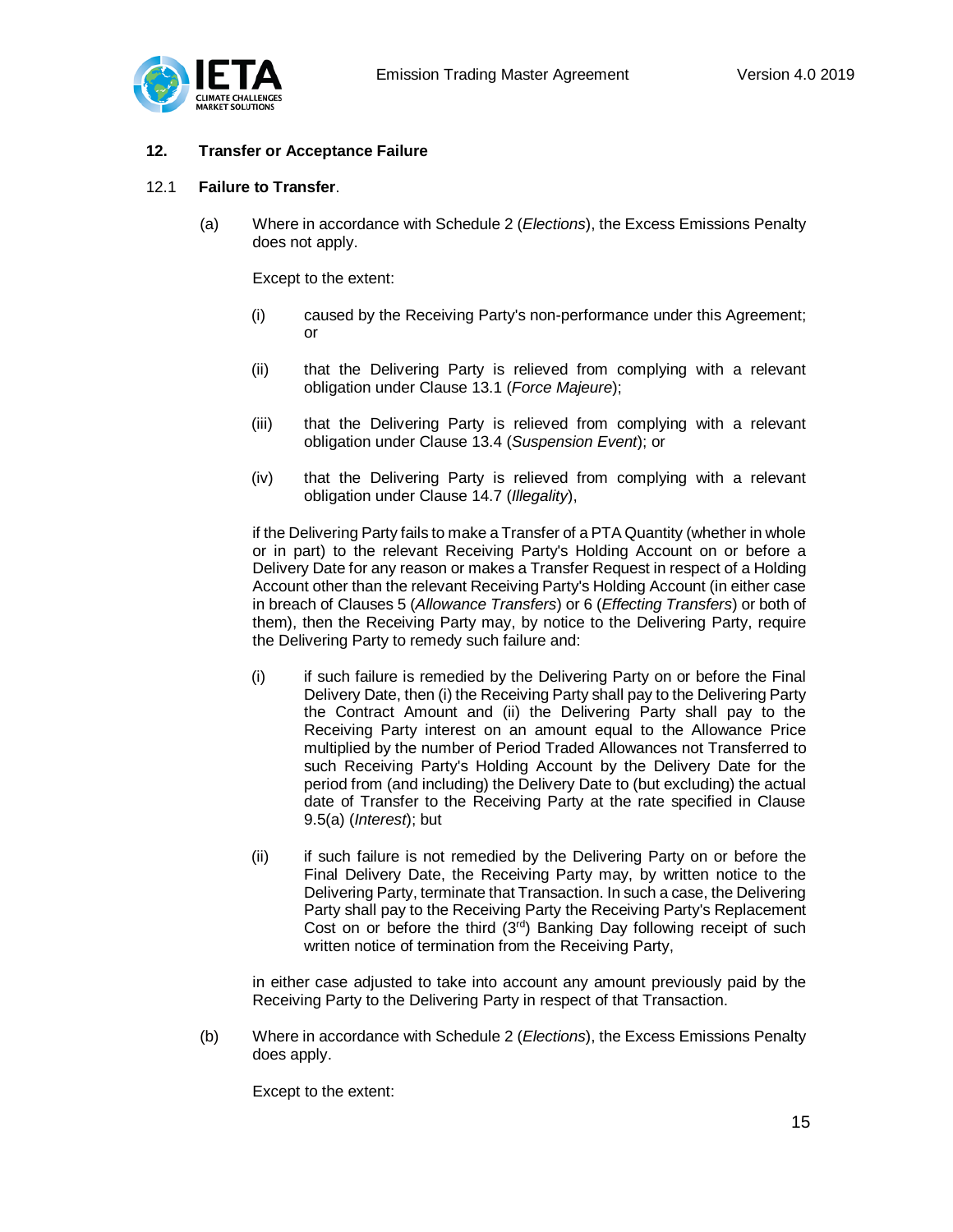## 12. Transfer or Acceptance Failure

### 12.1 Failure to Transfer.

(a) Where in accordance with Schedule 2 (*Elections*), the Excess Emissions Penalty does not apply.

Except to the extent:

(i) caused by the Receiving Party's non-performance under this Agreement; or

(ii) that the Delivering Party is relieved from complying with a relevant obligation under Clause 13.1 (*Force Majeure*);

(iii) that the Delivering Party is relieved from complying with a relevant obligation under Clause 13.4 (*Suspension Event*); or

(iv) that the Delivering Party is relieved from complying with a relevant obligation under Clause 14.7 (*Illegality*),

if the Delivering Party fails to make a Transfer of a PTA Quantity (whether in whole or in part) to the relevant Receiving Party's Holding Account on or before a Delivery Date for any reason or makes a Transfer Request in respect of a Holding Account other than the relevant Receiving Party's Holding Account (in either case in breach of Clauses 5 (*Allowance Transfers*) or 6 (*Effecting Transfers*) or both of them), then the Receiving Party may, by notice to the Delivering Party, require the Delivering Party to remedy such failure and:

(i) if such failure is remedied by the Delivering Party on or before the Final Delivery Date, then (i) the Receiving Party shall pay to the Delivering Party the Contract Amount and (ii) the Delivering Party shall pay to the Receiving Party interest on an amount equal to the Allowance Price multiplied by the number of Period Traded Allowances not Transferred to such Receiving Party's Holding Account by the Delivery Date for the period from (and including) the Delivery Date to (but excluding) the actual date of Transfer to the Receiving Party at the rate specified in Clause 9.5(a) (*Interest*); but

(ii) if such failure is not remedied by the Delivering Party on or before the Final Delivery Date, the Receiving Party may, by written notice to the Delivering Party, terminate that Transaction. In such a case, the Delivering Party shall pay to the Receiving Party the Receiving Party's Replacement Cost on or before the third (3rd) Banking Day following receipt of such written notice of termination from the Receiving Party,

in either case adjusted to take into account any amount previously paid by the Receiving Party to the Delivering Party in respect of that Transaction.

(b) Where in accordance with Schedule 2 (*Elections*), the Excess Emissions Penalty does apply.

Except to the extent: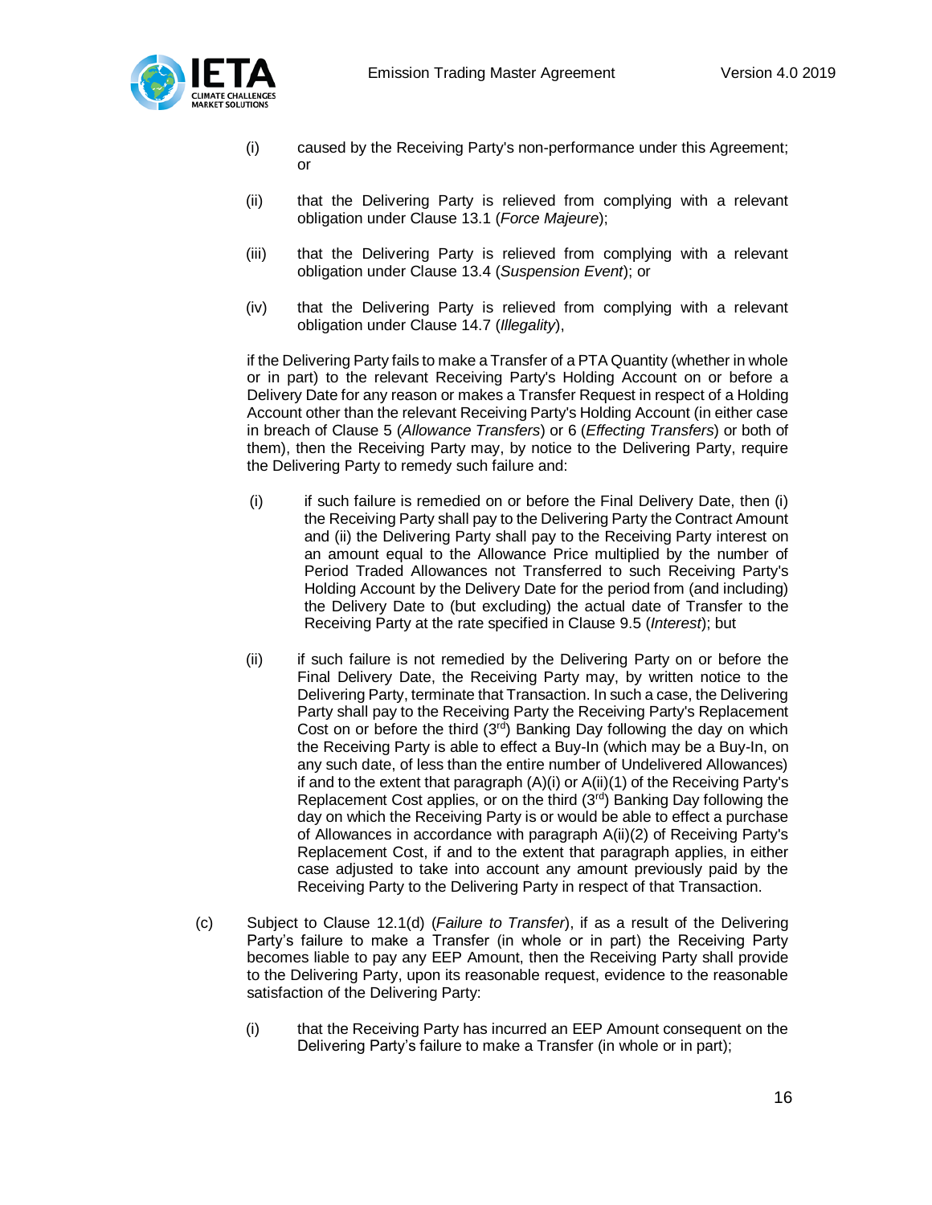(i) caused by the Receiving Party's non-performance under this Agreement; or

(ii) that the Delivering Party is relieved from complying with a relevant obligation under Clause 13.1 (*Force Majeure*);

(iii) that the Delivering Party is relieved from complying with a relevant obligation under Clause 13.4 (*Suspension Event*); or

(iv) that the Delivering Party is relieved from complying with a relevant obligation under Clause 14.7 (*Illegality*),

if the Delivering Party fails to make a Transfer of a PTA Quantity (whether in whole or in part) to the relevant Receiving Party's Holding Account on or before a Delivery Date for any reason or makes a Transfer Request in respect of a Holding Account other than the relevant Receiving Party's Holding Account (in either case in breach of Clause 5 (*Allowance Transfers*) or 6 (*Effecting Transfers*) or both of them), then the Receiving Party may, by notice to the Delivering Party, require the Delivering Party to remedy such failure and:

(i) if such failure is remedied on or before the Final Delivery Date, then (i) the Receiving Party shall pay to the Delivering Party the Contract Amount and (ii) the Delivering Party shall pay to the Receiving Party interest on an amount equal to the Allowance Price multiplied by the number of Period Traded Allowances not Transferred to such Receiving Party's Holding Account by the Delivery Date for the period from (and including) the Delivery Date to (but excluding) the actual date of Transfer to the Receiving Party at the rate specified in Clause 9.5 (*Interest*); but

(ii) if such failure is not remedied by the Delivering Party on or before the Final Delivery Date, the Receiving Party may, by written notice to the Delivering Party, terminate that Transaction. In such a case, the Delivering Party shall pay to the Receiving Party the Receiving Party's Replacement Cost on or before the third (3rd) Banking Day following the day on which the Receiving Party is able to effect a Buy-In (which may be a Buy-In, on any such date, of less than the entire number of Undelivered Allowances) if and to the extent that paragraph (A)(i) or A(ii)(1) of the Receiving Party's Replacement Cost applies, or on the third (3rd) Banking Day following the day on which the Receiving Party is or would be able to effect a purchase of Allowances in accordance with paragraph A(ii)(2) of Receiving Party's Replacement Cost, if and to the extent that paragraph applies, in either case adjusted to take into account any amount previously paid by the Receiving Party to the Delivering Party in respect of that Transaction.

(c) Subject to Clause 12.1(d) (*Failure to Transfer*), if as a result of the Delivering Party's failure to make a Transfer (in whole or in part) the Receiving Party becomes liable to pay any EEP Amount, then the Receiving Party shall provide to the Delivering Party, upon its reasonable request, evidence to the reasonable satisfaction of the Delivering Party:

(i) that the Receiving Party has incurred an EEP Amount consequent on the Delivering Party's failure to make a Transfer (in whole or in part);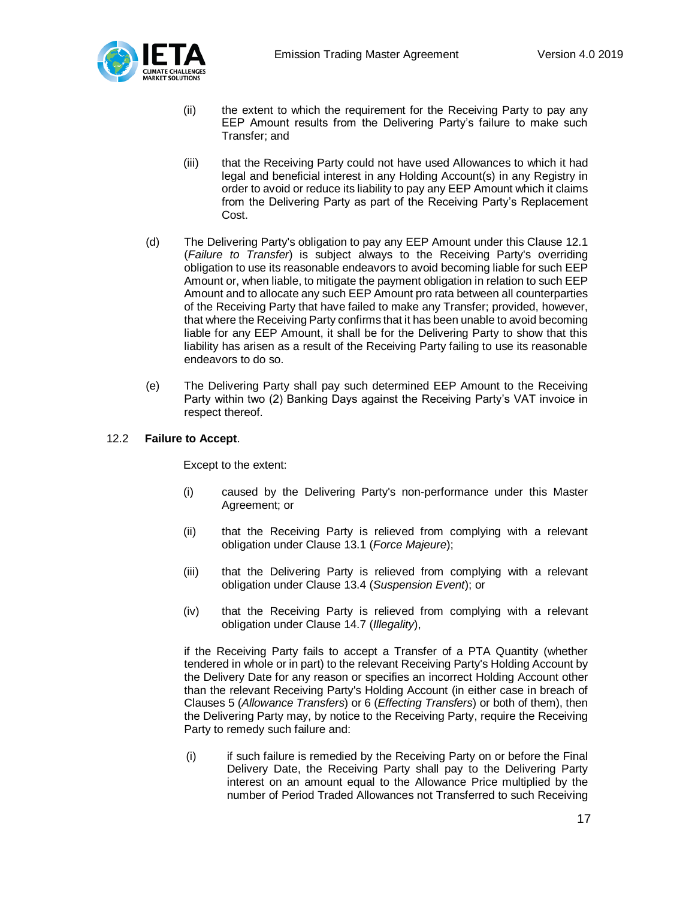(ii) the extent to which the requirement for the Receiving Party to pay any EEP Amount results from the Delivering Party's failure to make such Transfer; and

(iii) that the Receiving Party could not have used Allowances to which it had legal and beneficial interest in any Holding Account(s) in any Registry in order to avoid or reduce its liability to pay any EEP Amount which it claims from the Delivering Party as part of the Receiving Party's Replacement Cost.

(d) The Delivering Party's obligation to pay any EEP Amount under this Clause 12.1 (*Failure to Transfer*) is subject always to the Receiving Party's overriding obligation to use its reasonable endeavors to avoid becoming liable for such EEP Amount or, when liable, to mitigate the payment obligation in relation to such EEP Amount and to allocate any such EEP Amount pro rata between all counterparties of the Receiving Party that have failed to make any Transfer; provided, however, that where the Receiving Party confirms that it has been unable to avoid becoming liable for any EEP Amount, it shall be for the Delivering Party to show that this liability has arisen as a result of the Receiving Party failing to use its reasonable endeavors to do so.

(e) The Delivering Party shall pay such determined EEP Amount to the Receiving Party within two (2) Banking Days against the Receiving Party's VAT invoice in respect thereof.

12.2 **Failure to Accept**.

Except to the extent:

(i) caused by the Delivering Party's non-performance under this Master Agreement; or

(ii) that the Receiving Party is relieved from complying with a relevant obligation under Clause 13.1 (*Force Majeure*);

(iii) that the Delivering Party is relieved from complying with a relevant obligation under Clause 13.4 (*Suspension Event*); or

(iv) that the Receiving Party is relieved from complying with a relevant obligation under Clause 14.7 (*Illegality*),

if the Receiving Party fails to accept a Transfer of a PTA Quantity (whether tendered in whole or in part) to the relevant Receiving Party's Holding Account by the Delivery Date for any reason or specifies an incorrect Holding Account other than the relevant Receiving Party's Holding Account (in either case in breach of Clauses 5 (*Allowance Transfers*) or 6 (*Effecting Transfers*) or both of them), then the Delivering Party may, by notice to the Receiving Party, require the Receiving Party to remedy such failure and:

(i) if such failure is remedied by the Receiving Party on or before the Final Delivery Date, the Receiving Party shall pay to the Delivering Party interest on an amount equal to the Allowance Price multiplied by the number of Period Traded Allowances not Transferred to such Receiving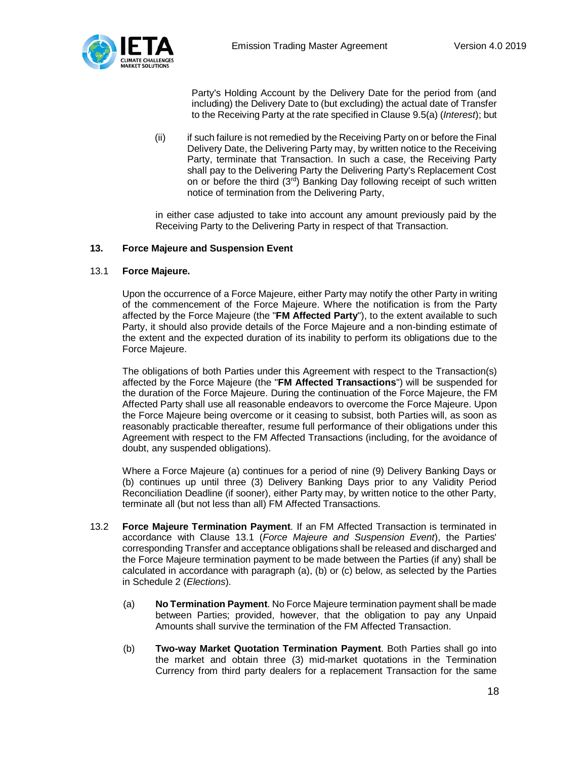Party's Holding Account by the Delivery Date for the period from (and including) the Delivery Date to (but excluding) the actual date of Transfer to the Receiving Party at the rate specified in Clause 9.5(a) (*Interest*); but

(ii) if such failure is not remedied by the Receiving Party on or before the Final Delivery Date, the Delivering Party may, by written notice to the Receiving Party, terminate that Transaction. In such a case, the Receiving Party shall pay to the Delivering Party the Delivering Party's Replacement Cost on or before the third (3rd) Banking Day following receipt of such written notice of termination from the Delivering Party,

in either case adjusted to take into account any amount previously paid by the Receiving Party to the Delivering Party in respect of that Transaction.

## 13. Force Majeure and Suspension Event

### 13.1 Force Majeure.

Upon the occurrence of a Force Majeure, either Party may notify the other Party in writing of the commencement of the Force Majeure. Where the notification is from the Party affected by the Force Majeure (the "**FM Affected Party**"), to the extent available to such Party, it should also provide details of the Force Majeure and a non-binding estimate of the extent and the expected duration of its inability to perform its obligations due to the Force Majeure.

The obligations of both Parties under this Agreement with respect to the Transaction(s) affected by the Force Majeure (the "**FM Affected Transactions**") will be suspended for the duration of the Force Majeure. During the continuation of the Force Majeure, the FM Affected Party shall use all reasonable endeavors to overcome the Force Majeure. Upon the Force Majeure being overcome or it ceasing to subsist, both Parties will, as soon as reasonably practicable thereafter, resume full performance of their obligations under this Agreement with respect to the FM Affected Transactions (including, for the avoidance of doubt, any suspended obligations).

Where a Force Majeure (a) continues for a period of nine (9) Delivery Banking Days or (b) continues up until three (3) Delivery Banking Days prior to any Validity Period Reconciliation Deadline (if sooner), either Party may, by written notice to the other Party, terminate all (but not less than all) FM Affected Transactions.

13.2 **Force Majeure Termination Payment**. If an FM Affected Transaction is terminated in accordance with Clause 13.1 (*Force Majeure and Suspension Event*), the Parties' corresponding Transfer and acceptance obligations shall be released and discharged and the Force Majeure termination payment to be made between the Parties (if any) shall be calculated in accordance with paragraph (a), (b) or (c) below, as selected by the Parties in Schedule 2 (*Elections*).

(a) **No Termination Payment**. No Force Majeure termination payment shall be made between Parties; provided, however, that the obligation to pay any Unpaid Amounts shall survive the termination of the FM Affected Transaction.

(b) **Two-way Market Quotation Termination Payment**. Both Parties shall go into the market and obtain three (3) mid-market quotations in the Termination Currency from third party dealers for a replacement Transaction for the same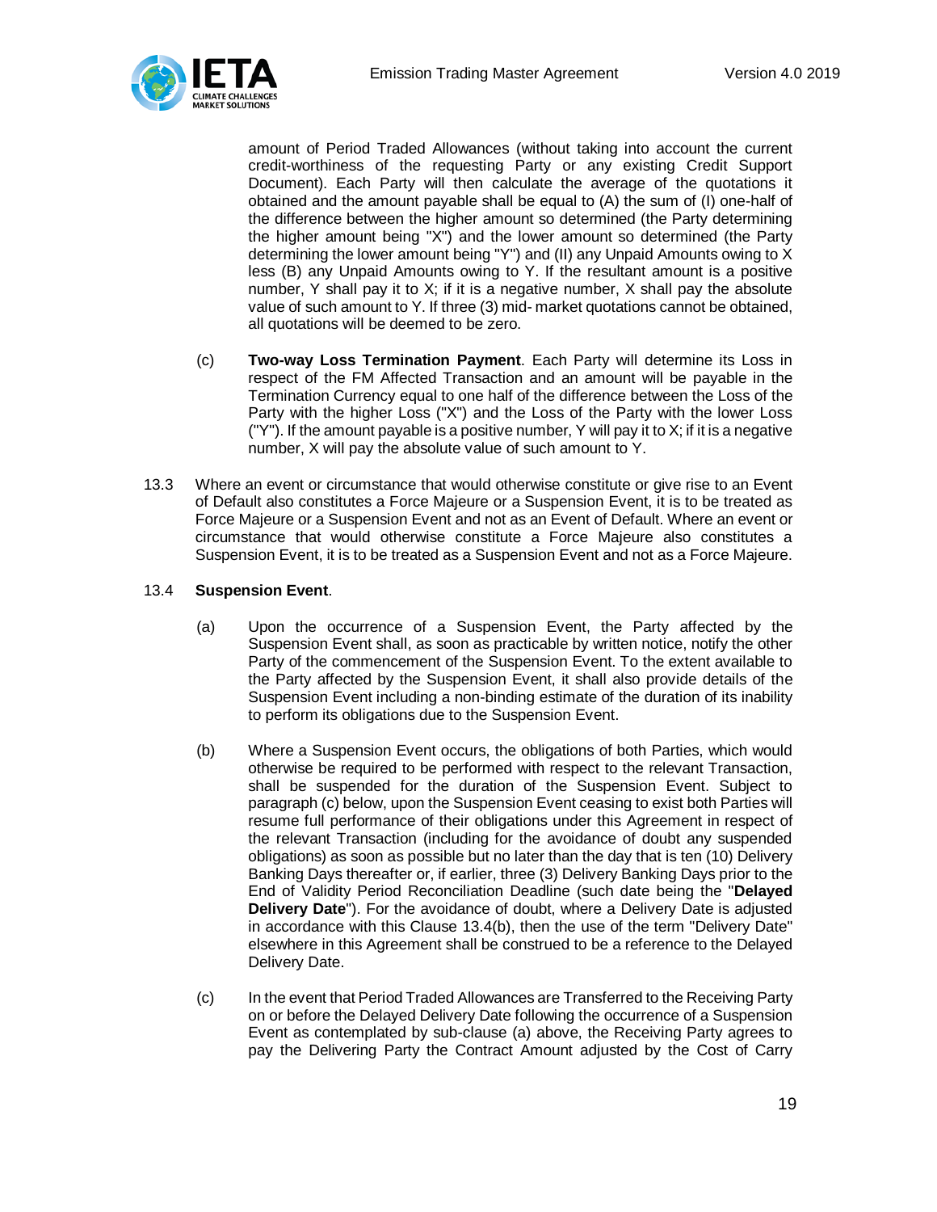amount of Period Traded Allowances (without taking into account the current credit-worthiness of the requesting Party or any existing Credit Support Document). Each Party will then calculate the average of the quotations it obtained and the amount payable shall be equal to (A) the sum of (I) one-half of the difference between the higher amount so determined (the Party determining the higher amount being "X") and the lower amount so determined (the Party determining the lower amount being "Y") and (II) any Unpaid Amounts owing to X less (B) any Unpaid Amounts owing to Y. If the resultant amount is a positive number, Y shall pay it to X; if it is a negative number, X shall pay the absolute value of such amount to Y. If three (3) mid- market quotations cannot be obtained, all quotations will be deemed to be zero.

(c) **Two-way Loss Termination Payment**. Each Party will determine its Loss in respect of the FM Affected Transaction and an amount will be payable in the Termination Currency equal to one half of the difference between the Loss of the Party with the higher Loss ("X") and the Loss of the Party with the lower Loss ("Y"). If the amount payable is a positive number, Y will pay it to X; if it is a negative number, X will pay the absolute value of such amount to Y.

13.3 Where an event or circumstance that would otherwise constitute or give rise to an Event of Default also constitutes a Force Majeure or a Suspension Event, it is to be treated as Force Majeure or a Suspension Event and not as an Event of Default. Where an event or circumstance that would otherwise constitute a Force Majeure also constitutes a Suspension Event, it is to be treated as a Suspension Event and not as a Force Majeure.

13.4 **Suspension Event**.

(a) Upon the occurrence of a Suspension Event, the Party affected by the Suspension Event shall, as soon as practicable by written notice, notify the other Party of the commencement of the Suspension Event. To the extent available to the Party affected by the Suspension Event, it shall also provide details of the Suspension Event including a non-binding estimate of the duration of its inability to perform its obligations due to the Suspension Event.

(b) Where a Suspension Event occurs, the obligations of both Parties, which would otherwise be required to be performed with respect to the relevant Transaction, shall be suspended for the duration of the Suspension Event. Subject to paragraph (c) below, upon the Suspension Event ceasing to exist both Parties will resume full performance of their obligations under this Agreement in respect of the relevant Transaction (including for the avoidance of doubt any suspended obligations) as soon as possible but no later than the day that is ten (10) Delivery Banking Days thereafter or, if earlier, three (3) Delivery Banking Days prior to the End of Validity Period Reconciliation Deadline (such date being the "**Delayed Delivery Date**"). For the avoidance of doubt, where a Delivery Date is adjusted in accordance with this Clause 13.4(b), then the use of the term "Delivery Date" elsewhere in this Agreement shall be construed to be a reference to the Delayed Delivery Date.

(c) In the event that Period Traded Allowances are Transferred to the Receiving Party on or before the Delayed Delivery Date following the occurrence of a Suspension Event as contemplated by sub-clause (a) above, the Receiving Party agrees to pay the Delivering Party the Contract Amount adjusted by the Cost of Carry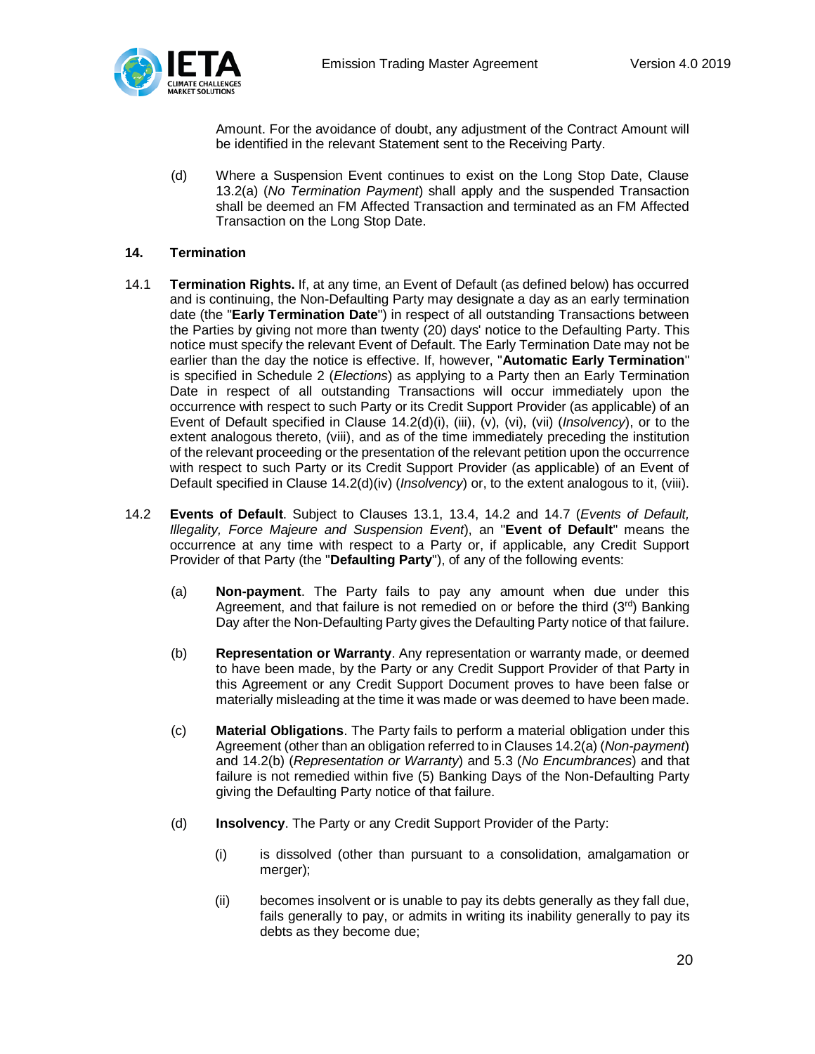Amount. For the avoidance of doubt, any adjustment of the Contract Amount will be identified in the relevant Statement sent to the Receiving Party.

(d) Where a Suspension Event continues to exist on the Long Stop Date, Clause 13.2(a) (*No Termination Payment*) shall apply and the suspended Transaction shall be deemed an FM Affected Transaction and terminated as an FM Affected Transaction on the Long Stop Date.

## 14. Termination

14.1 **Termination Rights.** If, at any time, an Event of Default (as defined below) has occurred and is continuing, the Non-Defaulting Party may designate a day as an early termination date (the "**Early Termination Date**") in respect of all outstanding Transactions between the Parties by giving not more than twenty (20) days' notice to the Defaulting Party. This notice must specify the relevant Event of Default. The Early Termination Date may not be earlier than the day the notice is effective. If, however, "**Automatic Early Termination**" is specified in Schedule 2 (*Elections*) as applying to a Party then an Early Termination Date in respect of all outstanding Transactions will occur immediately upon the occurrence with respect to such Party or its Credit Support Provider (as applicable) of an Event of Default specified in Clause 14.2(d)(i), (iii), (v), (vi), (vii) (*Insolvency*), or to the extent analogous thereto, (viii), and as of the time immediately preceding the institution of the relevant proceeding or the presentation of the relevant petition upon the occurrence with respect to such Party or its Credit Support Provider (as applicable) of an Event of Default specified in Clause 14.2(d)(iv) (*Insolvency*) or, to the extent analogous to it, (viii).

14.2 **Events of Default**. Subject to Clauses 13.1, 13.4, 14.2 and 14.7 (*Events of Default, Illegality, Force Majeure and Suspension Event*), an "**Event of Default**" means the occurrence at any time with respect to a Party or, if applicable, any Credit Support Provider of that Party (the "**Defaulting Party**"), of any of the following events:

(a) **Non-payment**. The Party fails to pay any amount when due under this Agreement, and that failure is not remedied on or before the third (3rd) Banking Day after the Non-Defaulting Party gives the Defaulting Party notice of that failure.

(b) **Representation or Warranty**. Any representation or warranty made, or deemed to have been made, by the Party or any Credit Support Provider of that Party in this Agreement or any Credit Support Document proves to have been false or materially misleading at the time it was made or was deemed to have been made.

(c) **Material Obligations**. The Party fails to perform a material obligation under this Agreement (other than an obligation referred to in Clauses 14.2(a) (*Non-payment*) and 14.2(b) (*Representation or Warranty*) and 5.3 (*No Encumbrances*) and that failure is not remedied within five (5) Banking Days of the Non-Defaulting Party giving the Defaulting Party notice of that failure.

(d) **Insolvency**. The Party or any Credit Support Provider of the Party:

(i) is dissolved (other than pursuant to a consolidation, amalgamation or merger);

(ii) becomes insolvent or is unable to pay its debts generally as they fall due, fails generally to pay, or admits in writing its inability generally to pay its debts as they become due;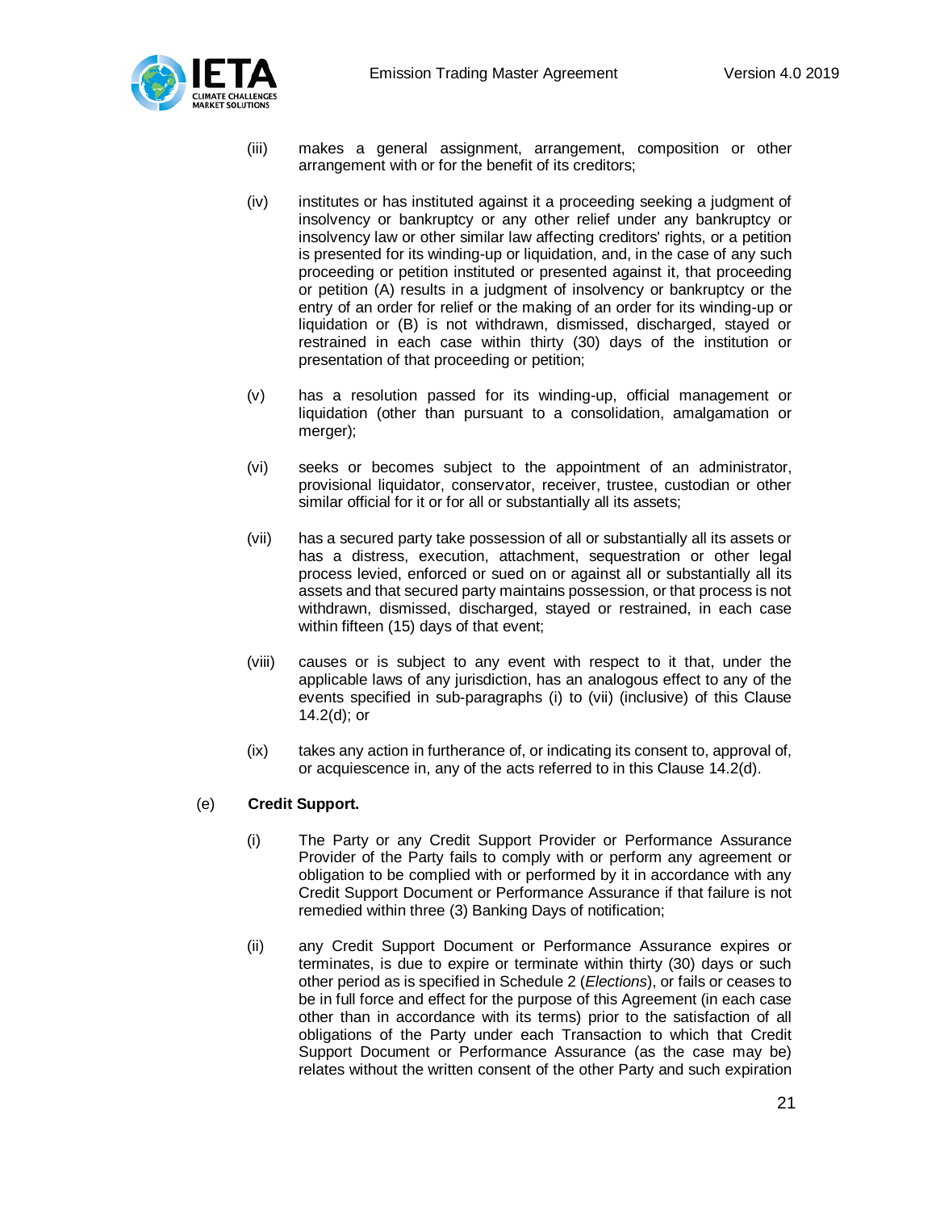(iii) makes a general assignment, arrangement, composition or other arrangement with or for the benefit of its creditors;

(iv) institutes or has instituted against it a proceeding seeking a judgment of insolvency or bankruptcy or any other relief under any bankruptcy or insolvency law or other similar law affecting creditors' rights, or a petition is presented for its winding-up or liquidation, and, in the case of any such proceeding or petition instituted or presented against it, that proceeding or petition (A) results in a judgment of insolvency or bankruptcy or the entry of an order for relief or the making of an order for its winding-up or liquidation or (B) is not withdrawn, dismissed, discharged, stayed or restrained in each case within thirty (30) days of the institution or presentation of that proceeding or petition;

(v) has a resolution passed for its winding-up, official management or liquidation (other than pursuant to a consolidation, amalgamation or merger);

(vi) seeks or becomes subject to the appointment of an administrator, provisional liquidator, conservator, receiver, trustee, custodian or other similar official for it or for all or substantially all its assets;

(vii) has a secured party take possession of all or substantially all its assets or has a distress, execution, attachment, sequestration or other legal process levied, enforced or sued on or against all or substantially all its assets and that secured party maintains possession, or that process is not withdrawn, dismissed, discharged, stayed or restrained, in each case within fifteen (15) days of that event;

(viii) causes or is subject to any event with respect to it that, under the applicable laws of any jurisdiction, has an analogous effect to any of the events specified in sub-paragraphs (i) to (vii) (inclusive) of this Clause 14.2(d); or

(ix) takes any action in furtherance of, or indicating its consent to, approval of, or acquiescence in, any of the acts referred to in this Clause 14.2(d).

(e) **Credit Support.**

(i) The Party or any Credit Support Provider or Performance Assurance Provider of the Party fails to comply with or perform any agreement or obligation to be complied with or performed by it in accordance with any Credit Support Document or Performance Assurance if that failure is not remedied within three (3) Banking Days of notification;

(ii) any Credit Support Document or Performance Assurance expires or terminates, is due to expire or terminate within thirty (30) days or such other period as is specified in Schedule 2 (*Elections*), or fails or ceases to be in full force and effect for the purpose of this Agreement (in each case other than in accordance with its terms) prior to the satisfaction of all obligations of the Party under each Transaction to which that Credit Support Document or Performance Assurance (as the case may be) relates without the written consent of the other Party and such expiration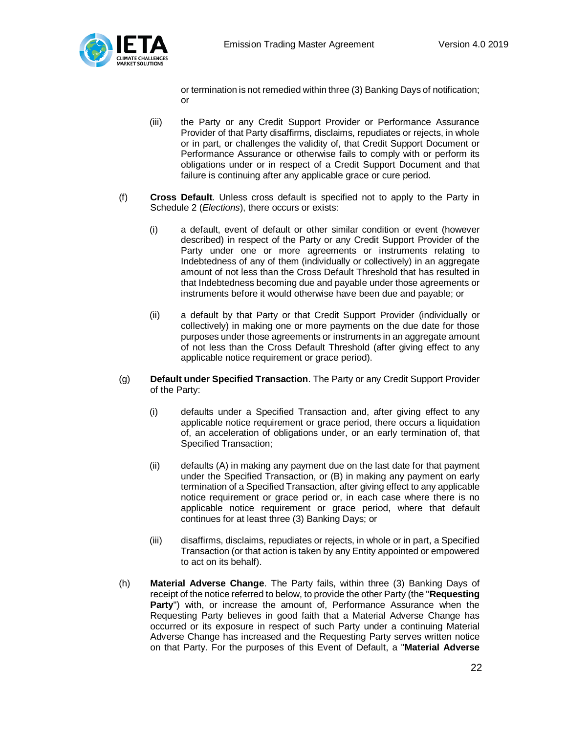or termination is not remedied within three (3) Banking Days of notification; or

(iii) the Party or any Credit Support Provider or Performance Assurance Provider of that Party disaffirms, disclaims, repudiates or rejects, in whole or in part, or challenges the validity of, that Credit Support Document or Performance Assurance or otherwise fails to comply with or perform its obligations under or in respect of a Credit Support Document and that failure is continuing after any applicable grace or cure period.

(f) **Cross Default**. Unless cross default is specified not to apply to the Party in Schedule 2 (*Elections*), there occurs or exists:

(i) a default, event of default or other similar condition or event (however described) in respect of the Party or any Credit Support Provider of the Party under one or more agreements or instruments relating to Indebtedness of any of them (individually or collectively) in an aggregate amount of not less than the Cross Default Threshold that has resulted in that Indebtedness becoming due and payable under those agreements or instruments before it would otherwise have been due and payable; or

(ii) a default by that Party or that Credit Support Provider (individually or collectively) in making one or more payments on the due date for those purposes under those agreements or instruments in an aggregate amount of not less than the Cross Default Threshold (after giving effect to any applicable notice requirement or grace period).

(g) **Default under Specified Transaction**. The Party or any Credit Support Provider of the Party:

(i) defaults under a Specified Transaction and, after giving effect to any applicable notice requirement or grace period, there occurs a liquidation of, an acceleration of obligations under, or an early termination of, that Specified Transaction;

(ii) defaults (A) in making any payment due on the last date for that payment under the Specified Transaction, or (B) in making any payment on early termination of a Specified Transaction, after giving effect to any applicable notice requirement or grace period or, in each case where there is no applicable notice requirement or grace period, where that default continues for at least three (3) Banking Days; or

(iii) disaffirms, disclaims, repudiates or rejects, in whole or in part, a Specified Transaction (or that action is taken by any Entity appointed or empowered to act on its behalf).

(h) **Material Adverse Change**. The Party fails, within three (3) Banking Days of receipt of the notice referred to below, to provide the other Party (the "**Requesting Party**") with, or increase the amount of, Performance Assurance when the Requesting Party believes in good faith that a Material Adverse Change has occurred or its exposure in respect of such Party under a continuing Material Adverse Change has increased and the Requesting Party serves written notice on that Party. For the purposes of this Event of Default, a "**Material Adverse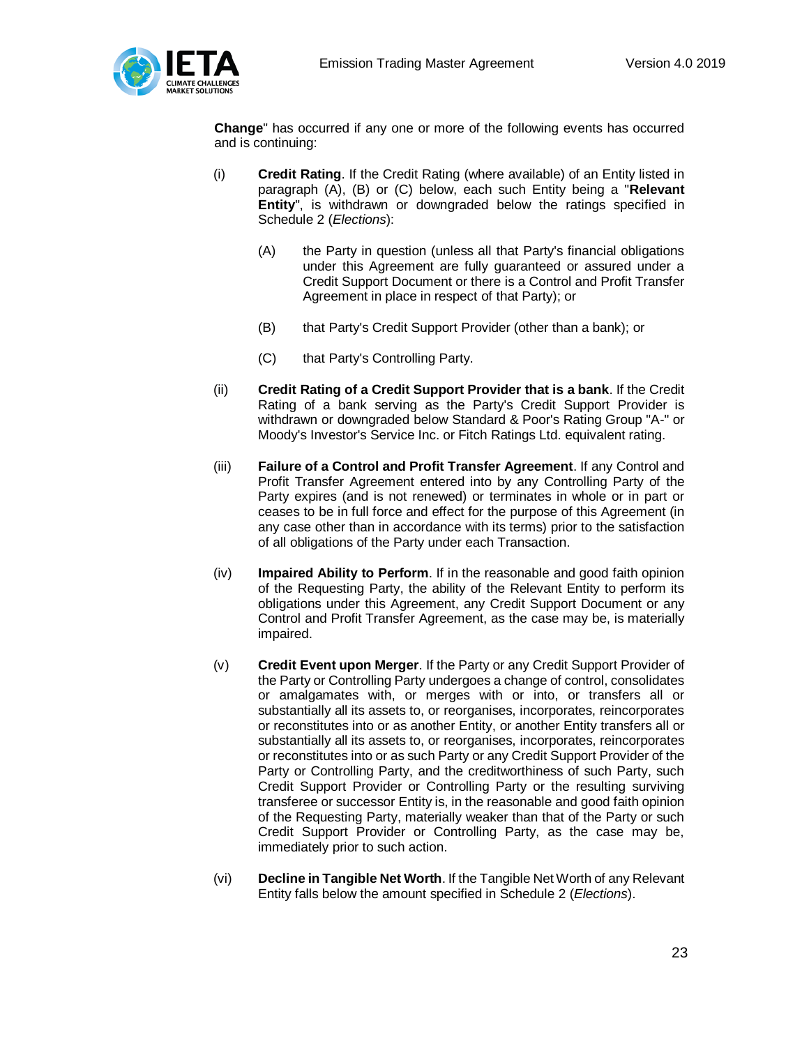**Change**" has occurred if any one or more of the following events has occurred and is continuing:

(i) **Credit Rating**. If the Credit Rating (where available) of an Entity listed in paragraph (A), (B) or (C) below, each such Entity being a "**Relevant Entity**", is withdrawn or downgraded below the ratings specified in Schedule 2 (*Elections*):

(A) the Party in question (unless all that Party's financial obligations under this Agreement are fully guaranteed or assured under a Credit Support Document or there is a Control and Profit Transfer Agreement in place in respect of that Party); or

(B) that Party's Credit Support Provider (other than a bank); or

(C) that Party's Controlling Party.

(ii) **Credit Rating of a Credit Support Provider that is a bank**. If the Credit Rating of a bank serving as the Party's Credit Support Provider is withdrawn or downgraded below Standard & Poor's Rating Group "A-" or Moody's Investor's Service Inc. or Fitch Ratings Ltd. equivalent rating.

(iii) **Failure of a Control and Profit Transfer Agreement**. If any Control and Profit Transfer Agreement entered into by any Controlling Party of the Party expires (and is not renewed) or terminates in whole or in part or ceases to be in full force and effect for the purpose of this Agreement (in any case other than in accordance with its terms) prior to the satisfaction of all obligations of the Party under each Transaction.

(iv) **Impaired Ability to Perform**. If in the reasonable and good faith opinion of the Requesting Party, the ability of the Relevant Entity to perform its obligations under this Agreement, any Credit Support Document or any Control and Profit Transfer Agreement, as the case may be, is materially impaired.

(v) **Credit Event upon Merger**. If the Party or any Credit Support Provider of the Party or Controlling Party undergoes a change of control, consolidates or amalgamates with, or merges with or into, or transfers all or substantially all its assets to, or reorganises, incorporates, reincorporates or reconstitutes into or as another Entity, or another Entity transfers all or substantially all its assets to, or reorganises, incorporates, reincorporates or reconstitutes into or as such Party or any Credit Support Provider of the Party or Controlling Party, and the creditworthiness of such Party, such Credit Support Provider or Controlling Party or the resulting surviving transferee or successor Entity is, in the reasonable and good faith opinion of the Requesting Party, materially weaker than that of the Party or such Credit Support Provider or Controlling Party, as the case may be, immediately prior to such action.

(vi) **Decline in Tangible Net Worth**. If the Tangible Net Worth of any Relevant Entity falls below the amount specified in Schedule 2 (*Elections*).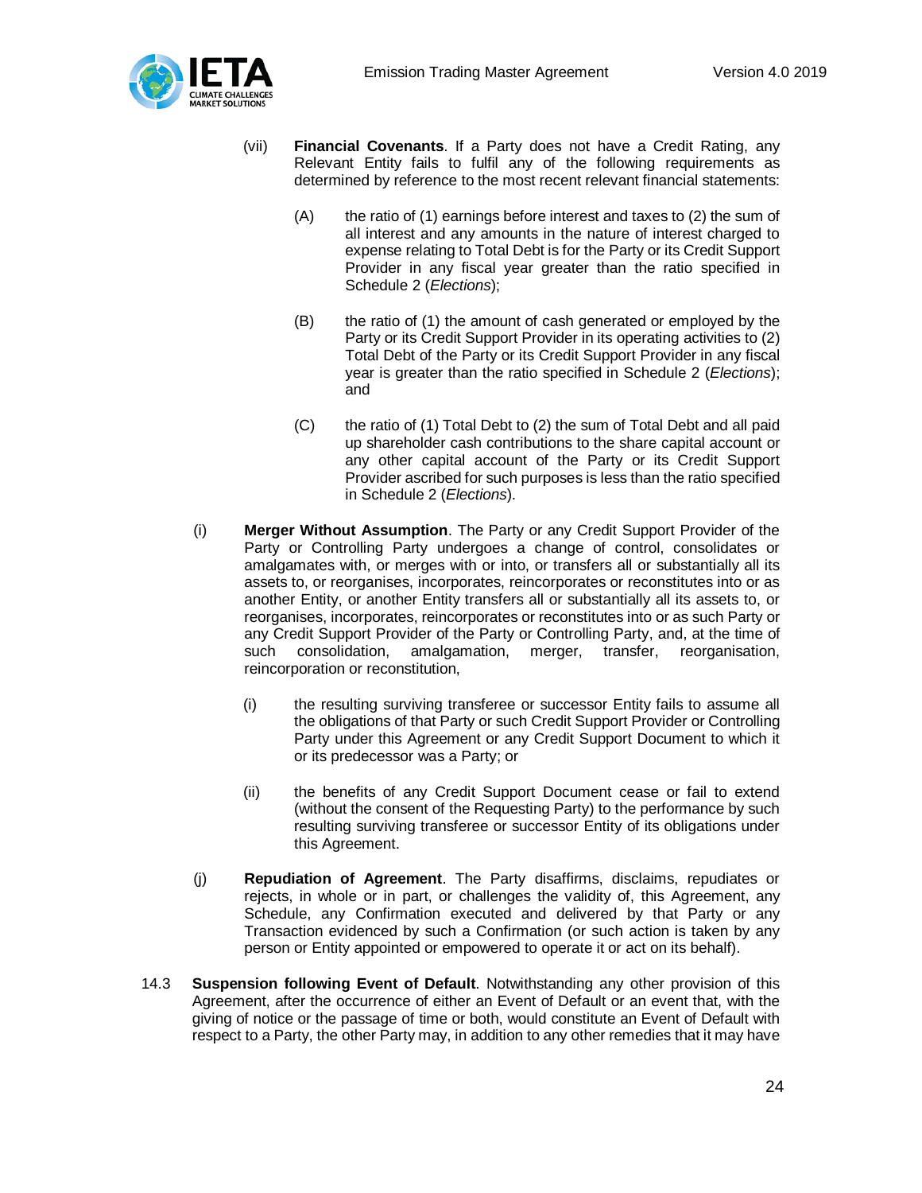(vii) **Financial Covenants**. If a Party does not have a Credit Rating, any Relevant Entity fails to fulfil any of the following requirements as determined by reference to the most recent relevant financial statements:

(A) the ratio of (1) earnings before interest and taxes to (2) the sum of all interest and any amounts in the nature of interest charged to expense relating to Total Debt is for the Party or its Credit Support Provider in any fiscal year greater than the ratio specified in Schedule 2 (*Elections*);

(B) the ratio of (1) the amount of cash generated or employed by the Party or its Credit Support Provider in its operating activities to (2) Total Debt of the Party or its Credit Support Provider in any fiscal year is greater than the ratio specified in Schedule 2 (*Elections*); and

(C) the ratio of (1) Total Debt to (2) the sum of Total Debt and all paid up shareholder cash contributions to the share capital account or any other capital account of the Party or its Credit Support Provider ascribed for such purposes is less than the ratio specified in Schedule 2 (*Elections*).

(i) **Merger Without Assumption**. The Party or any Credit Support Provider of the Party or Controlling Party undergoes a change of control, consolidates or amalgamates with, or merges with or into, or transfers all or substantially all its assets to, or reorganises, incorporates, reincorporates or reconstitutes into or as another Entity, or another Entity transfers all or substantially all its assets to, or reorganises, incorporates, reincorporates or reconstitutes into or as such Party or any Credit Support Provider of the Party or Controlling Party, and, at the time of such consolidation, amalgamation, merger, transfer, reorganisation, reincorporation or reconstitution,

(i) the resulting surviving transferee or successor Entity fails to assume all the obligations of that Party or such Credit Support Provider or Controlling Party under this Agreement or any Credit Support Document to which it or its predecessor was a Party; or

(ii) the benefits of any Credit Support Document cease or fail to extend (without the consent of the Requesting Party) to the performance by such resulting surviving transferee or successor Entity of its obligations under this Agreement.

(j) **Repudiation of Agreement**. The Party disaffirms, disclaims, repudiates or rejects, in whole or in part, or challenges the validity of, this Agreement, any Schedule, any Confirmation executed and delivered by that Party or any Transaction evidenced by such a Confirmation (or such action is taken by any person or Entity appointed or empowered to operate it or act on its behalf).

14.3 **Suspension following Event of Default**. Notwithstanding any other provision of this Agreement, after the occurrence of either an Event of Default or an event that, with the giving of notice or the passage of time or both, would constitute an Event of Default with respect to a Party, the other Party may, in addition to any other remedies that it may have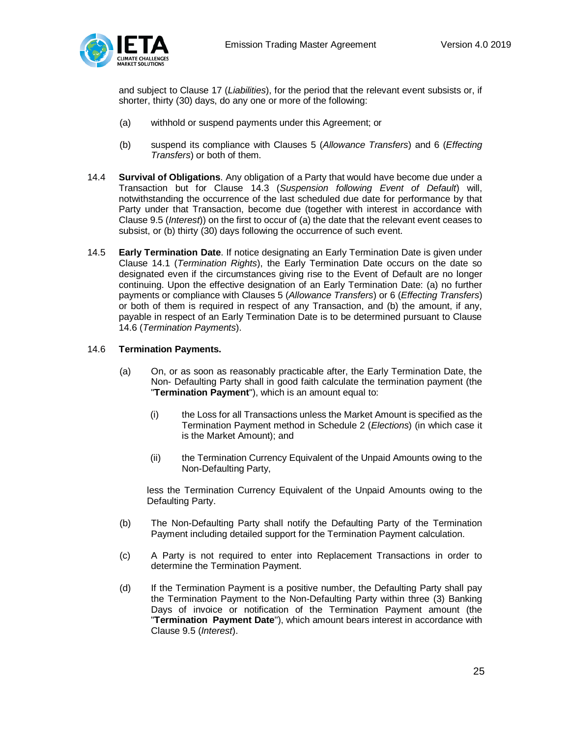and subject to Clause 17 (*Liabilities*), for the period that the relevant event subsists or, if shorter, thirty (30) days, do any one or more of the following:

(a) withhold or suspend payments under this Agreement; or

(b) suspend its compliance with Clauses 5 (*Allowance Transfers*) and 6 (*Effecting Transfers*) or both of them.

14.4 **Survival of Obligations**. Any obligation of a Party that would have become due under a Transaction but for Clause 14.3 (*Suspension following Event of Default*) will, notwithstanding the occurrence of the last scheduled due date for performance by that Party under that Transaction, become due (together with interest in accordance with Clause 9.5 (*Interest*)) on the first to occur of (a) the date that the relevant event ceases to subsist, or (b) thirty (30) days following the occurrence of such event.

14.5 **Early Termination Date**. If notice designating an Early Termination Date is given under Clause 14.1 (*Termination Rights*), the Early Termination Date occurs on the date so designated even if the circumstances giving rise to the Event of Default are no longer continuing. Upon the effective designation of an Early Termination Date: (a) no further payments or compliance with Clauses 5 (*Allowance Transfers*) or 6 (*Effecting Transfers*) or both of them is required in respect of any Transaction, and (b) the amount, if any, payable in respect of an Early Termination Date is to be determined pursuant to Clause 14.6 (*Termination Payments*).

14.6 **Termination Payments.**

(a) On, or as soon as reasonably practicable after, the Early Termination Date, the Non- Defaulting Party shall in good faith calculate the termination payment (the "**Termination Payment**"), which is an amount equal to:

(i) the Loss for all Transactions unless the Market Amount is specified as the Termination Payment method in Schedule 2 (*Elections*) (in which case it is the Market Amount); and

(ii) the Termination Currency Equivalent of the Unpaid Amounts owing to the Non-Defaulting Party,

less the Termination Currency Equivalent of the Unpaid Amounts owing to the Defaulting Party.

(b) The Non-Defaulting Party shall notify the Defaulting Party of the Termination Payment including detailed support for the Termination Payment calculation.

(c) A Party is not required to enter into Replacement Transactions in order to determine the Termination Payment.

(d) If the Termination Payment is a positive number, the Defaulting Party shall pay the Termination Payment to the Non-Defaulting Party within three (3) Banking Days of invoice or notification of the Termination Payment amount (the "**Termination Payment Date**"), which amount bears interest in accordance with Clause 9.5 (*Interest*).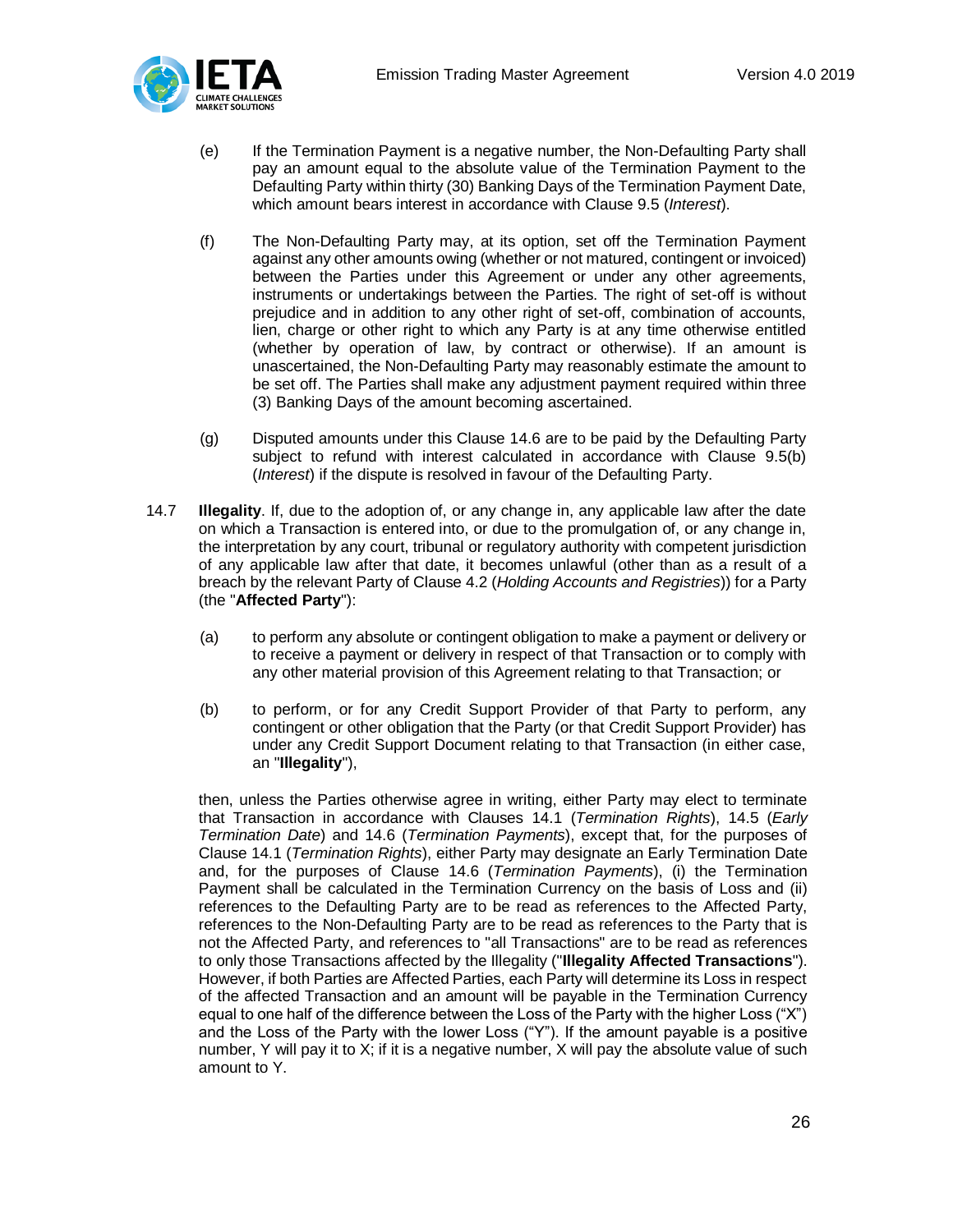(e) If the Termination Payment is a negative number, the Non-Defaulting Party shall pay an amount equal to the absolute value of the Termination Payment to the Defaulting Party within thirty (30) Banking Days of the Termination Payment Date, which amount bears interest in accordance with Clause 9.5 (*Interest*).

(f) The Non-Defaulting Party may, at its option, set off the Termination Payment against any other amounts owing (whether or not matured, contingent or invoiced) between the Parties under this Agreement or under any other agreements, instruments or undertakings between the Parties. The right of set-off is without prejudice and in addition to any other right of set-off, combination of accounts, lien, charge or other right to which any Party is at any time otherwise entitled (whether by operation of law, by contract or otherwise). If an amount is unascertained, the Non-Defaulting Party may reasonably estimate the amount to be set off. The Parties shall make any adjustment payment required within three (3) Banking Days of the amount becoming ascertained.

(g) Disputed amounts under this Clause 14.6 are to be paid by the Defaulting Party subject to refund with interest calculated in accordance with Clause 9.5(b) (*Interest*) if the dispute is resolved in favour of the Defaulting Party.

14.7 **Illegality**. If, due to the adoption of, or any change in, any applicable law after the date on which a Transaction is entered into, or due to the promulgation of, or any change in, the interpretation by any court, tribunal or regulatory authority with competent jurisdiction of any applicable law after that date, it becomes unlawful (other than as a result of a breach by the relevant Party of Clause 4.2 (*Holding Accounts and Registries*)) for a Party (the "**Affected Party**"):

(a) to perform any absolute or contingent obligation to make a payment or delivery or to receive a payment or delivery in respect of that Transaction or to comply with any other material provision of this Agreement relating to that Transaction; or

(b) to perform, or for any Credit Support Provider of that Party to perform, any contingent or other obligation that the Party (or that Credit Support Provider) has under any Credit Support Document relating to that Transaction (in either case, an "**Illegality**"),

then, unless the Parties otherwise agree in writing, either Party may elect to terminate that Transaction in accordance with Clauses 14.1 (*Termination Rights*), 14.5 (*Early Termination Date*) and 14.6 (*Termination Payments*), except that, for the purposes of Clause 14.1 (*Termination Rights*), either Party may designate an Early Termination Date and, for the purposes of Clause 14.6 (*Termination Payments*), (i) the Termination Payment shall be calculated in the Termination Currency on the basis of Loss and (ii) references to the Defaulting Party are to be read as references to the Affected Party, references to the Non-Defaulting Party are to be read as references to the Party that is not the Affected Party, and references to "all Transactions" are to be read as references to only those Transactions affected by the Illegality ("**Illegality Affected Transactions**"). However, if both Parties are Affected Parties, each Party will determine its Loss in respect of the affected Transaction and an amount will be payable in the Termination Currency equal to one half of the difference between the Loss of the Party with the higher Loss ("X") and the Loss of the Party with the lower Loss ("Y"). If the amount payable is a positive number, Y will pay it to X; if it is a negative number, X will pay the absolute value of such amount to Y.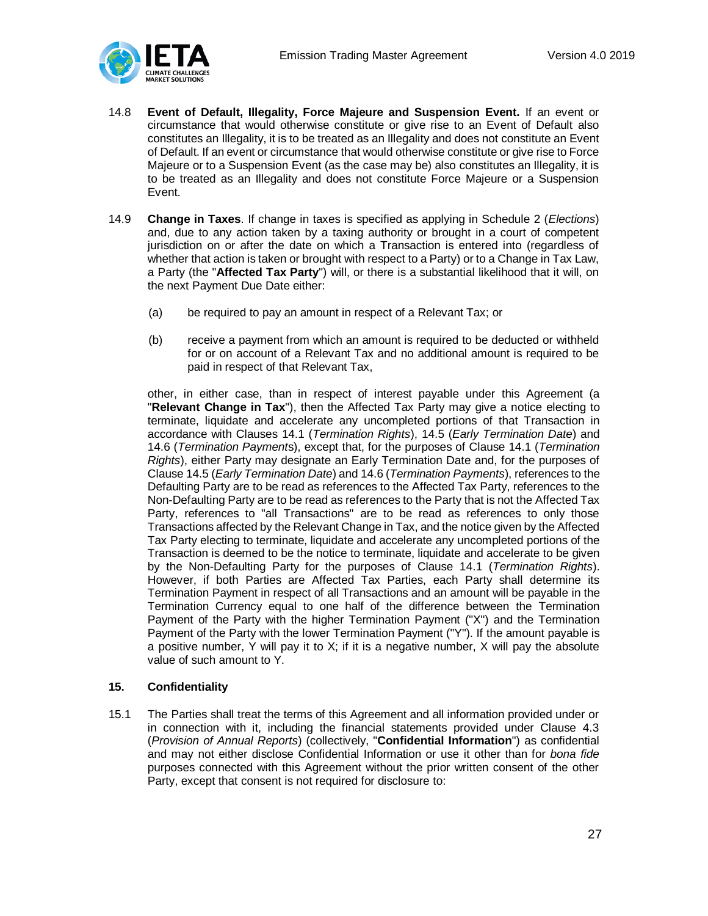14.8 **Event of Default, Illegality, Force Majeure and Suspension Event.** If an event or circumstance that would otherwise constitute or give rise to an Event of Default also constitutes an Illegality, it is to be treated as an Illegality and does not constitute an Event of Default. If an event or circumstance that would otherwise constitute or give rise to Force Majeure or to a Suspension Event (as the case may be) also constitutes an Illegality, it is to be treated as an Illegality and does not constitute Force Majeure or a Suspension Event.

14.9 **Change in Taxes**. If change in taxes is specified as applying in Schedule 2 (*Elections*) and, due to any action taken by a taxing authority or brought in a court of competent jurisdiction on or after the date on which a Transaction is entered into (regardless of whether that action is taken or brought with respect to a Party) or to a Change in Tax Law, a Party (the "**Affected Tax Party**") will, or there is a substantial likelihood that it will, on the next Payment Due Date either:

(a) be required to pay an amount in respect of a Relevant Tax; or

(b) receive a payment from which an amount is required to be deducted or withheld for or on account of a Relevant Tax and no additional amount is required to be paid in respect of that Relevant Tax,

other, in either case, than in respect of interest payable under this Agreement (a "**Relevant Change in Tax**"), then the Affected Tax Party may give a notice electing to terminate, liquidate and accelerate any uncompleted portions of that Transaction in accordance with Clauses 14.1 (*Termination Rights*), 14.5 (*Early Termination Date*) and 14.6 (*Termination Payments*), except that, for the purposes of Clause 14.1 (*Termination Rights*), either Party may designate an Early Termination Date and, for the purposes of Clause 14.5 (*Early Termination Date*) and 14.6 (*Termination Payments*), references to the Defaulting Party are to be read as references to the Affected Tax Party, references to the Non-Defaulting Party are to be read as references to the Party that is not the Affected Tax Party, references to "all Transactions" are to be read as references to only those Transactions affected by the Relevant Change in Tax, and the notice given by the Affected Tax Party electing to terminate, liquidate and accelerate any uncompleted portions of the Transaction is deemed to be the notice to terminate, liquidate and accelerate to be given by the Non-Defaulting Party for the purposes of Clause 14.1 (*Termination Rights*). However, if both Parties are Affected Tax Parties, each Party shall determine its Termination Payment in respect of all Transactions and an amount will be payable in the Termination Currency equal to one half of the difference between the Termination Payment of the Party with the higher Termination Payment ("X") and the Termination Payment of the Party with the lower Termination Payment ("Y"). If the amount payable is a positive number, Y will pay it to X; if it is a negative number, X will pay the absolute value of such amount to Y.

## 15. Confidentiality

15.1 The Parties shall treat the terms of this Agreement and all information provided under or in connection with it, including the financial statements provided under Clause 4.3 (*Provision of Annual Reports*) (collectively, "**Confidential Information**") as confidential and may not either disclose Confidential Information or use it other than for *bona fide* purposes connected with this Agreement without the prior written consent of the other Party, except that consent is not required for disclosure to: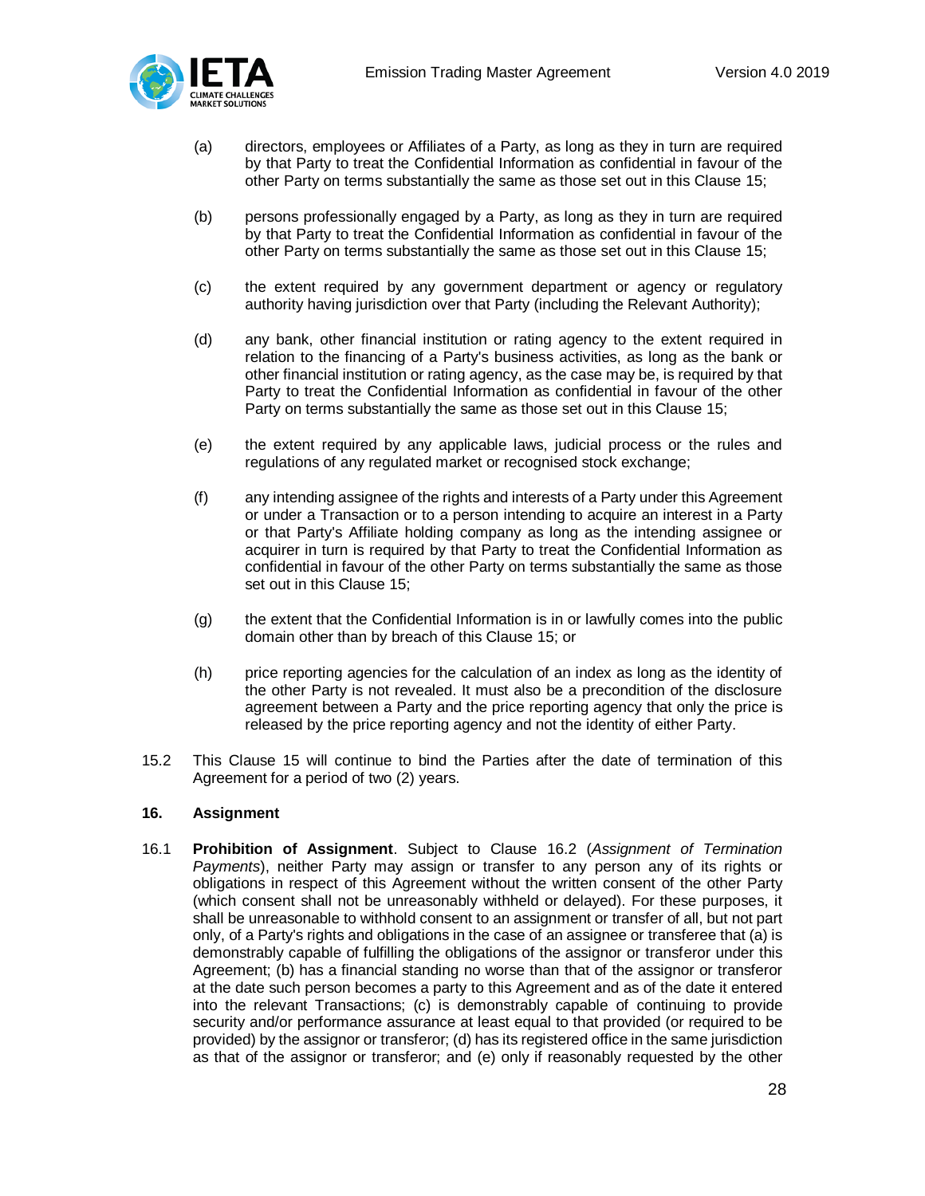(a) directors, employees or Affiliates of a Party, as long as they in turn are required by that Party to treat the Confidential Information as confidential in favour of the other Party on terms substantially the same as those set out in this Clause 15;

(b) persons professionally engaged by a Party, as long as they in turn are required by that Party to treat the Confidential Information as confidential in favour of the other Party on terms substantially the same as those set out in this Clause 15;

(c) the extent required by any government department or agency or regulatory authority having jurisdiction over that Party (including the Relevant Authority);

(d) any bank, other financial institution or rating agency to the extent required in relation to the financing of a Party's business activities, as long as the bank or other financial institution or rating agency, as the case may be, is required by that Party to treat the Confidential Information as confidential in favour of the other Party on terms substantially the same as those set out in this Clause 15;

(e) the extent required by any applicable laws, judicial process or the rules and regulations of any regulated market or recognised stock exchange;

(f) any intending assignee of the rights and interests of a Party under this Agreement or under a Transaction or to a person intending to acquire an interest in a Party or that Party's Affiliate holding company as long as the intending assignee or acquirer in turn is required by that Party to treat the Confidential Information as confidential in favour of the other Party on terms substantially the same as those set out in this Clause 15;

(g) the extent that the Confidential Information is in or lawfully comes into the public domain other than by breach of this Clause 15; or

(h) price reporting agencies for the calculation of an index as long as the identity of the other Party is not revealed. It must also be a precondition of the disclosure agreement between a Party and the price reporting agency that only the price is released by the price reporting agency and not the identity of either Party.

15.2 This Clause 15 will continue to bind the Parties after the date of termination of this Agreement for a period of two (2) years.

## 16. Assignment

16.1 **Prohibition of Assignment**. Subject to Clause 16.2 (*Assignment of Termination Payments*), neither Party may assign or transfer to any person any of its rights or obligations in respect of this Agreement without the written consent of the other Party (which consent shall not be unreasonably withheld or delayed). For these purposes, it shall be unreasonable to withhold consent to an assignment or transfer of all, but not part only, of a Party's rights and obligations in the case of an assignee or transferee that (a) is demonstrably capable of fulfilling the obligations of the assignor or transferor under this Agreement; (b) has a financial standing no worse than that of the assignor or transferor at the date such person becomes a party to this Agreement and as of the date it entered into the relevant Transactions; (c) is demonstrably capable of continuing to provide security and/or performance assurance at least equal to that provided (or required to be provided) by the assignor or transferor; (d) has its registered office in the same jurisdiction as that of the assignor or transferor; and (e) only if reasonably requested by the other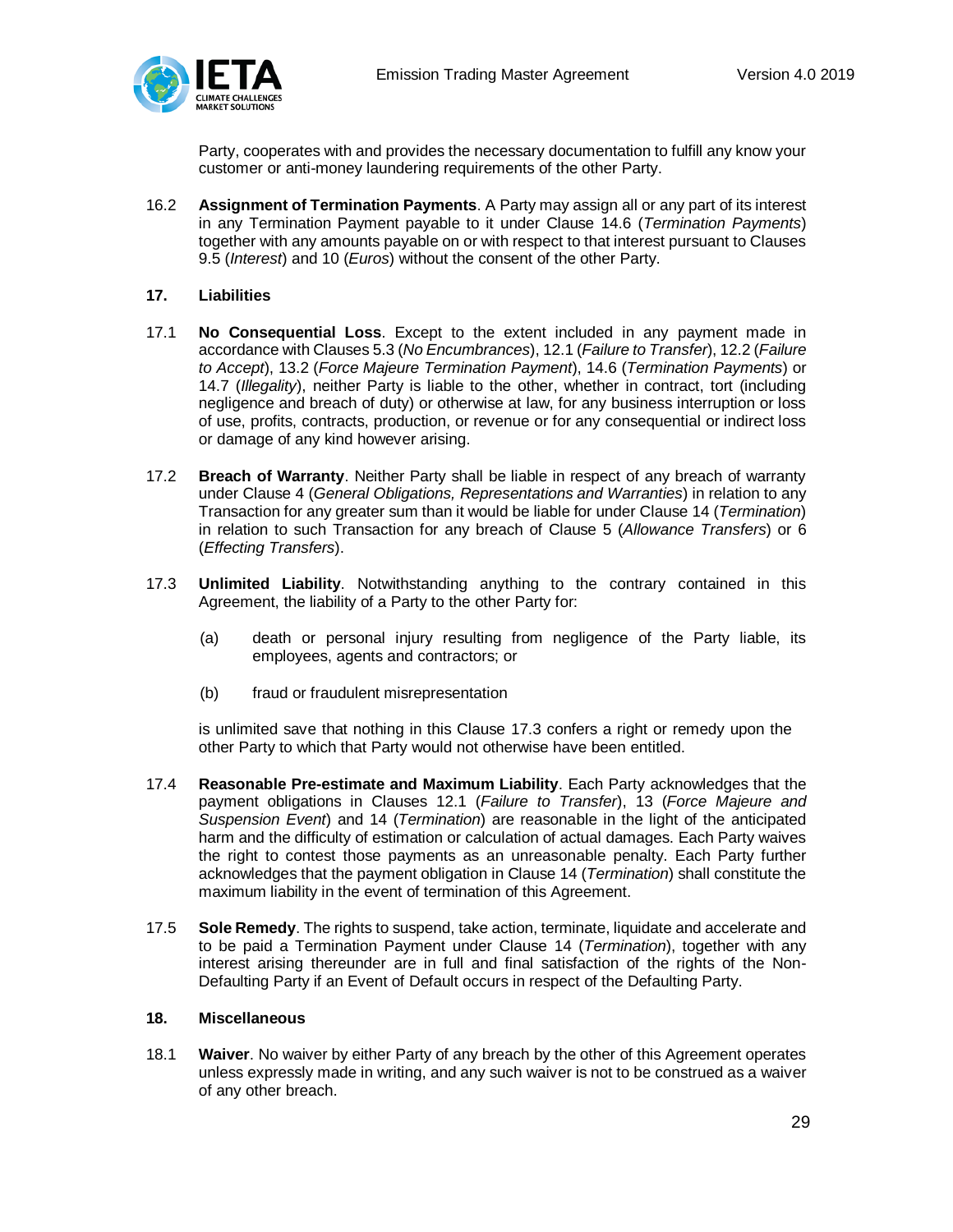Party, cooperates with and provides the necessary documentation to fulfill any know your customer or anti-money laundering requirements of the other Party.

16.2 **Assignment of Termination Payments**. A Party may assign all or any part of its interest in any Termination Payment payable to it under Clause 14.6 (*Termination Payments*) together with any amounts payable on or with respect to that interest pursuant to Clauses 9.5 (*Interest*) and 10 (*Euros*) without the consent of the other Party.

## 17. Liabilities

17.1 **No Consequential Loss**. Except to the extent included in any payment made in accordance with Clauses 5.3 (*No Encumbrances*), 12.1 (*Failure to Transfer*), 12.2 (*Failure to Accept*), 13.2 (*Force Majeure Termination Payment*), 14.6 (*Termination Payments*) or 14.7 (*Illegality*), neither Party is liable to the other, whether in contract, tort (including negligence and breach of duty) or otherwise at law, for any business interruption or loss of use, profits, contracts, production, or revenue or for any consequential or indirect loss or damage of any kind however arising.

17.2 **Breach of Warranty**. Neither Party shall be liable in respect of any breach of warranty under Clause 4 (*General Obligations, Representations and Warranties*) in relation to any Transaction for any greater sum than it would be liable for under Clause 14 (*Termination*) in relation to such Transaction for any breach of Clause 5 (*Allowance Transfers*) or 6 (*Effecting Transfers*).

17.3 **Unlimited Liability**. Notwithstanding anything to the contrary contained in this Agreement, the liability of a Party to the other Party for:

(a) death or personal injury resulting from negligence of the Party liable, its employees, agents and contractors; or

(b) fraud or fraudulent misrepresentation

is unlimited save that nothing in this Clause 17.3 confers a right or remedy upon the other Party to which that Party would not otherwise have been entitled.

17.4 **Reasonable Pre-estimate and Maximum Liability**. Each Party acknowledges that the payment obligations in Clauses 12.1 (*Failure to Transfer*), 13 (*Force Majeure and Suspension Event*) and 14 (*Termination*) are reasonable in the light of the anticipated harm and the difficulty of estimation or calculation of actual damages. Each Party waives the right to contest those payments as an unreasonable penalty. Each Party further acknowledges that the payment obligation in Clause 14 (*Termination*) shall constitute the maximum liability in the event of termination of this Agreement.

17.5 **Sole Remedy**. The rights to suspend, take action, terminate, liquidate and accelerate and to be paid a Termination Payment under Clause 14 (*Termination*), together with any interest arising thereunder are in full and final satisfaction of the rights of the Non-Defaulting Party if an Event of Default occurs in respect of the Defaulting Party.

## 18. Miscellaneous

18.1 **Waiver**. No waiver by either Party of any breach by the other of this Agreement operates unless expressly made in writing, and any such waiver is not to be construed as a waiver of any other breach.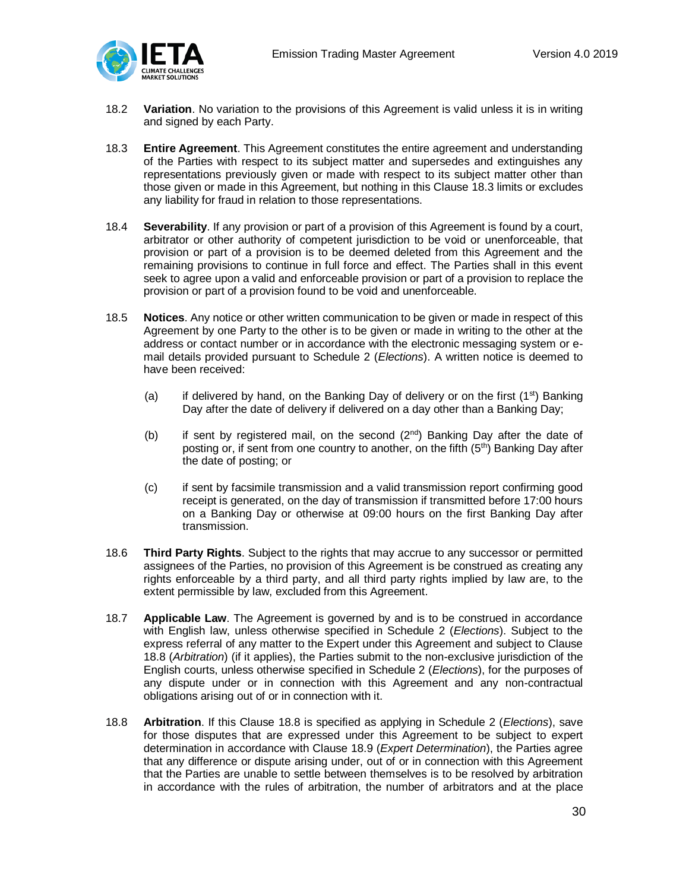18.2 **Variation**. No variation to the provisions of this Agreement is valid unless it is in writing and signed by each Party.

18.3 **Entire Agreement**. This Agreement constitutes the entire agreement and understanding of the Parties with respect to its subject matter and supersedes and extinguishes any representations previously given or made with respect to its subject matter other than those given or made in this Agreement, but nothing in this Clause 18.3 limits or excludes any liability for fraud in relation to those representations.

18.4 **Severability**. If any provision or part of a provision of this Agreement is found by a court, arbitrator or other authority of competent jurisdiction to be void or unenforceable, that provision or part of a provision is to be deemed deleted from this Agreement and the remaining provisions to continue in full force and effect. The Parties shall in this event seek to agree upon a valid and enforceable provision or part of a provision to replace the provision or part of a provision found to be void and unenforceable.

18.5 **Notices**. Any notice or other written communication to be given or made in respect of this Agreement by one Party to the other is to be given or made in writing to the other at the address or contact number or in accordance with the electronic messaging system or e-mail details provided pursuant to Schedule 2 (*Elections*). A written notice is deemed to have been received:

(a) if delivered by hand, on the Banking Day of delivery or on the first (1st) Banking Day after the date of delivery if delivered on a day other than a Banking Day;

(b) if sent by registered mail, on the second (2nd) Banking Day after the date of posting or, if sent from one country to another, on the fifth (5th) Banking Day after the date of posting; or

(c) if sent by facsimile transmission and a valid transmission report confirming good receipt is generated, on the day of transmission if transmitted before 17:00 hours on a Banking Day or otherwise at 09:00 hours on the first Banking Day after transmission.

18.6 **Third Party Rights**. Subject to the rights that may accrue to any successor or permitted assignees of the Parties, no provision of this Agreement is be construed as creating any rights enforceable by a third party, and all third party rights implied by law are, to the extent permissible by law, excluded from this Agreement.

18.7 **Applicable Law**. The Agreement is governed by and is to be construed in accordance with English law, unless otherwise specified in Schedule 2 (*Elections*). Subject to the express referral of any matter to the Expert under this Agreement and subject to Clause 18.8 (*Arbitration*) (if it applies), the Parties submit to the non-exclusive jurisdiction of the English courts, unless otherwise specified in Schedule 2 (*Elections*), for the purposes of any dispute under or in connection with this Agreement and any non-contractual obligations arising out of or in connection with it.

18.8 **Arbitration**. If this Clause 18.8 is specified as applying in Schedule 2 (*Elections*), save for those disputes that are expressed under this Agreement to be subject to expert determination in accordance with Clause 18.9 (*Expert Determination*), the Parties agree that any difference or dispute arising under, out of or in connection with this Agreement that the Parties are unable to settle between themselves is to be resolved by arbitration in accordance with the rules of arbitration, the number of arbitrators and at the place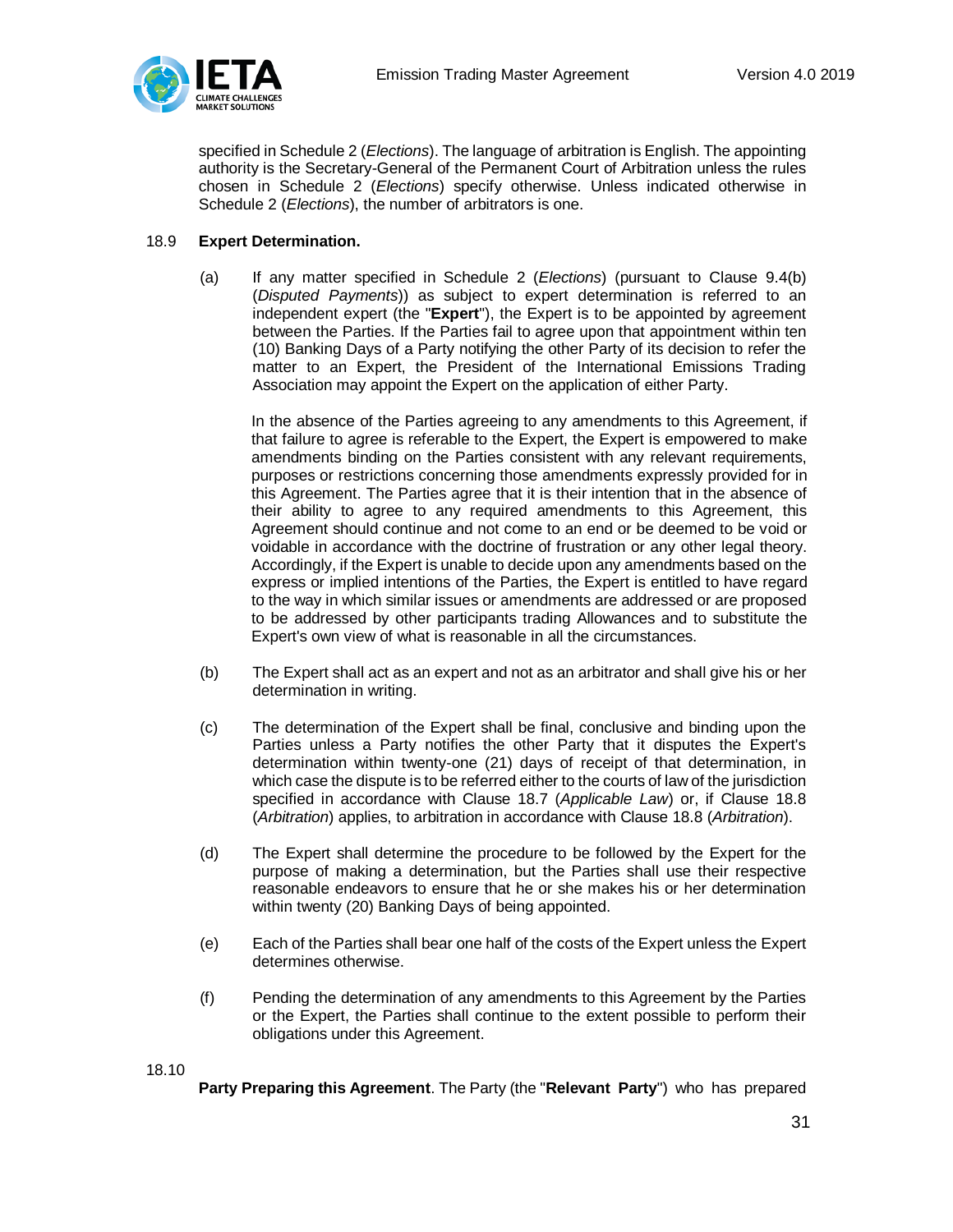specified in Schedule 2 (*Elections*). The language of arbitration is English. The appointing authority is the Secretary-General of the Permanent Court of Arbitration unless the rules chosen in Schedule 2 (*Elections*) specify otherwise. Unless indicated otherwise in Schedule 2 (*Elections*), the number of arbitrators is one.

18.9 **Expert Determination.**

(a) If any matter specified in Schedule 2 (*Elections*) (pursuant to Clause 9.4(b) (*Disputed Payments*)) as subject to expert determination is referred to an independent expert (the "**Expert**"), the Expert is to be appointed by agreement between the Parties. If the Parties fail to agree upon that appointment within ten (10) Banking Days of a Party notifying the other Party of its decision to refer the matter to an Expert, the President of the International Emissions Trading Association may appoint the Expert on the application of either Party.

In the absence of the Parties agreeing to any amendments to this Agreement, if that failure to agree is referable to the Expert, the Expert is empowered to make amendments binding on the Parties consistent with any relevant requirements, purposes or restrictions concerning those amendments expressly provided for in this Agreement. The Parties agree that it is their intention that in the absence of their ability to agree to any required amendments to this Agreement, this Agreement should continue and not come to an end or be deemed to be void or voidable in accordance with the doctrine of frustration or any other legal theory. Accordingly, if the Expert is unable to decide upon any amendments based on the express or implied intentions of the Parties, the Expert is entitled to have regard to the way in which similar issues or amendments are addressed or are proposed to be addressed by other participants trading Allowances and to substitute the Expert's own view of what is reasonable in all the circumstances.

(b) The Expert shall act as an expert and not as an arbitrator and shall give his or her determination in writing.

(c) The determination of the Expert shall be final, conclusive and binding upon the Parties unless a Party notifies the other Party that it disputes the Expert's determination within twenty-one (21) days of receipt of that determination, in which case the dispute is to be referred either to the courts of law of the jurisdiction specified in accordance with Clause 18.7 (*Applicable Law*) or, if Clause 18.8 (*Arbitration*) applies, to arbitration in accordance with Clause 18.8 (*Arbitration*).

(d) The Expert shall determine the procedure to be followed by the Expert for the purpose of making a determination, but the Parties shall use their respective reasonable endeavors to ensure that he or she makes his or her determination within twenty (20) Banking Days of being appointed.

(e) Each of the Parties shall bear one half of the costs of the Expert unless the Expert determines otherwise.

(f) Pending the determination of any amendments to this Agreement by the Parties or the Expert, the Parties shall continue to the extent possible to perform their obligations under this Agreement.

18.10 **Party Preparing this Agreement**. The Party (the "**Relevant Party**") who has prepared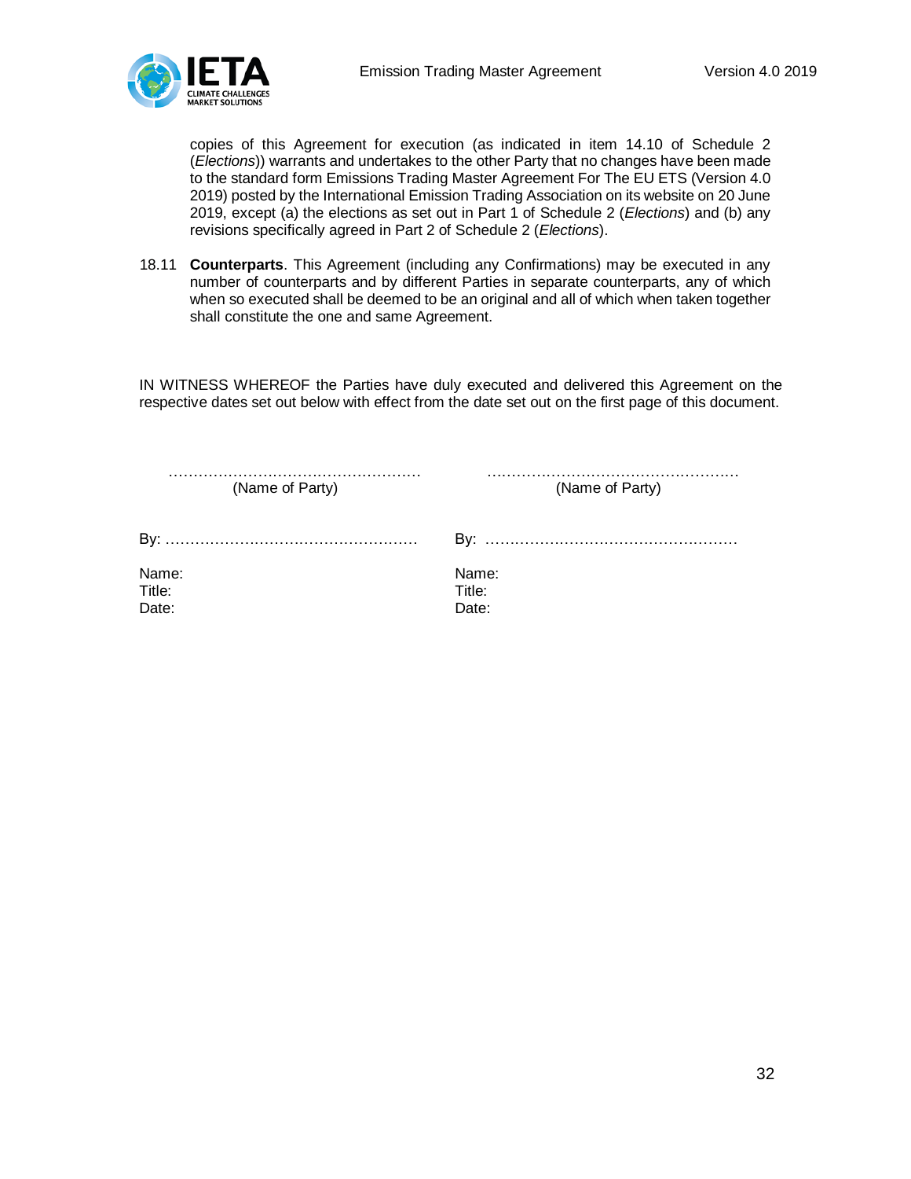copies of this Agreement for execution (as indicated in item 14.10 of Schedule 2 (*Elections*)) warrants and undertakes to the other Party that no changes have been made to the standard form Emissions Trading Master Agreement For The EU ETS (Version 4.0 2019) posted by the International Emission Trading Association on its website on 20 June 2019, except (a) the elections as set out in Part 1 of Schedule 2 (*Elections*) and (b) any revisions specifically agreed in Part 2 of Schedule 2 (*Elections*).

18.11 **Counterparts**. This Agreement (including any Confirmations) may be executed in any number of counterparts and by different Parties in separate counterparts, any of which when so executed shall be deemed to be an original and all of which when taken together shall constitute the one and same Agreement.

IN WITNESS WHEREOF the Parties have duly executed and delivered this Agreement on the respective dates set out below with effect from the date set out on the first page of this document.

| …………………………………………… (Name of Party) | …………………………………………… (Name of Party) |
| --- | --- |
| By: …………………………………………… | By: …………………………………………… |
| Name: | Name: |
| Title: | Title: |
| Date: | Date: |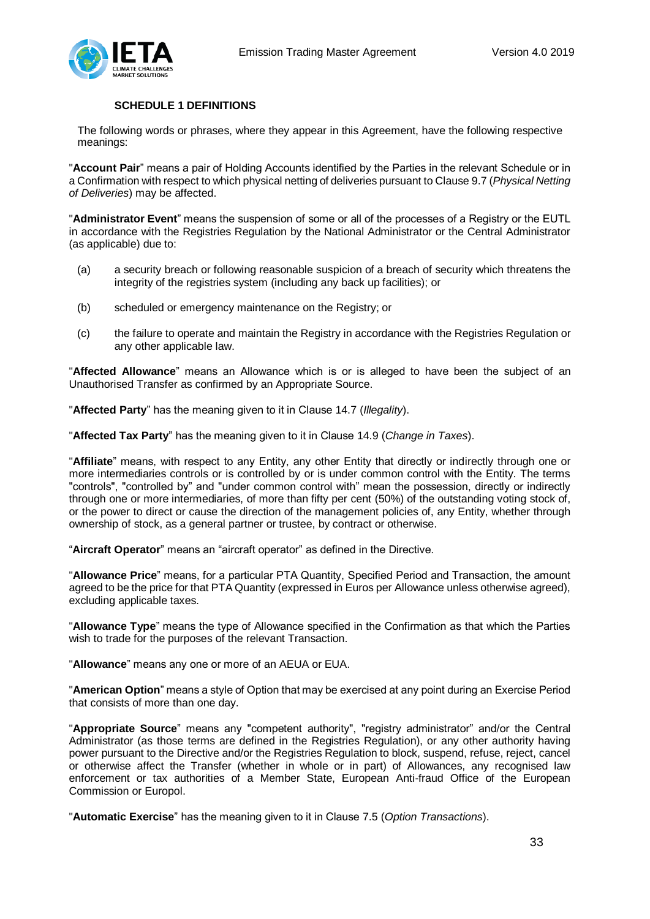## SCHEDULE 1 DEFINITIONS

The following words or phrases, where they appear in this Agreement, have the following respective meanings:

"**Account Pair**" means a pair of Holding Accounts identified by the Parties in the relevant Schedule or in a Confirmation with respect to which physical netting of deliveries pursuant to Clause 9.7 (*Physical Netting of Deliveries*) may be affected.

"**Administrator Event**" means the suspension of some or all of the processes of a Registry or the EUTL in accordance with the Registries Regulation by the National Administrator or the Central Administrator (as applicable) due to:

(a) a security breach or following reasonable suspicion of a breach of security which threatens the integrity of the registries system (including any back up facilities); or

(b) scheduled or emergency maintenance on the Registry; or

(c) the failure to operate and maintain the Registry in accordance with the Registries Regulation or any other applicable law.

"**Affected Allowance**" means an Allowance which is or is alleged to have been the subject of an Unauthorised Transfer as confirmed by an Appropriate Source.

"**Affected Party**" has the meaning given to it in Clause 14.7 (*Illegality*).

"**Affected Tax Party**" has the meaning given to it in Clause 14.9 (*Change in Taxes*).

"**Affiliate**" means, with respect to any Entity, any other Entity that directly or indirectly through one or more intermediaries controls or is controlled by or is under common control with the Entity. The terms "controls", "controlled by" and "under common control with" mean the possession, directly or indirectly through one or more intermediaries, of more than fifty per cent (50%) of the outstanding voting stock of, or the power to direct or cause the direction of the management policies of, any Entity, whether through ownership of stock, as a general partner or trustee, by contract or otherwise.

"**Aircraft Operator**" means an "aircraft operator" as defined in the Directive.

"**Allowance Price**" means, for a particular PTA Quantity, Specified Period and Transaction, the amount agreed to be the price for that PTA Quantity (expressed in Euros per Allowance unless otherwise agreed), excluding applicable taxes.

"**Allowance Type**" means the type of Allowance specified in the Confirmation as that which the Parties wish to trade for the purposes of the relevant Transaction.

"**Allowance**" means any one or more of an AEUA or EUA.

"**American Option**" means a style of Option that may be exercised at any point during an Exercise Period that consists of more than one day.

"**Appropriate Source**" means any "competent authority", "registry administrator" and/or the Central Administrator (as those terms are defined in the Registries Regulation), or any other authority having power pursuant to the Directive and/or the Registries Regulation to block, suspend, refuse, reject, cancel or otherwise affect the Transfer (whether in whole or in part) of Allowances, any recognised law enforcement or tax authorities of a Member State, European Anti-fraud Office of the European Commission or Europol.

"**Automatic Exercise**" has the meaning given to it in Clause 7.5 (*Option Transactions*).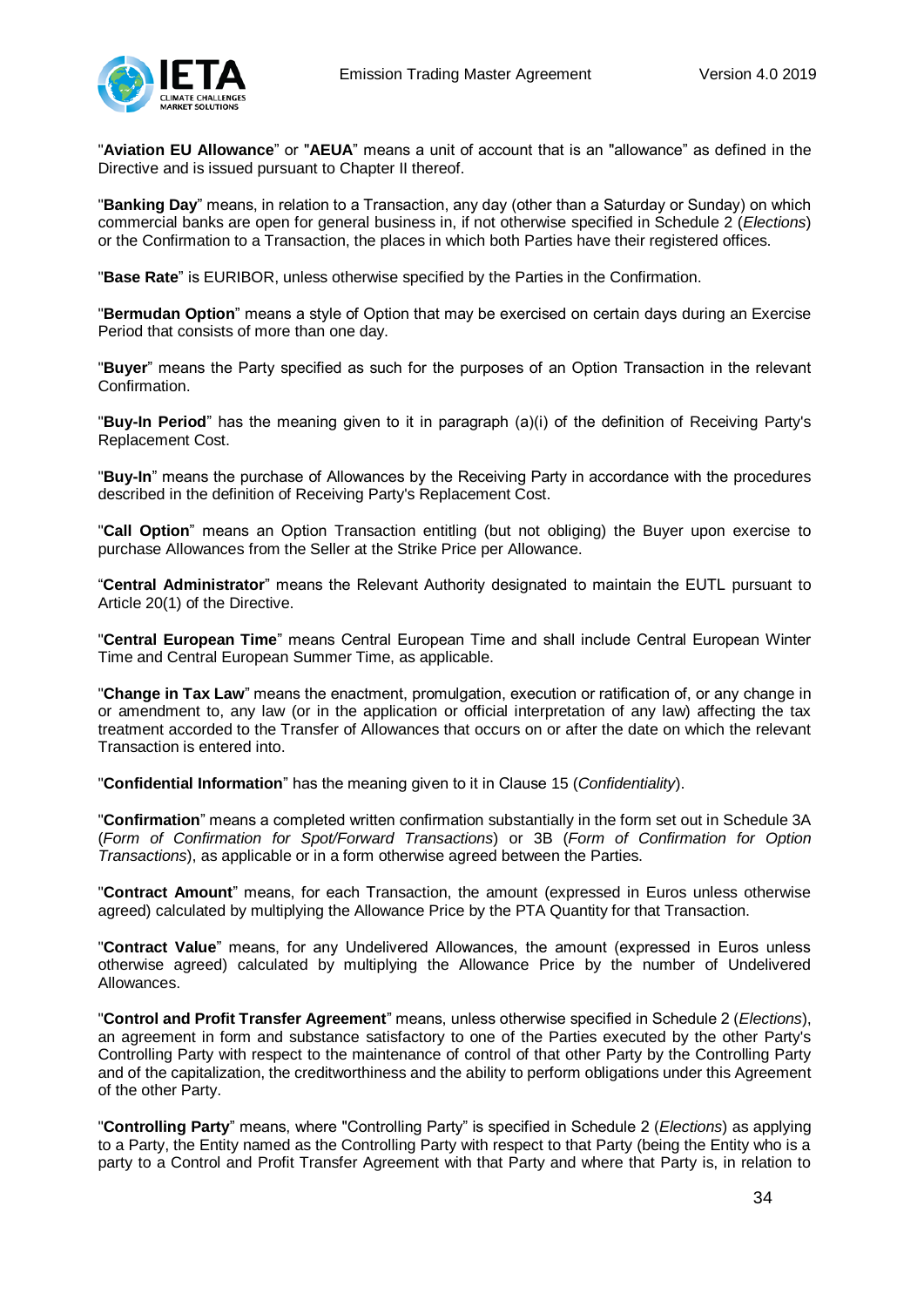"**Aviation EU Allowance**" or "**AEUA**" means a unit of account that is an "allowance" as defined in the Directive and is issued pursuant to Chapter II thereof.

"**Banking Day**" means, in relation to a Transaction, any day (other than a Saturday or Sunday) on which commercial banks are open for general business in, if not otherwise specified in Schedule 2 (*Elections*) or the Confirmation to a Transaction, the places in which both Parties have their registered offices.

"**Base Rate**" is EURIBOR, unless otherwise specified by the Parties in the Confirmation.

"**Bermudan Option**" means a style of Option that may be exercised on certain days during an Exercise Period that consists of more than one day.

"**Buyer**" means the Party specified as such for the purposes of an Option Transaction in the relevant Confirmation.

"**Buy-In Period**" has the meaning given to it in paragraph (a)(i) of the definition of Receiving Party's Replacement Cost.

"**Buy-In**" means the purchase of Allowances by the Receiving Party in accordance with the procedures described in the definition of Receiving Party's Replacement Cost.

"**Call Option**" means an Option Transaction entitling (but not obliging) the Buyer upon exercise to purchase Allowances from the Seller at the Strike Price per Allowance.

"**Central Administrator**" means the Relevant Authority designated to maintain the EUTL pursuant to Article 20(1) of the Directive.

"**Central European Time**" means Central European Time and shall include Central European Winter Time and Central European Summer Time, as applicable.

"**Change in Tax Law**" means the enactment, promulgation, execution or ratification of, or any change in or amendment to, any law (or in the application or official interpretation of any law) affecting the tax treatment accorded to the Transfer of Allowances that occurs on or after the date on which the relevant Transaction is entered into.

"**Confidential Information**" has the meaning given to it in Clause 15 (*Confidentiality*).

"**Confirmation**" means a completed written confirmation substantially in the form set out in Schedule 3A (*Form of Confirmation for Spot/Forward Transactions*) or 3B (*Form of Confirmation for Option Transactions*), as applicable or in a form otherwise agreed between the Parties.

"**Contract Amount**" means, for each Transaction, the amount (expressed in Euros unless otherwise agreed) calculated by multiplying the Allowance Price by the PTA Quantity for that Transaction.

"**Contract Value**" means, for any Undelivered Allowances, the amount (expressed in Euros unless otherwise agreed) calculated by multiplying the Allowance Price by the number of Undelivered Allowances.

"**Control and Profit Transfer Agreement**" means, unless otherwise specified in Schedule 2 (*Elections*), an agreement in form and substance satisfactory to one of the Parties executed by the other Party's Controlling Party with respect to the maintenance of control of that other Party by the Controlling Party and of the capitalization, the creditworthiness and the ability to perform obligations under this Agreement of the other Party.

"**Controlling Party**" means, where "Controlling Party" is specified in Schedule 2 (*Elections*) as applying to a Party, the Entity named as the Controlling Party with respect to that Party (being the Entity who is a party to a Control and Profit Transfer Agreement with that Party and where that Party is, in relation to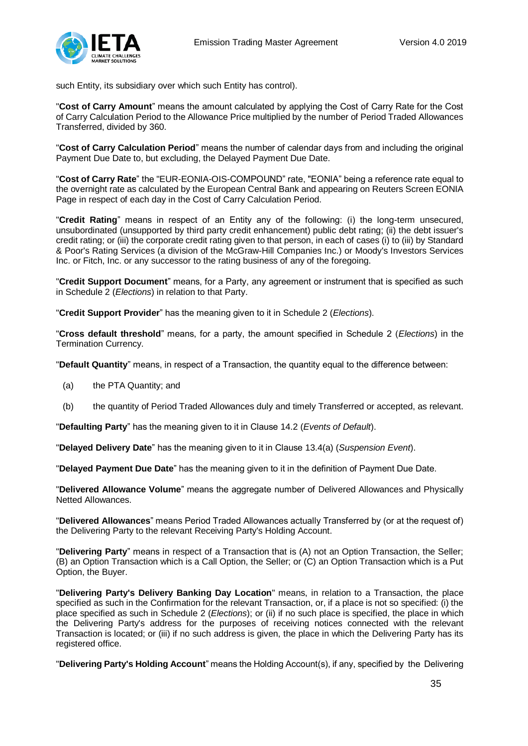such Entity, its subsidiary over which such Entity has control).

"**Cost of Carry Amount**" means the amount calculated by applying the Cost of Carry Rate for the Cost of Carry Calculation Period to the Allowance Price multiplied by the number of Period Traded Allowances Transferred, divided by 360.

"**Cost of Carry Calculation Period**" means the number of calendar days from and including the original Payment Due Date to, but excluding, the Delayed Payment Due Date.

"**Cost of Carry Rate**" the "EUR-EONIA-OIS-COMPOUND" rate, "EONIA" being a reference rate equal to the overnight rate as calculated by the European Central Bank and appearing on Reuters Screen EONIA Page in respect of each day in the Cost of Carry Calculation Period.

"**Credit Rating**" means in respect of an Entity any of the following: (i) the long-term unsecured, unsubordinated (unsupported by third party credit enhancement) public debt rating; (ii) the debt issuer's credit rating; or (iii) the corporate credit rating given to that person, in each of cases (i) to (iii) by Standard & Poor's Rating Services (a division of the McGraw-Hill Companies Inc.) or Moody's Investors Services Inc. or Fitch, Inc. or any successor to the rating business of any of the foregoing.

"**Credit Support Document**" means, for a Party, any agreement or instrument that is specified as such in Schedule 2 (*Elections*) in relation to that Party.

"**Credit Support Provider**" has the meaning given to it in Schedule 2 (*Elections*).

"**Cross default threshold**" means, for a party, the amount specified in Schedule 2 (*Elections*) in the Termination Currency.

"**Default Quantity**" means, in respect of a Transaction, the quantity equal to the difference between:

(a) the PTA Quantity; and

(b) the quantity of Period Traded Allowances duly and timely Transferred or accepted, as relevant.

"**Defaulting Party**" has the meaning given to it in Clause 14.2 (*Events of Default*).

"**Delayed Delivery Date**" has the meaning given to it in Clause 13.4(a) (*Suspension Event*).

"**Delayed Payment Due Date**" has the meaning given to it in the definition of Payment Due Date.

"**Delivered Allowance Volume**" means the aggregate number of Delivered Allowances and Physically Netted Allowances.

"**Delivered Allowances**" means Period Traded Allowances actually Transferred by (or at the request of) the Delivering Party to the relevant Receiving Party's Holding Account.

"**Delivering Party**" means in respect of a Transaction that is (A) not an Option Transaction, the Seller; (B) an Option Transaction which is a Call Option, the Seller; or (C) an Option Transaction which is a Put Option, the Buyer.

"**Delivering Party's Delivery Banking Day Location**" means, in relation to a Transaction, the place specified as such in the Confirmation for the relevant Transaction, or, if a place is not so specified: (i) the place specified as such in Schedule 2 (*Elections*); or (ii) if no such place is specified, the place in which the Delivering Party's address for the purposes of receiving notices connected with the relevant Transaction is located; or (iii) if no such address is given, the place in which the Delivering Party has its registered office.

"**Delivering Party's Holding Account**" means the Holding Account(s), if any, specified by the Delivering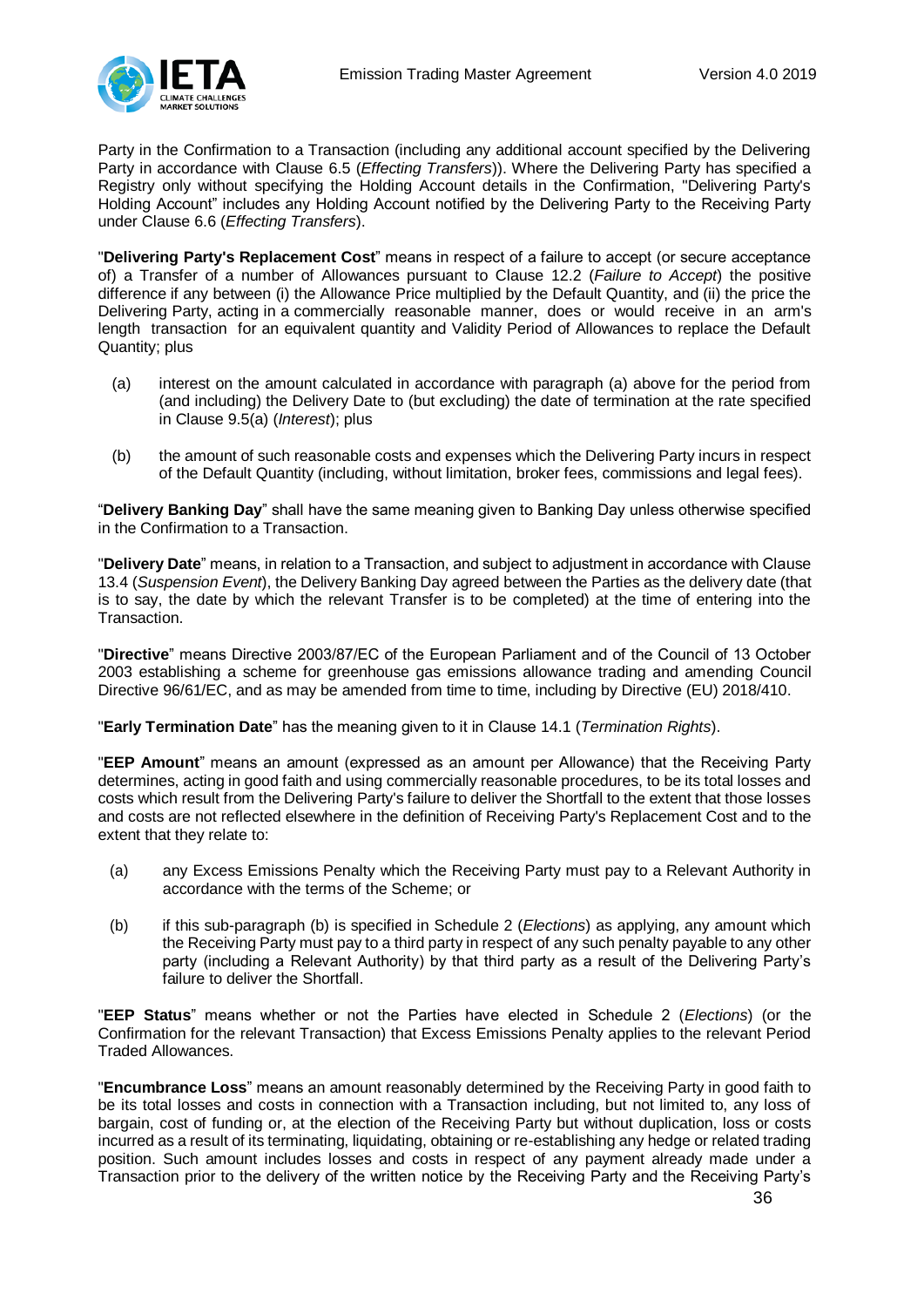Party in the Confirmation to a Transaction (including any additional account specified by the Delivering Party in accordance with Clause 6.5 (*Effecting Transfers*)). Where the Delivering Party has specified a Registry only without specifying the Holding Account details in the Confirmation, "Delivering Party's Holding Account" includes any Holding Account notified by the Delivering Party to the Receiving Party under Clause 6.6 (*Effecting Transfers*).

"**Delivering Party's Replacement Cost**" means in respect of a failure to accept (or secure acceptance of) a Transfer of a number of Allowances pursuant to Clause 12.2 (*Failure to Accept*) the positive difference if any between (i) the Allowance Price multiplied by the Default Quantity, and (ii) the price the Delivering Party, acting in a commercially reasonable manner, does or would receive in an arm's length transaction for an equivalent quantity and Validity Period of Allowances to replace the Default Quantity; plus

(a) interest on the amount calculated in accordance with paragraph (a) above for the period from (and including) the Delivery Date to (but excluding) the date of termination at the rate specified in Clause 9.5(a) (*Interest*); plus

(b) the amount of such reasonable costs and expenses which the Delivering Party incurs in respect of the Default Quantity (including, without limitation, broker fees, commissions and legal fees).

"**Delivery Banking Day**" shall have the same meaning given to Banking Day unless otherwise specified in the Confirmation to a Transaction.

"**Delivery Date**" means, in relation to a Transaction, and subject to adjustment in accordance with Clause 13.4 (*Suspension Event*), the Delivery Banking Day agreed between the Parties as the delivery date (that is to say, the date by which the relevant Transfer is to be completed) at the time of entering into the Transaction.

"**Directive**" means Directive 2003/87/EC of the European Parliament and of the Council of 13 October 2003 establishing a scheme for greenhouse gas emissions allowance trading and amending Council Directive 96/61/EC, and as may be amended from time to time, including by Directive (EU) 2018/410.

"**Early Termination Date**" has the meaning given to it in Clause 14.1 (*Termination Rights*).

"**EEP Amount**" means an amount (expressed as an amount per Allowance) that the Receiving Party determines, acting in good faith and using commercially reasonable procedures, to be its total losses and costs which result from the Delivering Party's failure to deliver the Shortfall to the extent that those losses and costs are not reflected elsewhere in the definition of Receiving Party's Replacement Cost and to the extent that they relate to:

(a) any Excess Emissions Penalty which the Receiving Party must pay to a Relevant Authority in accordance with the terms of the Scheme; or

(b) if this sub-paragraph (b) is specified in Schedule 2 (*Elections*) as applying, any amount which the Receiving Party must pay to a third party in respect of any such penalty payable to any other party (including a Relevant Authority) by that third party as a result of the Delivering Party's failure to deliver the Shortfall.

"**EEP Status**" means whether or not the Parties have elected in Schedule 2 (*Elections*) (or the Confirmation for the relevant Transaction) that Excess Emissions Penalty applies to the relevant Period Traded Allowances.

"**Encumbrance Loss**" means an amount reasonably determined by the Receiving Party in good faith to be its total losses and costs in connection with a Transaction including, but not limited to, any loss of bargain, cost of funding or, at the election of the Receiving Party but without duplication, loss or costs incurred as a result of its terminating, liquidating, obtaining or re-establishing any hedge or related trading position. Such amount includes losses and costs in respect of any payment already made under a Transaction prior to the delivery of the written notice by the Receiving Party and the Receiving Party's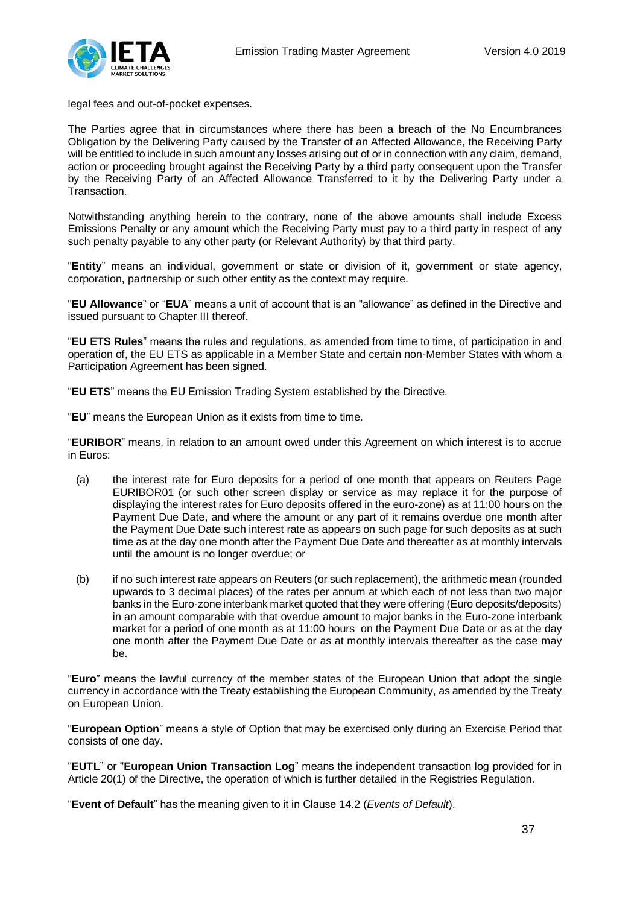legal fees and out-of-pocket expenses.

The Parties agree that in circumstances where there has been a breach of the No Encumbrances Obligation by the Delivering Party caused by the Transfer of an Affected Allowance, the Receiving Party will be entitled to include in such amount any losses arising out of or in connection with any claim, demand, action or proceeding brought against the Receiving Party by a third party consequent upon the Transfer by the Receiving Party of an Affected Allowance Transferred to it by the Delivering Party under a Transaction.

Notwithstanding anything herein to the contrary, none of the above amounts shall include Excess Emissions Penalty or any amount which the Receiving Party must pay to a third party in respect of any such penalty payable to any other party (or Relevant Authority) by that third party.

"**Entity**" means an individual, government or state or division of it, government or state agency, corporation, partnership or such other entity as the context may require.

"**EU Allowance**" or "**EUA**" means a unit of account that is an "allowance" as defined in the Directive and issued pursuant to Chapter III thereof.

"**EU ETS Rules**" means the rules and regulations, as amended from time to time, of participation in and operation of, the EU ETS as applicable in a Member State and certain non-Member States with whom a Participation Agreement has been signed.

"**EU ETS**" means the EU Emission Trading System established by the Directive.

"**EU**" means the European Union as it exists from time to time.

"**EURIBOR**" means, in relation to an amount owed under this Agreement on which interest is to accrue in Euros:

(a) the interest rate for Euro deposits for a period of one month that appears on Reuters Page EURIBOR01 (or such other screen display or service as may replace it for the purpose of displaying the interest rates for Euro deposits offered in the euro-zone) as at 11:00 hours on the Payment Due Date, and where the amount or any part of it remains overdue one month after the Payment Due Date such interest rate as appears on such page for such deposits as at such time as at the day one month after the Payment Due Date and thereafter as at monthly intervals until the amount is no longer overdue; or

(b) if no such interest rate appears on Reuters (or such replacement), the arithmetic mean (rounded upwards to 3 decimal places) of the rates per annum at which each of not less than two major banks in the Euro-zone interbank market quoted that they were offering (Euro deposits/deposits) in an amount comparable with that overdue amount to major banks in the Euro-zone interbank market for a period of one month as at 11:00 hours on the Payment Due Date or as at the day one month after the Payment Due Date or as at monthly intervals thereafter as the case may be.

"**Euro**" means the lawful currency of the member states of the European Union that adopt the single currency in accordance with the Treaty establishing the European Community, as amended by the Treaty on European Union.

"**European Option**" means a style of Option that may be exercised only during an Exercise Period that consists of one day.

"**EUTL**" or "**European Union Transaction Log**" means the independent transaction log provided for in Article 20(1) of the Directive, the operation of which is further detailed in the Registries Regulation.

"**Event of Default**" has the meaning given to it in Clause 14.2 (*Events of Default*).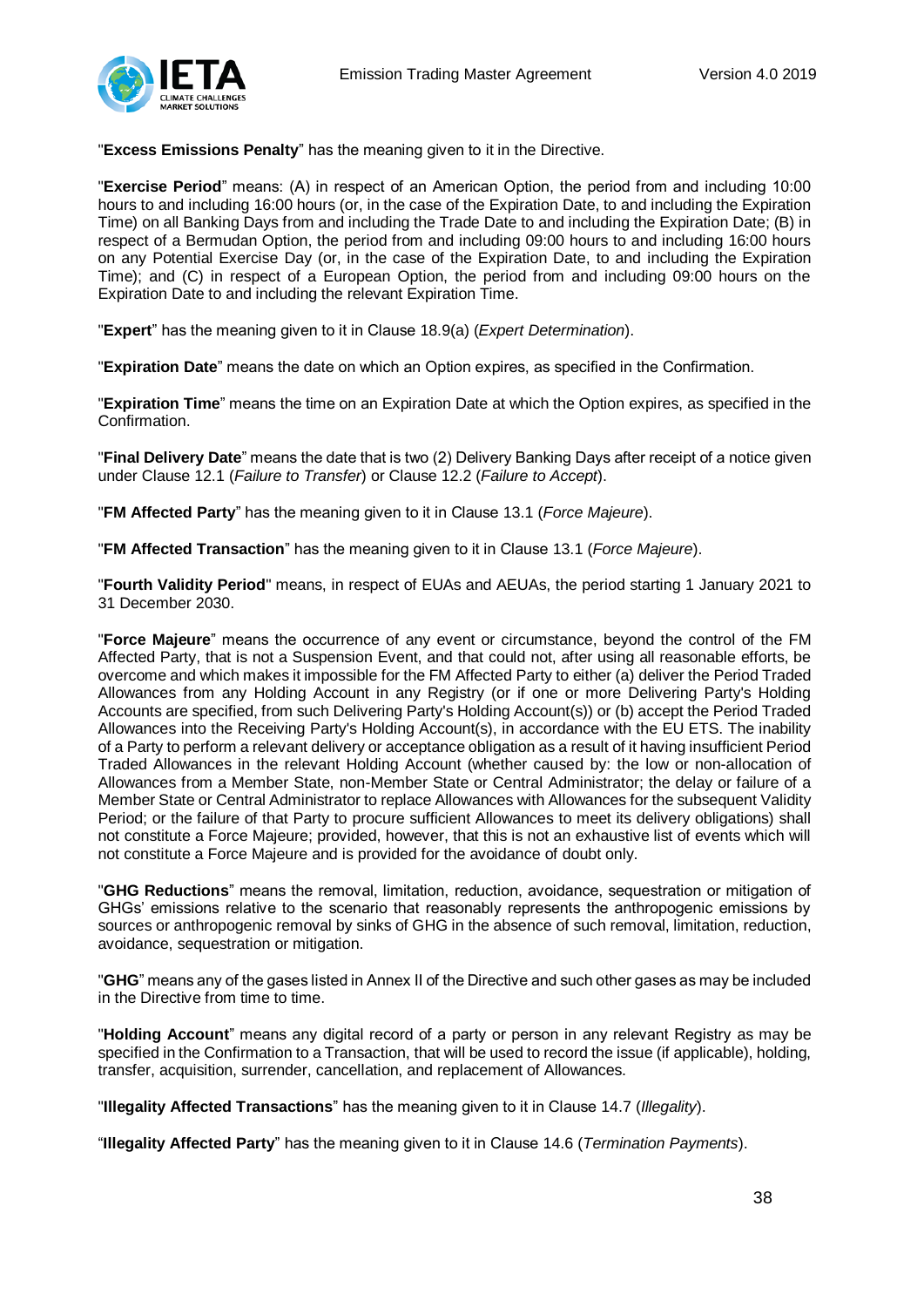"**Excess Emissions Penalty**" has the meaning given to it in the Directive.

"**Exercise Period**" means: (A) in respect of an American Option, the period from and including 10:00 hours to and including 16:00 hours (or, in the case of the Expiration Date, to and including the Expiration Time) on all Banking Days from and including the Trade Date to and including the Expiration Date; (B) in respect of a Bermudan Option, the period from and including 09:00 hours to and including 16:00 hours on any Potential Exercise Day (or, in the case of the Expiration Date, to and including the Expiration Time); and (C) in respect of a European Option, the period from and including 09:00 hours on the Expiration Date to and including the relevant Expiration Time.

"**Expert**" has the meaning given to it in Clause 18.9(a) (*Expert Determination*).

"**Expiration Date**" means the date on which an Option expires, as specified in the Confirmation.

"**Expiration Time**" means the time on an Expiration Date at which the Option expires, as specified in the Confirmation.

"**Final Delivery Date**" means the date that is two (2) Delivery Banking Days after receipt of a notice given under Clause 12.1 (*Failure to Transfer*) or Clause 12.2 (*Failure to Accept*).

"**FM Affected Party**" has the meaning given to it in Clause 13.1 (*Force Majeure*).

"**FM Affected Transaction**" has the meaning given to it in Clause 13.1 (*Force Majeure*).

"**Fourth Validity Period**" means, in respect of EUAs and AEUAs, the period starting 1 January 2021 to 31 December 2030.

"**Force Majeure**" means the occurrence of any event or circumstance, beyond the control of the FM Affected Party, that is not a Suspension Event, and that could not, after using all reasonable efforts, be overcome and which makes it impossible for the FM Affected Party to either (a) deliver the Period Traded Allowances from any Holding Account in any Registry (or if one or more Delivering Party's Holding Accounts are specified, from such Delivering Party's Holding Account(s)) or (b) accept the Period Traded Allowances into the Receiving Party's Holding Account(s), in accordance with the EU ETS. The inability of a Party to perform a relevant delivery or acceptance obligation as a result of it having insufficient Period Traded Allowances in the relevant Holding Account (whether caused by: the low or non-allocation of Allowances from a Member State, non-Member State or Central Administrator; the delay or failure of a Member State or Central Administrator to replace Allowances with Allowances for the subsequent Validity Period; or the failure of that Party to procure sufficient Allowances to meet its delivery obligations) shall not constitute a Force Majeure; provided, however, that this is not an exhaustive list of events which will not constitute a Force Majeure and is provided for the avoidance of doubt only.

"**GHG Reductions**" means the removal, limitation, reduction, avoidance, sequestration or mitigation of GHGs' emissions relative to the scenario that reasonably represents the anthropogenic emissions by sources or anthropogenic removal by sinks of GHG in the absence of such removal, limitation, reduction, avoidance, sequestration or mitigation.

"**GHG**" means any of the gases listed in Annex II of the Directive and such other gases as may be included in the Directive from time to time.

"**Holding Account**" means any digital record of a party or person in any relevant Registry as may be specified in the Confirmation to a Transaction, that will be used to record the issue (if applicable), holding, transfer, acquisition, surrender, cancellation, and replacement of Allowances.

"**Illegality Affected Transactions**" has the meaning given to it in Clause 14.7 (*Illegality*).

"**Illegality Affected Party**" has the meaning given to it in Clause 14.6 (*Termination Payments*).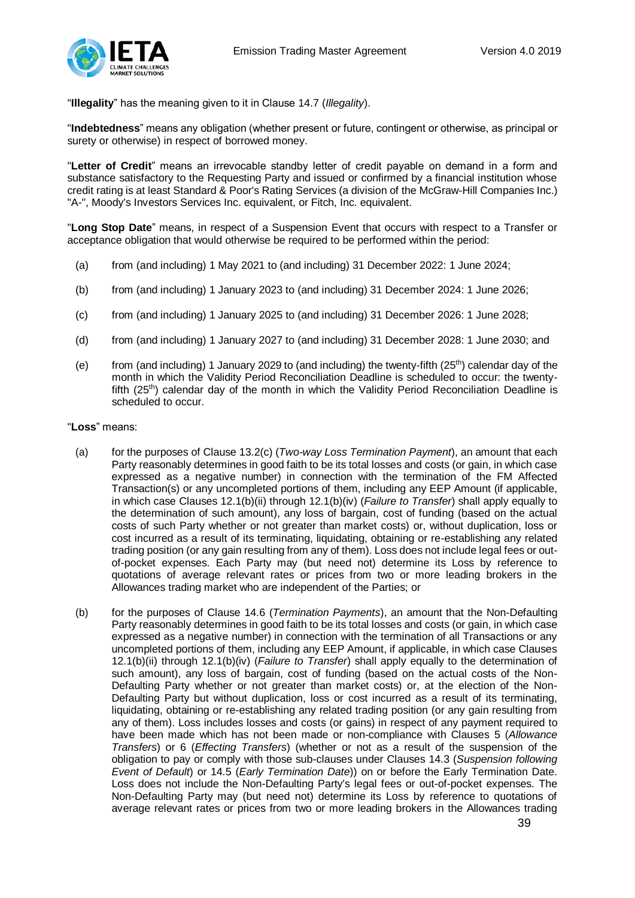"**Illegality**" has the meaning given to it in Clause 14.7 (*Illegality*).

"**Indebtedness**" means any obligation (whether present or future, contingent or otherwise, as principal or surety or otherwise) in respect of borrowed money.

"**Letter of Credit**" means an irrevocable standby letter of credit payable on demand in a form and substance satisfactory to the Requesting Party and issued or confirmed by a financial institution whose credit rating is at least Standard & Poor's Rating Services (a division of the McGraw-Hill Companies Inc.) "A-", Moody's Investors Services Inc. equivalent, or Fitch, Inc. equivalent.

"**Long Stop Date**" means, in respect of a Suspension Event that occurs with respect to a Transfer or acceptance obligation that would otherwise be required to be performed within the period:

(a) from (and including) 1 May 2021 to (and including) 31 December 2022: 1 June 2024;

(b) from (and including) 1 January 2023 to (and including) 31 December 2024: 1 June 2026;

(c) from (and including) 1 January 2025 to (and including) 31 December 2026: 1 June 2028;

(d) from (and including) 1 January 2027 to (and including) 31 December 2028: 1 June 2030; and

(e) from (and including) 1 January 2029 to (and including) the twenty-fifth (25th) calendar day of the month in which the Validity Period Reconciliation Deadline is scheduled to occur: the twenty-fifth (25th) calendar day of the month in which the Validity Period Reconciliation Deadline is scheduled to occur.

"**Loss**" means:

(a) for the purposes of Clause 13.2(c) (*Two-way Loss Termination Payment*), an amount that each Party reasonably determines in good faith to be its total losses and costs (or gain, in which case expressed as a negative number) in connection with the termination of the FM Affected Transaction(s) or any uncompleted portions of them, including any EEP Amount (if applicable, in which case Clauses 12.1(b)(ii) through 12.1(b)(iv) (*Failure to Transfer*) shall apply equally to the determination of such amount), any loss of bargain, cost of funding (based on the actual costs of such Party whether or not greater than market costs) or, without duplication, loss or cost incurred as a result of its terminating, liquidating, obtaining or re-establishing any related trading position (or any gain resulting from any of them). Loss does not include legal fees or out-of-pocket expenses. Each Party may (but need not) determine its Loss by reference to quotations of average relevant rates or prices from two or more leading brokers in the Allowances trading market who are independent of the Parties; or

(b) for the purposes of Clause 14.6 (*Termination Payments*), an amount that the Non-Defaulting Party reasonably determines in good faith to be its total losses and costs (or gain, in which case expressed as a negative number) in connection with the termination of all Transactions or any uncompleted portions of them, including any EEP Amount, if applicable, in which case Clauses 12.1(b)(ii) through 12.1(b)(iv) (*Failure to Transfer*) shall apply equally to the determination of such amount), any loss of bargain, cost of funding (based on the actual costs of the Non-Defaulting Party whether or not greater than market costs) or, at the election of the Non-Defaulting Party but without duplication, loss or cost incurred as a result of its terminating, liquidating, obtaining or re-establishing any related trading position (or any gain resulting from any of them). Loss includes losses and costs (or gains) in respect of any payment required to have been made which has not been made or non-compliance with Clauses 5 (*Allowance Transfers*) or 6 (*Effecting Transfers*) (whether or not as a result of the suspension of the obligation to pay or comply with those sub-clauses under Clauses 14.3 (*Suspension following Event of Default*) or 14.5 (*Early Termination Date*)) on or before the Early Termination Date. Loss does not include the Non-Defaulting Party's legal fees or out-of-pocket expenses. The Non-Defaulting Party may (but need not) determine its Loss by reference to quotations of average relevant rates or prices from two or more leading brokers in the Allowances trading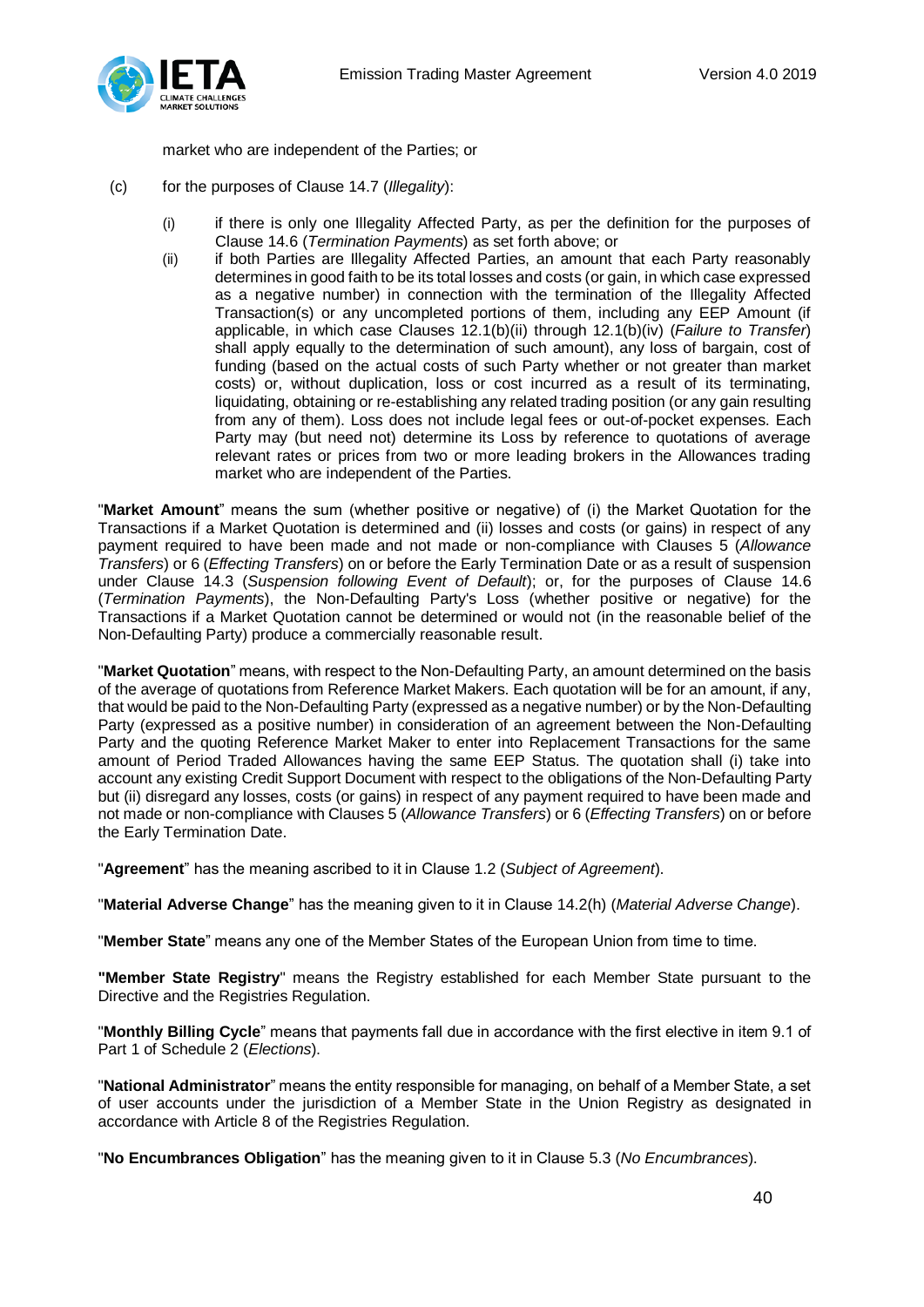market who are independent of the Parties; or

(c) for the purposes of Clause 14.7 (*Illegality*):

(i) if there is only one Illegality Affected Party, as per the definition for the purposes of Clause 14.6 (*Termination Payments*) as set forth above; or

(ii) if both Parties are Illegality Affected Parties, an amount that each Party reasonably determines in good faith to be its total losses and costs (or gain, in which case expressed as a negative number) in connection with the termination of the Illegality Affected Transaction(s) or any uncompleted portions of them, including any EEP Amount (if applicable, in which case Clauses 12.1(b)(ii) through 12.1(b)(iv) (*Failure to Transfer*) shall apply equally to the determination of such amount), any loss of bargain, cost of funding (based on the actual costs of such Party whether or not greater than market costs) or, without duplication, loss or cost incurred as a result of its terminating, liquidating, obtaining or re-establishing any related trading position (or any gain resulting from any of them). Loss does not include legal fees or out-of-pocket expenses. Each Party may (but need not) determine its Loss by reference to quotations of average relevant rates or prices from two or more leading brokers in the Allowances trading market who are independent of the Parties.

"**Market Amount**" means the sum (whether positive or negative) of (i) the Market Quotation for the Transactions if a Market Quotation is determined and (ii) losses and costs (or gains) in respect of any payment required to have been made and not made or non-compliance with Clauses 5 (*Allowance Transfers*) or 6 (*Effecting Transfers*) on or before the Early Termination Date or as a result of suspension under Clause 14.3 (*Suspension following Event of Default*); or, for the purposes of Clause 14.6 (*Termination Payments*), the Non-Defaulting Party's Loss (whether positive or negative) for the Transactions if a Market Quotation cannot be determined or would not (in the reasonable belief of the Non-Defaulting Party) produce a commercially reasonable result.

"**Market Quotation**" means, with respect to the Non-Defaulting Party, an amount determined on the basis of the average of quotations from Reference Market Makers. Each quotation will be for an amount, if any, that would be paid to the Non-Defaulting Party (expressed as a negative number) or by the Non-Defaulting Party (expressed as a positive number) in consideration of an agreement between the Non-Defaulting Party and the quoting Reference Market Maker to enter into Replacement Transactions for the same amount of Period Traded Allowances having the same EEP Status. The quotation shall (i) take into account any existing Credit Support Document with respect to the obligations of the Non-Defaulting Party but (ii) disregard any losses, costs (or gains) in respect of any payment required to have been made and not made or non-compliance with Clauses 5 (*Allowance Transfers*) or 6 (*Effecting Transfers*) on or before the Early Termination Date.

"**Agreement**" has the meaning ascribed to it in Clause 1.2 (*Subject of Agreement*).

"**Material Adverse Change**" has the meaning given to it in Clause 14.2(h) (*Material Adverse Change*).

"**Member State**" means any one of the Member States of the European Union from time to time.

"**Member State Registry**" means the Registry established for each Member State pursuant to the Directive and the Registries Regulation.

"**Monthly Billing Cycle**" means that payments fall due in accordance with the first elective in item 9.1 of Part 1 of Schedule 2 (*Elections*).

"**National Administrator**" means the entity responsible for managing, on behalf of a Member State, a set of user accounts under the jurisdiction of a Member State in the Union Registry as designated in accordance with Article 8 of the Registries Regulation.

"**No Encumbrances Obligation**" has the meaning given to it in Clause 5.3 (*No Encumbrances*).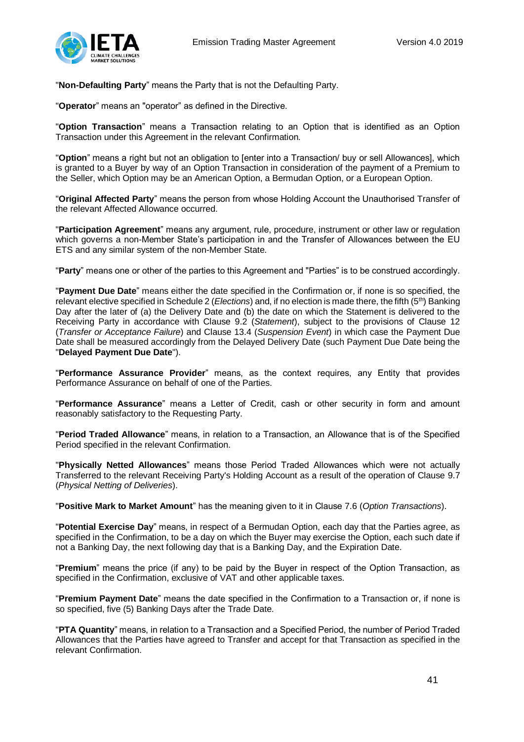"**Non-Defaulting Party**" means the Party that is not the Defaulting Party.

"**Operator**" means an "operator" as defined in the Directive.

"**Option Transaction**" means a Transaction relating to an Option that is identified as an Option Transaction under this Agreement in the relevant Confirmation.

"**Option**" means a right but not an obligation to [enter into a Transaction/ buy or sell Allowances], which is granted to a Buyer by way of an Option Transaction in consideration of the payment of a Premium to the Seller, which Option may be an American Option, a Bermudan Option, or a European Option.

"**Original Affected Party**" means the person from whose Holding Account the Unauthorised Transfer of the relevant Affected Allowance occurred.

"**Participation Agreement**" means any argument, rule, procedure, instrument or other law or regulation which governs a non-Member State's participation in and the Transfer of Allowances between the EU ETS and any similar system of the non-Member State.

"**Party**" means one or other of the parties to this Agreement and "Parties" is to be construed accordingly.

"**Payment Due Date**" means either the date specified in the Confirmation or, if none is so specified, the relevant elective specified in Schedule 2 (*Elections*) and, if no election is made there, the fifth (5th) Banking Day after the later of (a) the Delivery Date and (b) the date on which the Statement is delivered to the Receiving Party in accordance with Clause 9.2 (*Statement*), subject to the provisions of Clause 12 (*Transfer or Acceptance Failure*) and Clause 13.4 (*Suspension Event*) in which case the Payment Due Date shall be measured accordingly from the Delayed Delivery Date (such Payment Due Date being the "**Delayed Payment Due Date**").

"**Performance Assurance Provider**" means, as the context requires, any Entity that provides Performance Assurance on behalf of one of the Parties.

"**Performance Assurance**" means a Letter of Credit, cash or other security in form and amount reasonably satisfactory to the Requesting Party.

"**Period Traded Allowance**" means, in relation to a Transaction, an Allowance that is of the Specified Period specified in the relevant Confirmation.

"**Physically Netted Allowances**" means those Period Traded Allowances which were not actually Transferred to the relevant Receiving Party's Holding Account as a result of the operation of Clause 9.7 (*Physical Netting of Deliveries*).

"**Positive Mark to Market Amount**" has the meaning given to it in Clause 7.6 (*Option Transactions*).

"**Potential Exercise Day**" means, in respect of a Bermudan Option, each day that the Parties agree, as specified in the Confirmation, to be a day on which the Buyer may exercise the Option, each such date if not a Banking Day, the next following day that is a Banking Day, and the Expiration Date.

"**Premium**" means the price (if any) to be paid by the Buyer in respect of the Option Transaction, as specified in the Confirmation, exclusive of VAT and other applicable taxes.

"**Premium Payment Date**" means the date specified in the Confirmation to a Transaction or, if none is so specified, five (5) Banking Days after the Trade Date.

"**PTA Quantity**" means, in relation to a Transaction and a Specified Period, the number of Period Traded Allowances that the Parties have agreed to Transfer and accept for that Transaction as specified in the relevant Confirmation.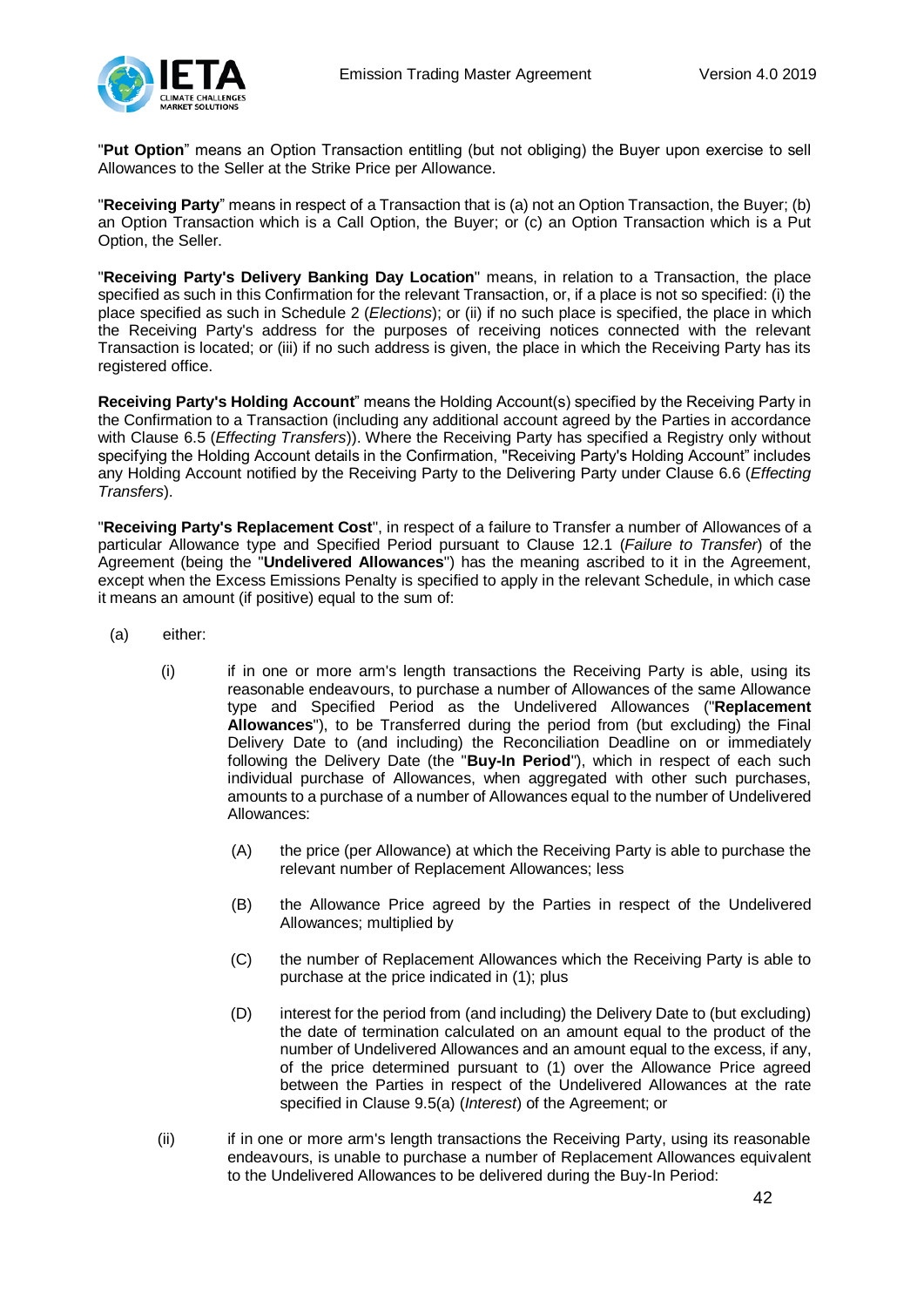"**Put Option**" means an Option Transaction entitling (but not obliging) the Buyer upon exercise to sell Allowances to the Seller at the Strike Price per Allowance.

"**Receiving Party**" means in respect of a Transaction that is (a) not an Option Transaction, the Buyer; (b) an Option Transaction which is a Call Option, the Buyer; or (c) an Option Transaction which is a Put Option, the Seller.

"**Receiving Party's Delivery Banking Day Location**" means, in relation to a Transaction, the place specified as such in this Confirmation for the relevant Transaction, or, if a place is not so specified: (i) the place specified as such in Schedule 2 (*Elections*); or (ii) if no such place is specified, the place in which the Receiving Party's address for the purposes of receiving notices connected with the relevant Transaction is located; or (iii) if no such address is given, the place in which the Receiving Party has its registered office.

**Receiving Party's Holding Account**" means the Holding Account(s) specified by the Receiving Party in the Confirmation to a Transaction (including any additional account agreed by the Parties in accordance with Clause 6.5 (*Effecting Transfers*)). Where the Receiving Party has specified a Registry only without specifying the Holding Account details in the Confirmation, "Receiving Party's Holding Account" includes any Holding Account notified by the Receiving Party to the Delivering Party under Clause 6.6 (*Effecting Transfers*).

"**Receiving Party's Replacement Cost**", in respect of a failure to Transfer a number of Allowances of a particular Allowance type and Specified Period pursuant to Clause 12.1 (*Failure to Transfer*) of the Agreement (being the "**Undelivered Allowances**") has the meaning ascribed to it in the Agreement, except when the Excess Emissions Penalty is specified to apply in the relevant Schedule, in which case it means an amount (if positive) equal to the sum of:

(a) either:

(i) if in one or more arm's length transactions the Receiving Party is able, using its reasonable endeavours, to purchase a number of Allowances of the same Allowance type and Specified Period as the Undelivered Allowances ("**Replacement Allowances**"), to be Transferred during the period from (but excluding) the Final Delivery Date to (and including) the Reconciliation Deadline on or immediately following the Delivery Date (the "**Buy-In Period**"), which in respect of each such individual purchase of Allowances, when aggregated with other such purchases, amounts to a purchase of a number of Allowances equal to the number of Undelivered Allowances:

(A) the price (per Allowance) at which the Receiving Party is able to purchase the relevant number of Replacement Allowances; less

(B) the Allowance Price agreed by the Parties in respect of the Undelivered Allowances; multiplied by

(C) the number of Replacement Allowances which the Receiving Party is able to purchase at the price indicated in (1); plus

(D) interest for the period from (and including) the Delivery Date to (but excluding) the date of termination calculated on an amount equal to the product of the number of Undelivered Allowances and an amount equal to the excess, if any, of the price determined pursuant to (1) over the Allowance Price agreed between the Parties in respect of the Undelivered Allowances at the rate specified in Clause 9.5(a) (*Interest*) of the Agreement; or

(ii) if in one or more arm's length transactions the Receiving Party, using its reasonable endeavours, is unable to purchase a number of Replacement Allowances equivalent to the Undelivered Allowances to be delivered during the Buy-In Period: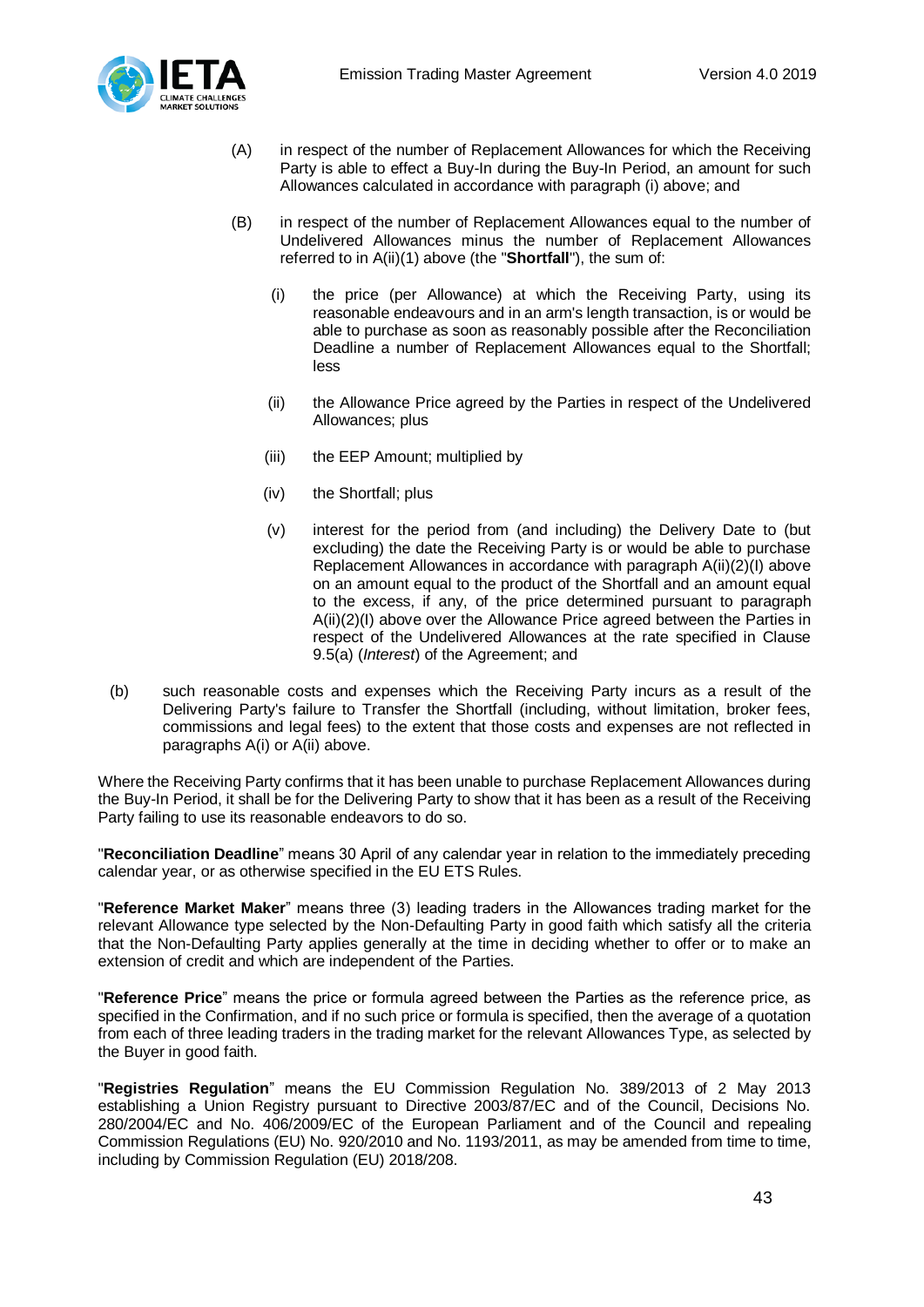(A) in respect of the number of Replacement Allowances for which the Receiving Party is able to effect a Buy-In during the Buy-In Period, an amount for such Allowances calculated in accordance with paragraph (i) above; and

(B) in respect of the number of Replacement Allowances equal to the number of Undelivered Allowances minus the number of Replacement Allowances referred to in A(ii)(1) above (the "**Shortfall**"), the sum of:

(i) the price (per Allowance) at which the Receiving Party, using its reasonable endeavours and in an arm's length transaction, is or would be able to purchase as soon as reasonably possible after the Reconciliation Deadline a number of Replacement Allowances equal to the Shortfall; less

(ii) the Allowance Price agreed by the Parties in respect of the Undelivered Allowances; plus

(iii) the EEP Amount; multiplied by

(iv) the Shortfall; plus

(v) interest for the period from (and including) the Delivery Date to (but excluding) the date the Receiving Party is or would be able to purchase Replacement Allowances in accordance with paragraph A(ii)(2)(I) above on an amount equal to the product of the Shortfall and an amount equal to the excess, if any, of the price determined pursuant to paragraph A(ii)(2)(I) above over the Allowance Price agreed between the Parties in respect of the Undelivered Allowances at the rate specified in Clause 9.5(a) (*Interest*) of the Agreement; and

(b) such reasonable costs and expenses which the Receiving Party incurs as a result of the Delivering Party's failure to Transfer the Shortfall (including, without limitation, broker fees, commissions and legal fees) to the extent that those costs and expenses are not reflected in paragraphs A(i) or A(ii) above.

Where the Receiving Party confirms that it has been unable to purchase Replacement Allowances during the Buy-In Period, it shall be for the Delivering Party to show that it has been as a result of the Receiving Party failing to use its reasonable endeavors to do so.

"**Reconciliation Deadline**" means 30 April of any calendar year in relation to the immediately preceding calendar year, or as otherwise specified in the EU ETS Rules.

"**Reference Market Maker**" means three (3) leading traders in the Allowances trading market for the relevant Allowance type selected by the Non-Defaulting Party in good faith which satisfy all the criteria that the Non-Defaulting Party applies generally at the time in deciding whether to offer or to make an extension of credit and which are independent of the Parties.

"**Reference Price**" means the price or formula agreed between the Parties as the reference price, as specified in the Confirmation, and if no such price or formula is specified, then the average of a quotation from each of three leading traders in the trading market for the relevant Allowances Type, as selected by the Buyer in good faith.

"**Registries Regulation**" means the EU Commission Regulation No. 389/2013 of 2 May 2013 establishing a Union Registry pursuant to Directive 2003/87/EC and of the Council, Decisions No. 280/2004/EC and No. 406/2009/EC of the European Parliament and of the Council and repealing Commission Regulations (EU) No. 920/2010 and No. 1193/2011, as may be amended from time to time, including by Commission Regulation (EU) 2018/208.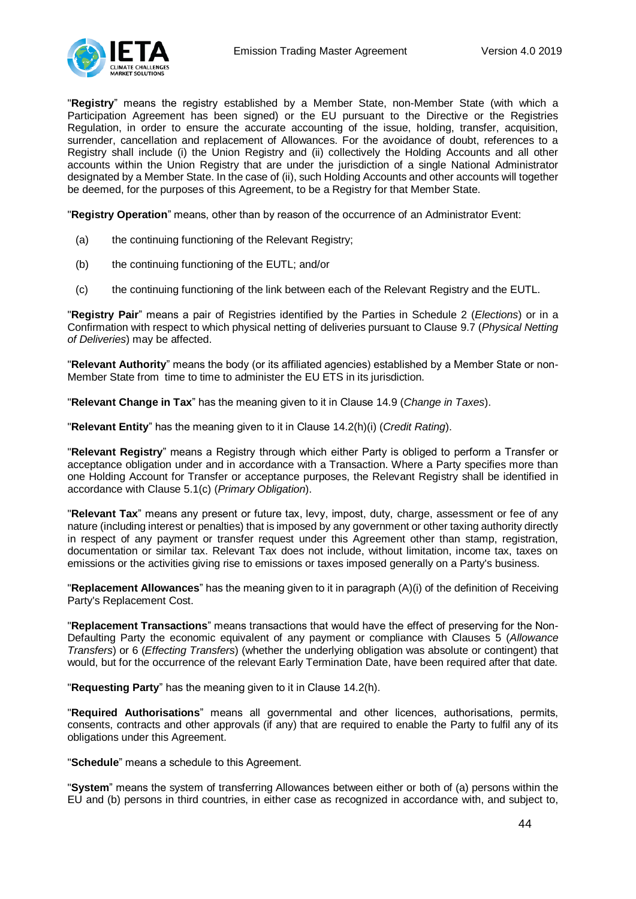"**Registry**" means the registry established by a Member State, non-Member State (with which a Participation Agreement has been signed) or the EU pursuant to the Directive or the Registries Regulation, in order to ensure the accurate accounting of the issue, holding, transfer, acquisition, surrender, cancellation and replacement of Allowances. For the avoidance of doubt, references to a Registry shall include (i) the Union Registry and (ii) collectively the Holding Accounts and all other accounts within the Union Registry that are under the jurisdiction of a single National Administrator designated by a Member State. In the case of (ii), such Holding Accounts and other accounts will together be deemed, for the purposes of this Agreement, to be a Registry for that Member State.

"**Registry Operation**" means, other than by reason of the occurrence of an Administrator Event:

(a) the continuing functioning of the Relevant Registry;

(b) the continuing functioning of the EUTL; and/or

(c) the continuing functioning of the link between each of the Relevant Registry and the EUTL.

"**Registry Pair**" means a pair of Registries identified by the Parties in Schedule 2 (*Elections*) or in a Confirmation with respect to which physical netting of deliveries pursuant to Clause 9.7 (*Physical Netting of Deliveries*) may be affected.

"**Relevant Authority**" means the body (or its affiliated agencies) established by a Member State or non-Member State from time to time to administer the EU ETS in its jurisdiction.

"**Relevant Change in Tax**" has the meaning given to it in Clause 14.9 (*Change in Taxes*).

"**Relevant Entity**" has the meaning given to it in Clause 14.2(h)(i) (*Credit Rating*).

"**Relevant Registry**" means a Registry through which either Party is obliged to perform a Transfer or acceptance obligation under and in accordance with a Transaction. Where a Party specifies more than one Holding Account for Transfer or acceptance purposes, the Relevant Registry shall be identified in accordance with Clause 5.1(c) (*Primary Obligation*).

"**Relevant Tax**" means any present or future tax, levy, impost, duty, charge, assessment or fee of any nature (including interest or penalties) that is imposed by any government or other taxing authority directly in respect of any payment or transfer request under this Agreement other than stamp, registration, documentation or similar tax. Relevant Tax does not include, without limitation, income tax, taxes on emissions or the activities giving rise to emissions or taxes imposed generally on a Party's business.

"**Replacement Allowances**" has the meaning given to it in paragraph (A)(i) of the definition of Receiving Party's Replacement Cost.

"**Replacement Transactions**" means transactions that would have the effect of preserving for the Non-Defaulting Party the economic equivalent of any payment or compliance with Clauses 5 (*Allowance Transfers*) or 6 (*Effecting Transfers*) (whether the underlying obligation was absolute or contingent) that would, but for the occurrence of the relevant Early Termination Date, have been required after that date.

"**Requesting Party**" has the meaning given to it in Clause 14.2(h).

"**Required Authorisations**" means all governmental and other licences, authorisations, permits, consents, contracts and other approvals (if any) that are required to enable the Party to fulfil any of its obligations under this Agreement.

"**Schedule**" means a schedule to this Agreement.

"**System**" means the system of transferring Allowances between either or both of (a) persons within the EU and (b) persons in third countries, in either case as recognized in accordance with, and subject to,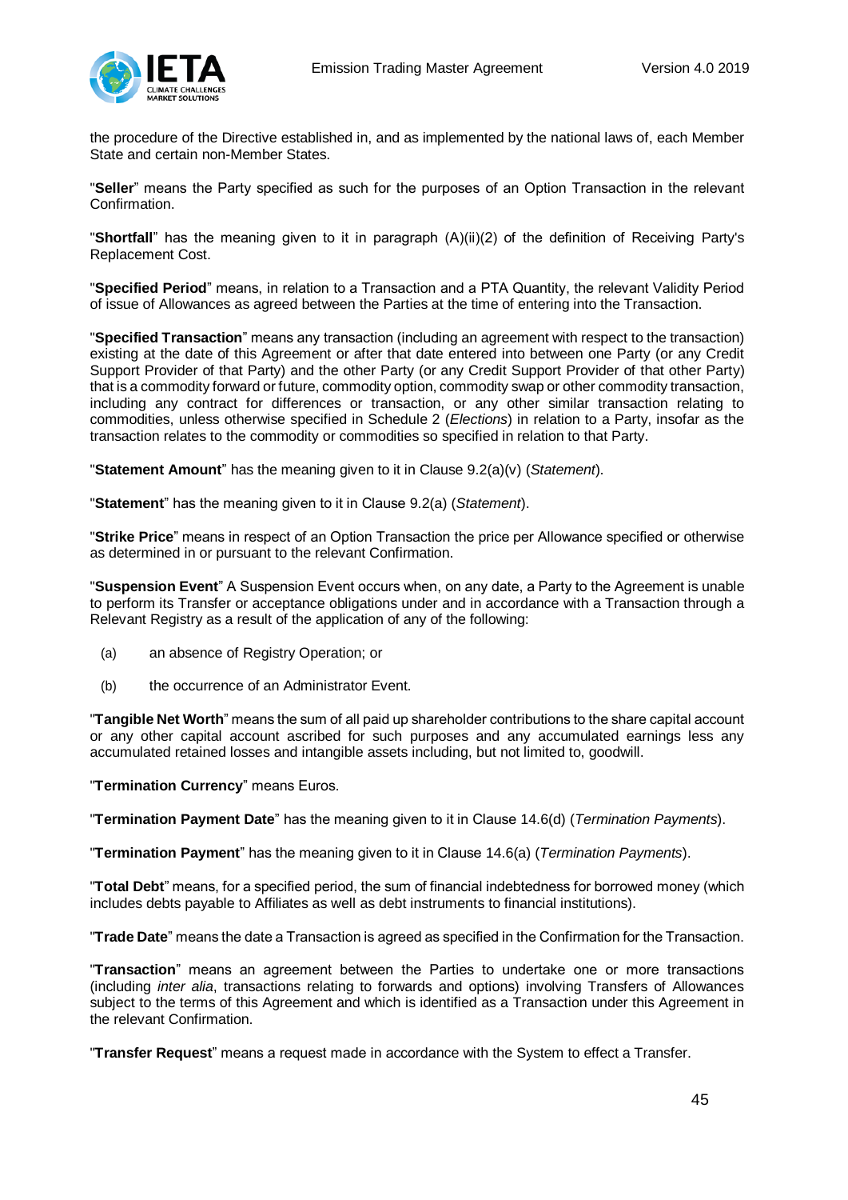the procedure of the Directive established in, and as implemented by the national laws of, each Member State and certain non-Member States.

"**Seller**" means the Party specified as such for the purposes of an Option Transaction in the relevant Confirmation.

"**Shortfall**" has the meaning given to it in paragraph (A)(ii)(2) of the definition of Receiving Party's Replacement Cost.

"**Specified Period**" means, in relation to a Transaction and a PTA Quantity, the relevant Validity Period of issue of Allowances as agreed between the Parties at the time of entering into the Transaction.

"**Specified Transaction**" means any transaction (including an agreement with respect to the transaction) existing at the date of this Agreement or after that date entered into between one Party (or any Credit Support Provider of that Party) and the other Party (or any Credit Support Provider of that other Party) that is a commodity forward or future, commodity option, commodity swap or other commodity transaction, including any contract for differences or transaction, or any other similar transaction relating to commodities, unless otherwise specified in Schedule 2 (*Elections*) in relation to a Party, insofar as the transaction relates to the commodity or commodities so specified in relation to that Party.

"**Statement Amount**" has the meaning given to it in Clause 9.2(a)(v) (*Statement*).

"**Statement**" has the meaning given to it in Clause 9.2(a) (*Statement*).

"**Strike Price**" means in respect of an Option Transaction the price per Allowance specified or otherwise as determined in or pursuant to the relevant Confirmation.

"**Suspension Event**" A Suspension Event occurs when, on any date, a Party to the Agreement is unable to perform its Transfer or acceptance obligations under and in accordance with a Transaction through a Relevant Registry as a result of the application of any of the following:

(a) an absence of Registry Operation; or

(b) the occurrence of an Administrator Event.

"**Tangible Net Worth**" means the sum of all paid up shareholder contributions to the share capital account or any other capital account ascribed for such purposes and any accumulated earnings less any accumulated retained losses and intangible assets including, but not limited to, goodwill.

"**Termination Currency**" means Euros.

"**Termination Payment Date**" has the meaning given to it in Clause 14.6(d) (*Termination Payments*).

"**Termination Payment**" has the meaning given to it in Clause 14.6(a) (*Termination Payments*).

"**Total Debt**" means, for a specified period, the sum of financial indebtedness for borrowed money (which includes debts payable to Affiliates as well as debt instruments to financial institutions).

"**Trade Date**" means the date a Transaction is agreed as specified in the Confirmation for the Transaction.

"**Transaction**" means an agreement between the Parties to undertake one or more transactions (including *inter alia*, transactions relating to forwards and options) involving Transfers of Allowances subject to the terms of this Agreement and which is identified as a Transaction under this Agreement in the relevant Confirmation.

"**Transfer Request**" means a request made in accordance with the System to effect a Transfer.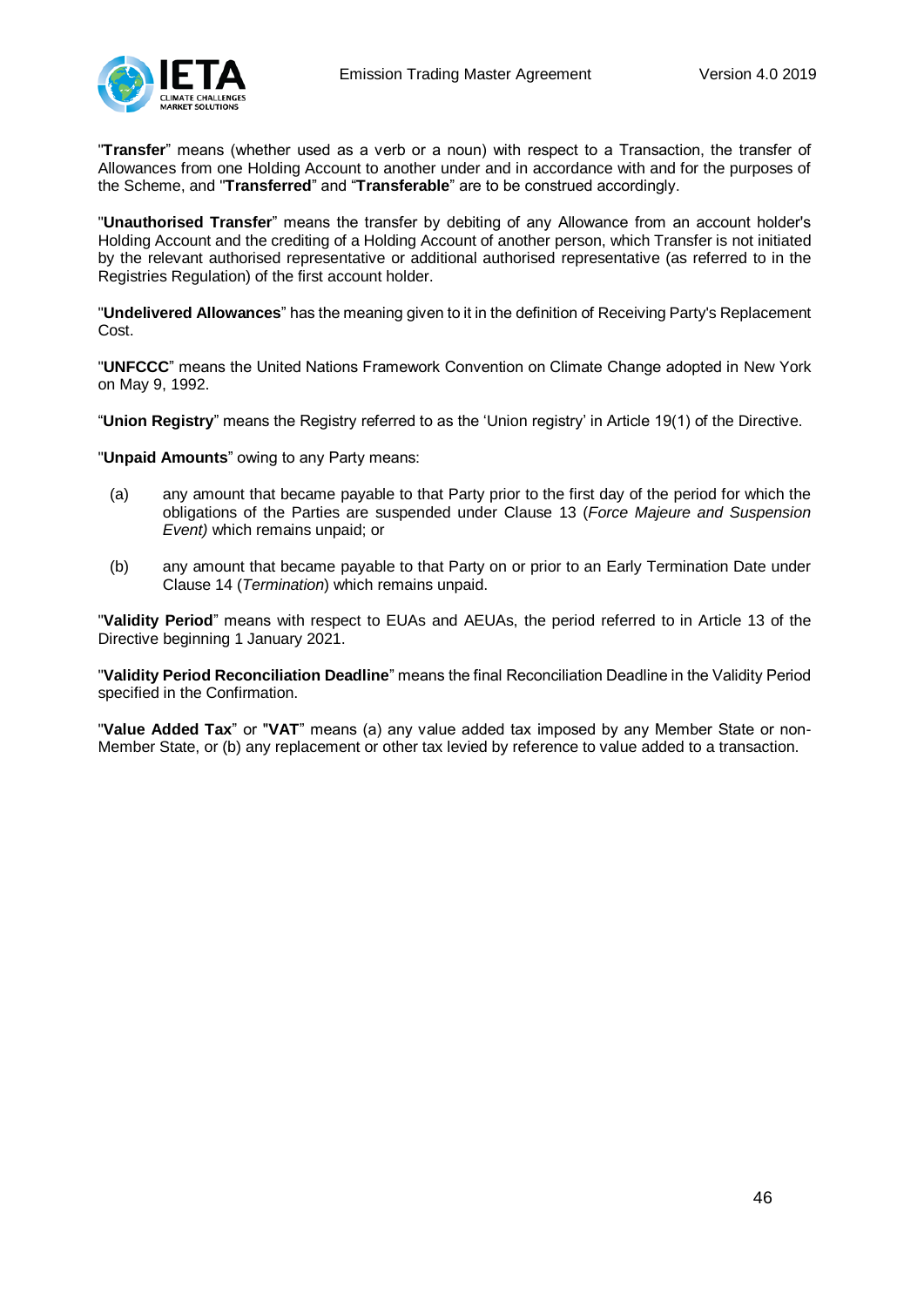"**Transfer**" means (whether used as a verb or a noun) with respect to a Transaction, the transfer of Allowances from one Holding Account to another under and in accordance with and for the purposes of the Scheme, and "**Transferred**" and "**Transferable**" are to be construed accordingly.

"**Unauthorised Transfer**" means the transfer by debiting of any Allowance from an account holder's Holding Account and the crediting of a Holding Account of another person, which Transfer is not initiated by the relevant authorised representative or additional authorised representative (as referred to in the Registries Regulation) of the first account holder.

"**Undelivered Allowances**" has the meaning given to it in the definition of Receiving Party's Replacement Cost.

"**UNFCCC**" means the United Nations Framework Convention on Climate Change adopted in New York on May 9, 1992.

"**Union Registry**" means the Registry referred to as the 'Union registry' in Article 19(1) of the Directive.

"**Unpaid Amounts**" owing to any Party means:

(a) any amount that became payable to that Party prior to the first day of the period for which the obligations of the Parties are suspended under Clause 13 (*Force Majeure and Suspension Event)* which remains unpaid; or

(b) any amount that became payable to that Party on or prior to an Early Termination Date under Clause 14 (*Termination*) which remains unpaid.

"**Validity Period**" means with respect to EUAs and AEUAs, the period referred to in Article 13 of the Directive beginning 1 January 2021.

"**Validity Period Reconciliation Deadline**" means the final Reconciliation Deadline in the Validity Period specified in the Confirmation.

"**Value Added Tax**" or "**VAT**" means (a) any value added tax imposed by any Member State or non-Member State, or (b) any replacement or other tax levied by reference to value added to a transaction.